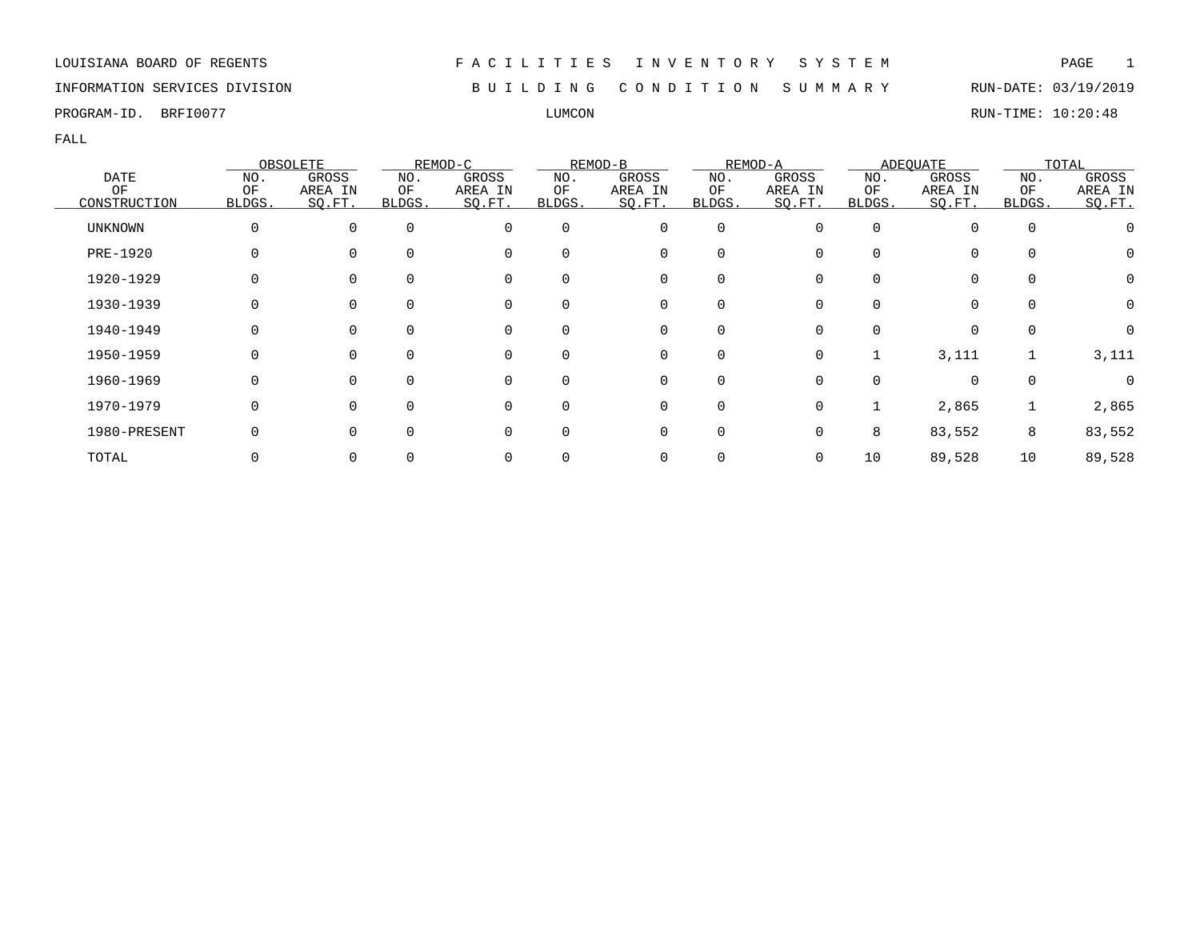LOUISIANA BOARD OF REGENTS — F A C I L I T I E S   I N V E N T O R Y   S Y S T E M

INFORMATION SERVICES DIVISION — B U I L D I N G   C O N D I T I O N   S U M M A R Y — RUN-DATE: 03/19/2019

PROGRAM-ID. BRFI0077 — LUMCON — RUN-TIME: 10:20:48

FALL

| DATE OF CONSTRUCTION | OBSOLETE | | REMOD-C | | REMOD-B | | REMOD-A | | ADEQUATE | | TOTAL | |
|---|---|---|---|---|---|---|---|---|---|---|---|---|
| | NO. OF BLDGS. | GROSS AREA IN SQ.FT. | NO. OF BLDGS. | GROSS AREA IN SQ.FT. | NO. OF BLDGS. | GROSS AREA IN SQ.FT. | NO. OF BLDGS. | GROSS AREA IN SQ.FT. | NO. OF BLDGS. | GROSS AREA IN SQ.FT. | NO. OF BLDGS. | GROSS AREA IN SQ.FT. |
| UNKNOWN | 0 | 0 | 0 | 0 | 0 | 0 | 0 | 0 | 0 | 0 | 0 | 0 |
| PRE-1920 | 0 | 0 | 0 | 0 | 0 | 0 | 0 | 0 | 0 | 0 | 0 | 0 |
| 1920-1929 | 0 | 0 | 0 | 0 | 0 | 0 | 0 | 0 | 0 | 0 | 0 | 0 |
| 1930-1939 | 0 | 0 | 0 | 0 | 0 | 0 | 0 | 0 | 0 | 0 | 0 | 0 |
| 1940-1949 | 0 | 0 | 0 | 0 | 0 | 0 | 0 | 0 | 0 | 0 | 0 | 0 |
| 1950-1959 | 0 | 0 | 0 | 0 | 0 | 0 | 0 | 0 | 1 | 3,111 | 1 | 3,111 |
| 1960-1969 | 0 | 0 | 0 | 0 | 0 | 0 | 0 | 0 | 0 | 0 | 0 | 0 |
| 1970-1979 | 0 | 0 | 0 | 0 | 0 | 0 | 0 | 0 | 1 | 2,865 | 1 | 2,865 |
| 1980-PRESENT | 0 | 0 | 0 | 0 | 0 | 0 | 0 | 0 | 8 | 83,552 | 8 | 83,552 |
| TOTAL | 0 | 0 | 0 | 0 | 0 | 0 | 0 | 0 | 10 | 89,528 | 10 | 89,528 |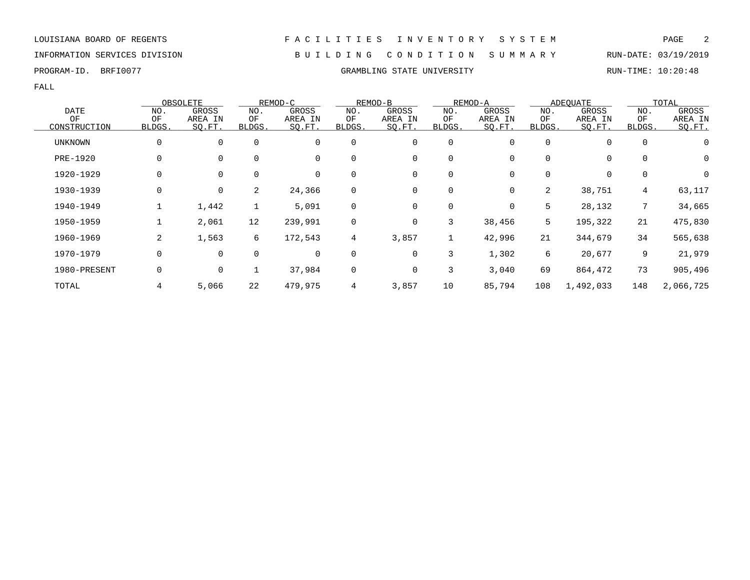LOUISIANA BOARD OF REGENTS — F A C I L I T I E S   I N V E N T O R Y   S Y S T E M

INFORMATION SERVICES DIVISION — B U I L D I N G   C O N D I T I O N   S U M M A R Y — RUN-DATE: 03/19/2019

PROGRAM-ID. BRFI0077 — GRAMBLING STATE UNIVERSITY — RUN-TIME: 10:20:48

FALL

| DATE OF CONSTRUCTION | OBSOLETE | | REMOD-C | | REMOD-B | | REMOD-A | | ADEQUATE | | TOTAL | |
|---|---|---|---|---|---|---|---|---|---|---|---|---|
| | NO. OF BLDGS. | GROSS AREA IN SQ.FT. | NO. OF BLDGS. | GROSS AREA IN SQ.FT. | NO. OF BLDGS. | GROSS AREA IN SQ.FT. | NO. OF BLDGS. | GROSS AREA IN SQ.FT. | NO. OF BLDGS. | GROSS AREA IN SQ.FT. | NO. OF BLDGS. | GROSS AREA IN SQ.FT. |
| UNKNOWN | 0 | 0 | 0 | 0 | 0 | 0 | 0 | 0 | 0 | 0 | 0 | 0 |
| PRE-1920 | 0 | 0 | 0 | 0 | 0 | 0 | 0 | 0 | 0 | 0 | 0 | 0 |
| 1920-1929 | 0 | 0 | 0 | 0 | 0 | 0 | 0 | 0 | 0 | 0 | 0 | 0 |
| 1930-1939 | 0 | 0 | 2 | 24,366 | 0 | 0 | 0 | 0 | 2 | 38,751 | 4 | 63,117 |
| 1940-1949 | 1 | 1,442 | 1 | 5,091 | 0 | 0 | 0 | 0 | 5 | 28,132 | 7 | 34,665 |
| 1950-1959 | 1 | 2,061 | 12 | 239,991 | 0 | 0 | 3 | 38,456 | 5 | 195,322 | 21 | 475,830 |
| 1960-1969 | 2 | 1,563 | 6 | 172,543 | 4 | 3,857 | 1 | 42,996 | 21 | 344,679 | 34 | 565,638 |
| 1970-1979 | 0 | 0 | 0 | 0 | 0 | 0 | 3 | 1,302 | 6 | 20,677 | 9 | 21,979 |
| 1980-PRESENT | 0 | 0 | 1 | 37,984 | 0 | 0 | 3 | 3,040 | 69 | 864,472 | 73 | 905,496 |
| TOTAL | 4 | 5,066 | 22 | 479,975 | 4 | 3,857 | 10 | 85,794 | 108 | 1,492,033 | 148 | 2,066,725 |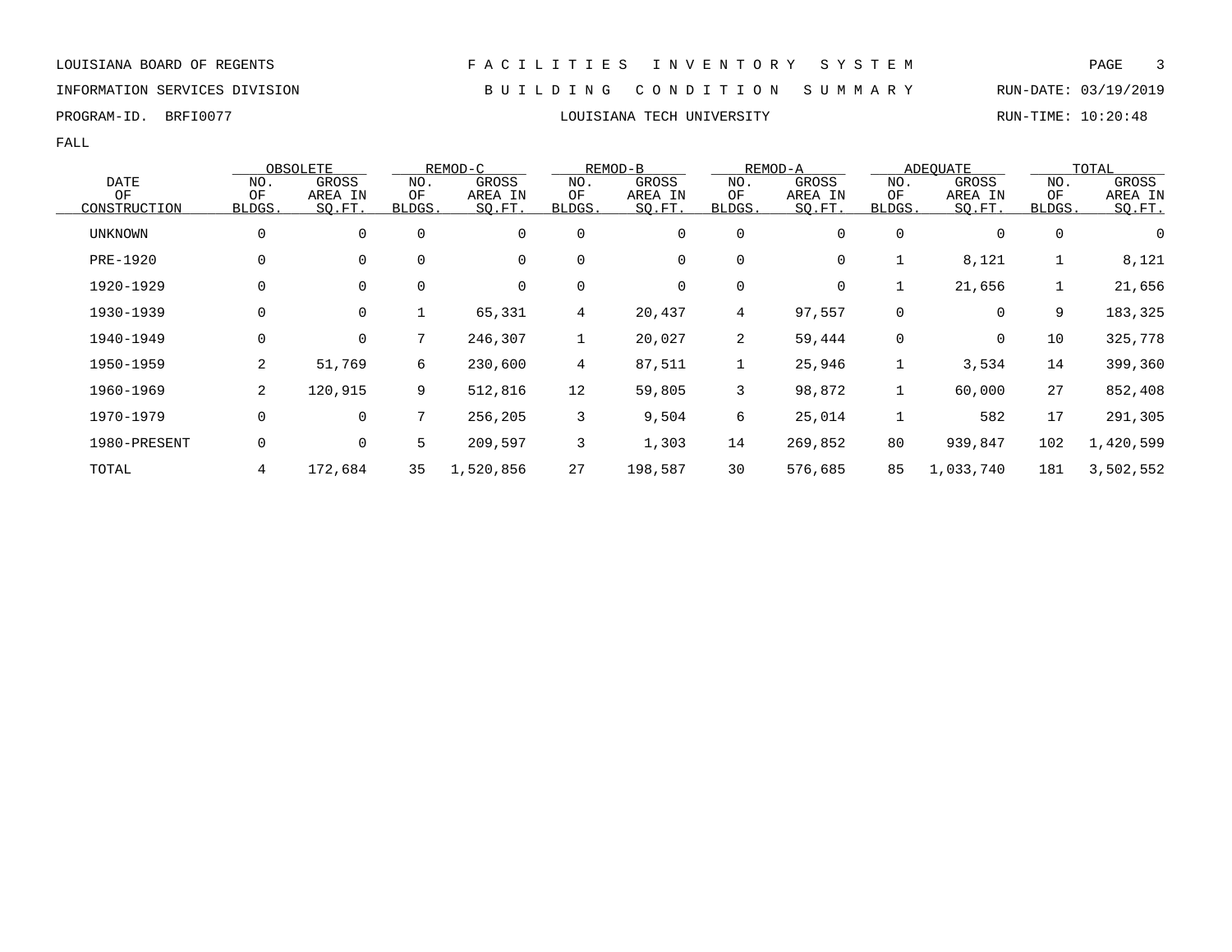LOUISIANA BOARD OF REGENTS

INFORMATION SERVICES DIVISION

PROGRAM-ID. BRFI0077

# F A C I L I T I E S I N V E N T O R Y S Y S T E M

## B U I L D I N G C O N D I T I O N S U M M A R Y

## LOUISIANA TECH UNIVERSITY

RUN-DATE: 03/19/2019

RUN-TIME: 10:20:48

FALL

| DATE OF CONSTRUCTION | OBSOLETE | | REMOD-C | | REMOD-B | | REMOD-A | | ADEQUATE | | TOTAL | |
|---|---|---|---|---|---|---|---|---|---|---|---|---|
| | NO. OF BLDGS. | GROSS AREA IN SQ.FT. | NO. OF BLDGS. | GROSS AREA IN SQ.FT. | NO. OF BLDGS. | GROSS AREA IN SQ.FT. | NO. OF BLDGS. | GROSS AREA IN SQ.FT. | NO. OF BLDGS. | GROSS AREA IN SQ.FT. | NO. OF BLDGS. | GROSS AREA IN SQ.FT. |
| UNKNOWN | 0 | 0 | 0 | 0 | 0 | 0 | 0 | 0 | 0 | 0 | 0 | 0 |
| PRE-1920 | 0 | 0 | 0 | 0 | 0 | 0 | 0 | 0 | 1 | 8,121 | 1 | 8,121 |
| 1920-1929 | 0 | 0 | 0 | 0 | 0 | 0 | 0 | 0 | 1 | 21,656 | 1 | 21,656 |
| 1930-1939 | 0 | 0 | 1 | 65,331 | 4 | 20,437 | 4 | 97,557 | 0 | 0 | 9 | 183,325 |
| 1940-1949 | 0 | 0 | 7 | 246,307 | 1 | 20,027 | 2 | 59,444 | 0 | 0 | 10 | 325,778 |
| 1950-1959 | 2 | 51,769 | 6 | 230,600 | 4 | 87,511 | 1 | 25,946 | 1 | 3,534 | 14 | 399,360 |
| 1960-1969 | 2 | 120,915 | 9 | 512,816 | 12 | 59,805 | 3 | 98,872 | 1 | 60,000 | 27 | 852,408 |
| 1970-1979 | 0 | 0 | 7 | 256,205 | 3 | 9,504 | 6 | 25,014 | 1 | 582 | 17 | 291,305 |
| 1980-PRESENT | 0 | 0 | 5 | 209,597 | 3 | 1,303 | 14 | 269,852 | 80 | 939,847 | 102 | 1,420,599 |
| TOTAL | 4 | 172,684 | 35 | 1,520,856 | 27 | 198,587 | 30 | 576,685 | 85 | 1,033,740 | 181 | 3,502,552 |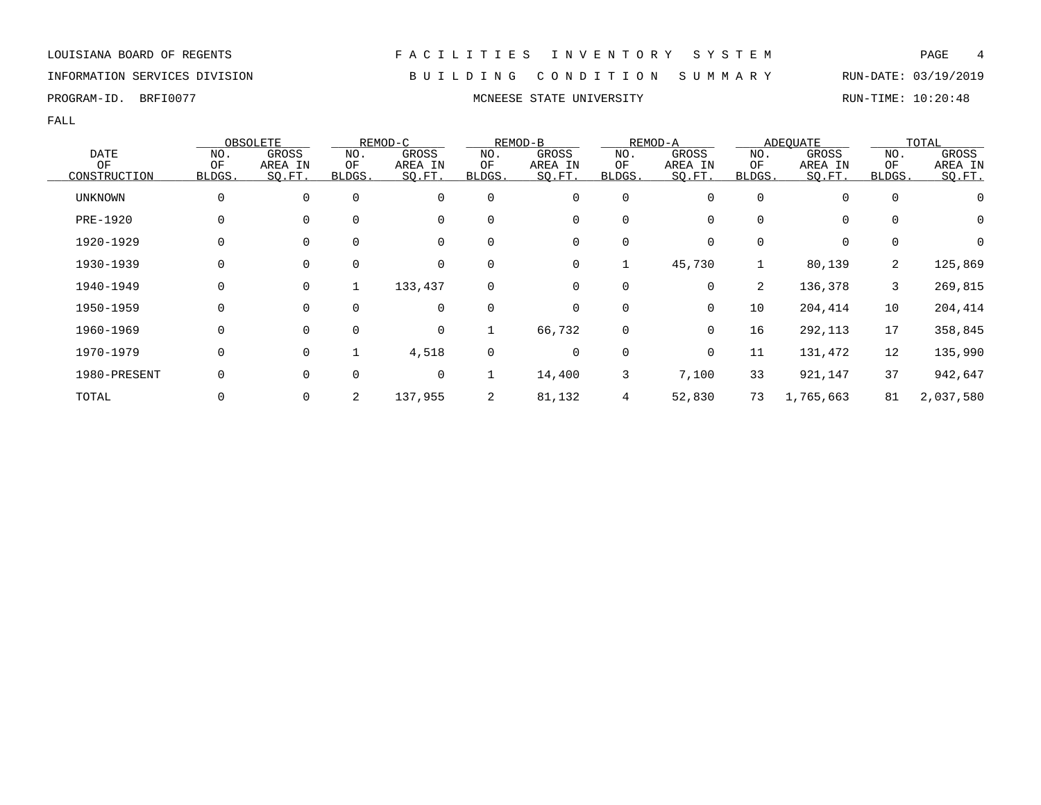LOUISIANA BOARD OF REGENTS — FACILITIES INVENTORY SYSTEM

INFORMATION SERVICES DIVISION — BUILDING CONDITION SUMMARY — RUN-DATE: 03/19/2019

PROGRAM-ID. BRFI0077 — MCNEESE STATE UNIVERSITY — RUN-TIME: 10:20:48

FALL

| DATE OF CONSTRUCTION | OBSOLETE | | REMOD-C | | REMOD-B | | REMOD-A | | ADEQUATE | | TOTAL | |
|---|---|---|---|---|---|---|---|---|---|---|---|---|
| | NO. OF BLDGS. | GROSS AREA IN SQ.FT. | NO. OF BLDGS. | GROSS AREA IN SQ.FT. | NO. OF BLDGS. | GROSS AREA IN SQ.FT. | NO. OF BLDGS. | GROSS AREA IN SQ.FT. | NO. OF BLDGS. | GROSS AREA IN SQ.FT. | NO. OF BLDGS. | GROSS AREA IN SQ.FT. |
| UNKNOWN | 0 | 0 | 0 | 0 | 0 | 0 | 0 | 0 | 0 | 0 | 0 | 0 |
| PRE-1920 | 0 | 0 | 0 | 0 | 0 | 0 | 0 | 0 | 0 | 0 | 0 | 0 |
| 1920-1929 | 0 | 0 | 0 | 0 | 0 | 0 | 0 | 0 | 0 | 0 | 0 | 0 |
| 1930-1939 | 0 | 0 | 0 | 0 | 0 | 0 | 1 | 45,730 | 1 | 80,139 | 2 | 125,869 |
| 1940-1949 | 0 | 0 | 1 | 133,437 | 0 | 0 | 0 | 0 | 2 | 136,378 | 3 | 269,815 |
| 1950-1959 | 0 | 0 | 0 | 0 | 0 | 0 | 0 | 0 | 10 | 204,414 | 10 | 204,414 |
| 1960-1969 | 0 | 0 | 0 | 0 | 1 | 66,732 | 0 | 0 | 16 | 292,113 | 17 | 358,845 |
| 1970-1979 | 0 | 0 | 1 | 4,518 | 0 | 0 | 0 | 0 | 11 | 131,472 | 12 | 135,990 |
| 1980-PRESENT | 0 | 0 | 0 | 0 | 1 | 14,400 | 3 | 7,100 | 33 | 921,147 | 37 | 942,647 |
| TOTAL | 0 | 0 | 2 | 137,955 | 2 | 81,132 | 4 | 52,830 | 73 | 1,765,663 | 81 | 2,037,580 |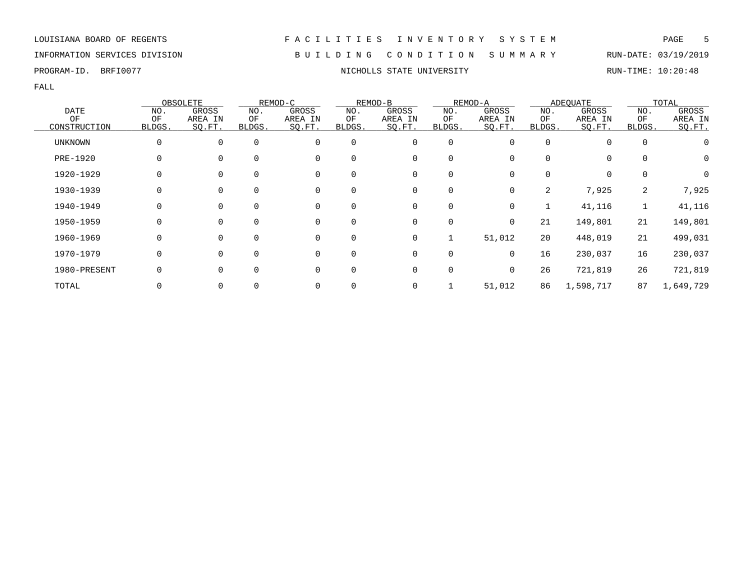LOUISIANA BOARD OF REGENTS — FACILITIES INVENTORY SYSTEM

INFORMATION SERVICES DIVISION — BUILDING CONDITION SUMMARY — RUN-DATE: 03/19/2019

PROGRAM-ID. BRFI0077 — NICHOLLS STATE UNIVERSITY — RUN-TIME: 10:20:48

FALL

| DATE OF CONSTRUCTION | OBSOLETE | | REMOD-C | | REMOD-B | | REMOD-A | | ADEQUATE | | TOTAL | |
|---|---|---|---|---|---|---|---|---|---|---|---|---|
| | NO. OF BLDGS. | GROSS AREA IN SQ.FT. | NO. OF BLDGS. | GROSS AREA IN SQ.FT. | NO. OF BLDGS. | GROSS AREA IN SQ.FT. | NO. OF BLDGS. | GROSS AREA IN SQ.FT. | NO. OF BLDGS. | GROSS AREA IN SQ.FT. | NO. OF BLDGS. | GROSS AREA IN SQ.FT. |
| UNKNOWN | 0 | 0 | 0 | 0 | 0 | 0 | 0 | 0 | 0 | 0 | 0 | 0 |
| PRE-1920 | 0 | 0 | 0 | 0 | 0 | 0 | 0 | 0 | 0 | 0 | 0 | 0 |
| 1920-1929 | 0 | 0 | 0 | 0 | 0 | 0 | 0 | 0 | 0 | 0 | 0 | 0 |
| 1930-1939 | 0 | 0 | 0 | 0 | 0 | 0 | 0 | 0 | 2 | 7,925 | 2 | 7,925 |
| 1940-1949 | 0 | 0 | 0 | 0 | 0 | 0 | 0 | 0 | 1 | 41,116 | 1 | 41,116 |
| 1950-1959 | 0 | 0 | 0 | 0 | 0 | 0 | 0 | 0 | 21 | 149,801 | 21 | 149,801 |
| 1960-1969 | 0 | 0 | 0 | 0 | 0 | 0 | 1 | 51,012 | 20 | 448,019 | 21 | 499,031 |
| 1970-1979 | 0 | 0 | 0 | 0 | 0 | 0 | 0 | 0 | 16 | 230,037 | 16 | 230,037 |
| 1980-PRESENT | 0 | 0 | 0 | 0 | 0 | 0 | 0 | 0 | 26 | 721,819 | 26 | 721,819 |
| TOTAL | 0 | 0 | 0 | 0 | 0 | 0 | 1 | 51,012 | 86 | 1,598,717 | 87 | 1,649,729 |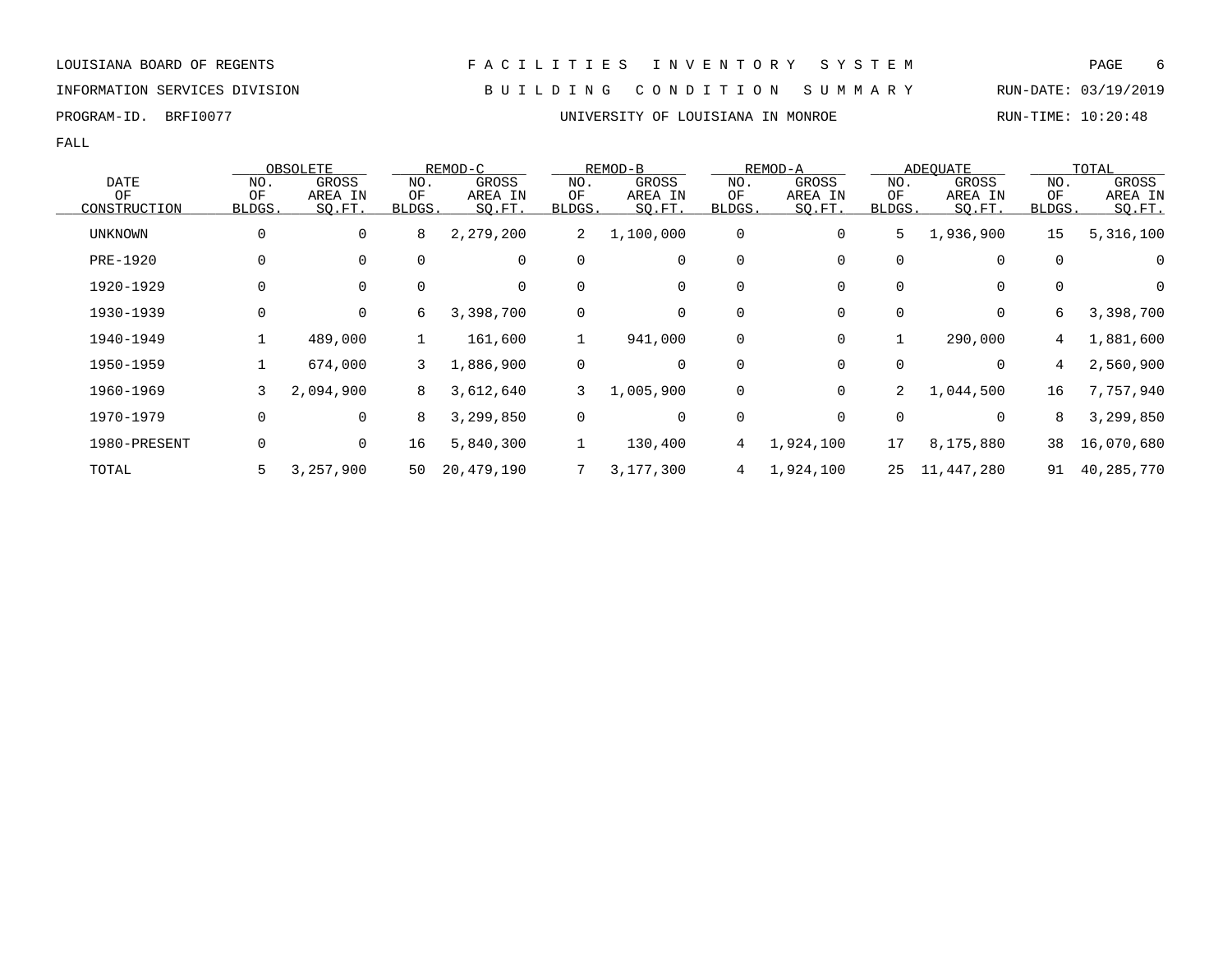LOUISIANA BOARD OF REGENTS — FACILITIES INVENTORY SYSTEM

INFORMATION SERVICES DIVISION — BUILDING CONDITION SUMMARY — RUN-DATE: 03/19/2019

PROGRAM-ID. BRFI0077 — UNIVERSITY OF LOUISIANA IN MONROE — RUN-TIME: 10:20:48

FALL

| DATE OF CONSTRUCTION | OBSOLETE | | REMOD-C | | REMOD-B | | REMOD-A | | ADEQUATE | | TOTAL | |
|---|---|---|---|---|---|---|---|---|---|---|---|---|
| | NO. OF BLDGS. | GROSS AREA IN SQ.FT. | NO. OF BLDGS. | GROSS AREA IN SQ.FT. | NO. OF BLDGS. | GROSS AREA IN SQ.FT. | NO. OF BLDGS. | GROSS AREA IN SQ.FT. | NO. OF BLDGS. | GROSS AREA IN SQ.FT. | NO. OF BLDGS. | GROSS AREA IN SQ.FT. |
| UNKNOWN | 0 | 0 | 8 | 2,279,200 | 2 | 1,100,000 | 0 | 0 | 5 | 1,936,900 | 15 | 5,316,100 |
| PRE-1920 | 0 | 0 | 0 | 0 | 0 | 0 | 0 | 0 | 0 | 0 | 0 | 0 |
| 1920-1929 | 0 | 0 | 0 | 0 | 0 | 0 | 0 | 0 | 0 | 0 | 0 | 0 |
| 1930-1939 | 0 | 0 | 6 | 3,398,700 | 0 | 0 | 0 | 0 | 0 | 0 | 6 | 3,398,700 |
| 1940-1949 | 1 | 489,000 | 1 | 161,600 | 1 | 941,000 | 0 | 0 | 1 | 290,000 | 4 | 1,881,600 |
| 1950-1959 | 1 | 674,000 | 3 | 1,886,900 | 0 | 0 | 0 | 0 | 0 | 0 | 4 | 2,560,900 |
| 1960-1969 | 3 | 2,094,900 | 8 | 3,612,640 | 3 | 1,005,900 | 0 | 0 | 2 | 1,044,500 | 16 | 7,757,940 |
| 1970-1979 | 0 | 0 | 8 | 3,299,850 | 0 | 0 | 0 | 0 | 0 | 0 | 8 | 3,299,850 |
| 1980-PRESENT | 0 | 0 | 16 | 5,840,300 | 1 | 130,400 | 4 | 1,924,100 | 17 | 8,175,880 | 38 | 16,070,680 |
| TOTAL | 5 | 3,257,900 | 50 | 20,479,190 | 7 | 3,177,300 | 4 | 1,924,100 | 25 | 11,447,280 | 91 | 40,285,770 |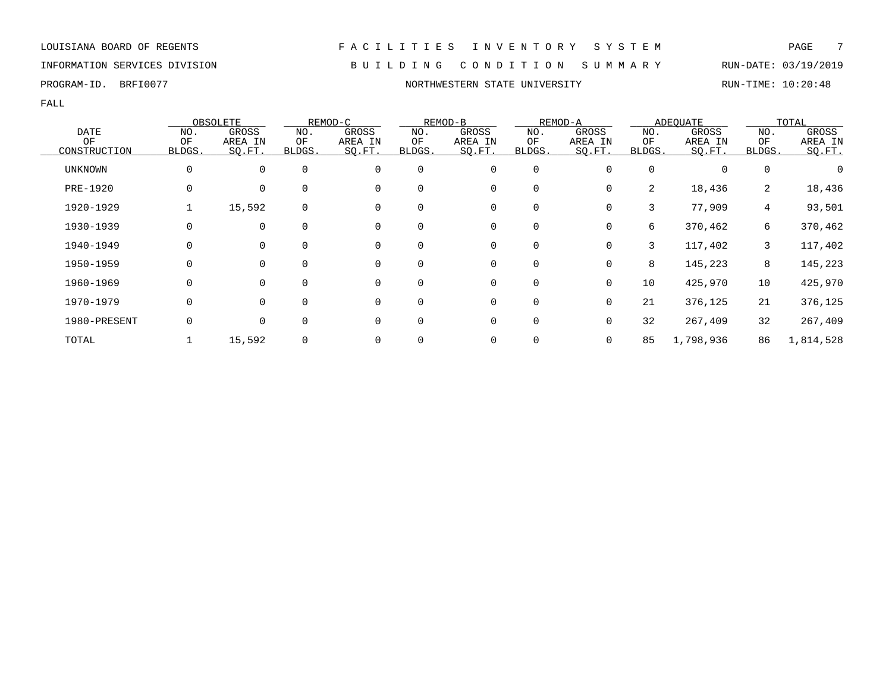LOUISIANA BOARD OF REGENTS — F A C I L I T I E S   I N V E N T O R Y   S Y S T E M

INFORMATION SERVICES DIVISION — B U I L D I N G   C O N D I T I O N   S U M M A R Y — RUN-DATE: 03/19/2019

PROGRAM-ID. BRFI0077 — NORTHWESTERN STATE UNIVERSITY — RUN-TIME: 10:20:48

FALL

| DATE OF CONSTRUCTION | OBSOLETE | | REMOD-C | | REMOD-B | | REMOD-A | | ADEQUATE | | TOTAL | |
|---|---|---|---|---|---|---|---|---|---|---|---|---|
| | NO. OF BLDGS. | GROSS AREA IN SQ.FT. | NO. OF BLDGS. | GROSS AREA IN SQ.FT. | NO. OF BLDGS. | GROSS AREA IN SQ.FT. | NO. OF BLDGS. | GROSS AREA IN SQ.FT. | NO. OF BLDGS. | GROSS AREA IN SQ.FT. | NO. OF BLDGS. | GROSS AREA IN SQ.FT. |
| UNKNOWN | 0 | 0 | 0 | 0 | 0 | 0 | 0 | 0 | 0 | 0 | 0 | 0 |
| PRE-1920 | 0 | 0 | 0 | 0 | 0 | 0 | 0 | 0 | 2 | 18,436 | 2 | 18,436 |
| 1920-1929 | 1 | 15,592 | 0 | 0 | 0 | 0 | 0 | 0 | 3 | 77,909 | 4 | 93,501 |
| 1930-1939 | 0 | 0 | 0 | 0 | 0 | 0 | 0 | 0 | 6 | 370,462 | 6 | 370,462 |
| 1940-1949 | 0 | 0 | 0 | 0 | 0 | 0 | 0 | 0 | 3 | 117,402 | 3 | 117,402 |
| 1950-1959 | 0 | 0 | 0 | 0 | 0 | 0 | 0 | 0 | 8 | 145,223 | 8 | 145,223 |
| 1960-1969 | 0 | 0 | 0 | 0 | 0 | 0 | 0 | 0 | 10 | 425,970 | 10 | 425,970 |
| 1970-1979 | 0 | 0 | 0 | 0 | 0 | 0 | 0 | 0 | 21 | 376,125 | 21 | 376,125 |
| 1980-PRESENT | 0 | 0 | 0 | 0 | 0 | 0 | 0 | 0 | 32 | 267,409 | 32 | 267,409 |
| TOTAL | 1 | 15,592 | 0 | 0 | 0 | 0 | 0 | 0 | 85 | 1,798,936 | 86 | 1,814,528 |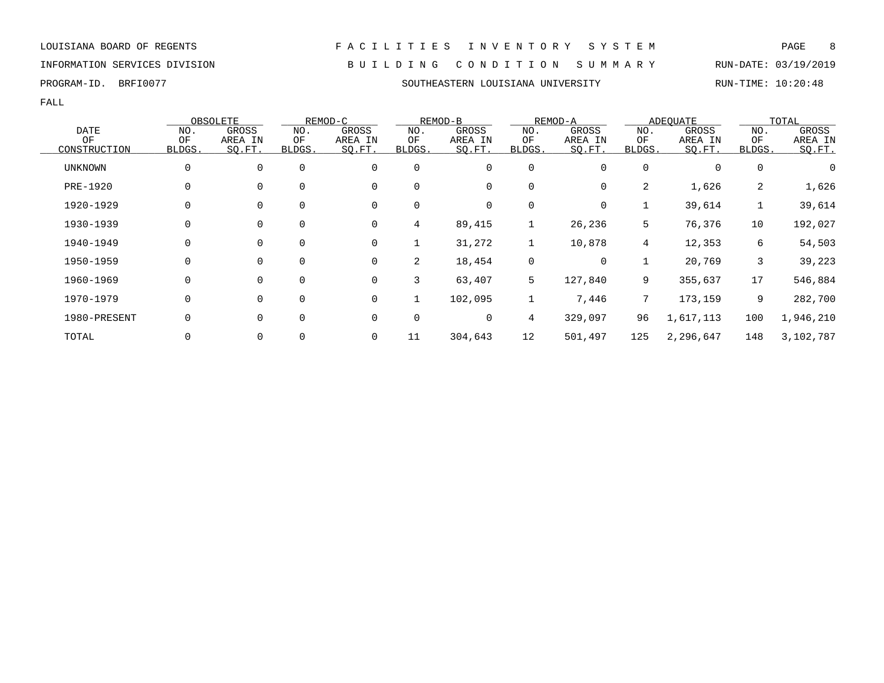LOUISIANA BOARD OF REGENTS

INFORMATION SERVICES DIVISION

PROGRAM-ID. BRFI0077

# F A C I L I T I E S   I N V E N T O R Y   S Y S T E M

## B U I L D I N G   C O N D I T I O N   S U M M A R Y

## SOUTHEASTERN LOUISIANA UNIVERSITY

RUN-DATE: 03/19/2019

RUN-TIME: 10:20:48

FALL

| DATE OF CONSTRUCTION | OBSOLETE | | REMOD-C | | REMOD-B | | REMOD-A | | ADEQUATE | | TOTAL | |
|---|---|---|---|---|---|---|---|---|---|---|---|---|
| | NO. OF BLDGS. | GROSS AREA IN SQ.FT. | NO. OF BLDGS. | GROSS AREA IN SQ.FT. | NO. OF BLDGS. | GROSS AREA IN SQ.FT. | NO. OF BLDGS. | GROSS AREA IN SQ.FT. | NO. OF BLDGS. | GROSS AREA IN SQ.FT. | NO. OF BLDGS. | GROSS AREA IN SQ.FT. |
| UNKNOWN | 0 | 0 | 0 | 0 | 0 | 0 | 0 | 0 | 0 | 0 | 0 | 0 |
| PRE-1920 | 0 | 0 | 0 | 0 | 0 | 0 | 0 | 0 | 2 | 1,626 | 2 | 1,626 |
| 1920-1929 | 0 | 0 | 0 | 0 | 0 | 0 | 0 | 0 | 1 | 39,614 | 1 | 39,614 |
| 1930-1939 | 0 | 0 | 0 | 0 | 4 | 89,415 | 1 | 26,236 | 5 | 76,376 | 10 | 192,027 |
| 1940-1949 | 0 | 0 | 0 | 0 | 1 | 31,272 | 1 | 10,878 | 4 | 12,353 | 6 | 54,503 |
| 1950-1959 | 0 | 0 | 0 | 0 | 2 | 18,454 | 0 | 0 | 1 | 20,769 | 3 | 39,223 |
| 1960-1969 | 0 | 0 | 0 | 0 | 3 | 63,407 | 5 | 127,840 | 9 | 355,637 | 17 | 546,884 |
| 1970-1979 | 0 | 0 | 0 | 0 | 1 | 102,095 | 1 | 7,446 | 7 | 173,159 | 9 | 282,700 |
| 1980-PRESENT | 0 | 0 | 0 | 0 | 0 | 0 | 4 | 329,097 | 96 | 1,617,113 | 100 | 1,946,210 |
| TOTAL | 0 | 0 | 0 | 0 | 11 | 304,643 | 12 | 501,497 | 125 | 2,296,647 | 148 | 3,102,787 |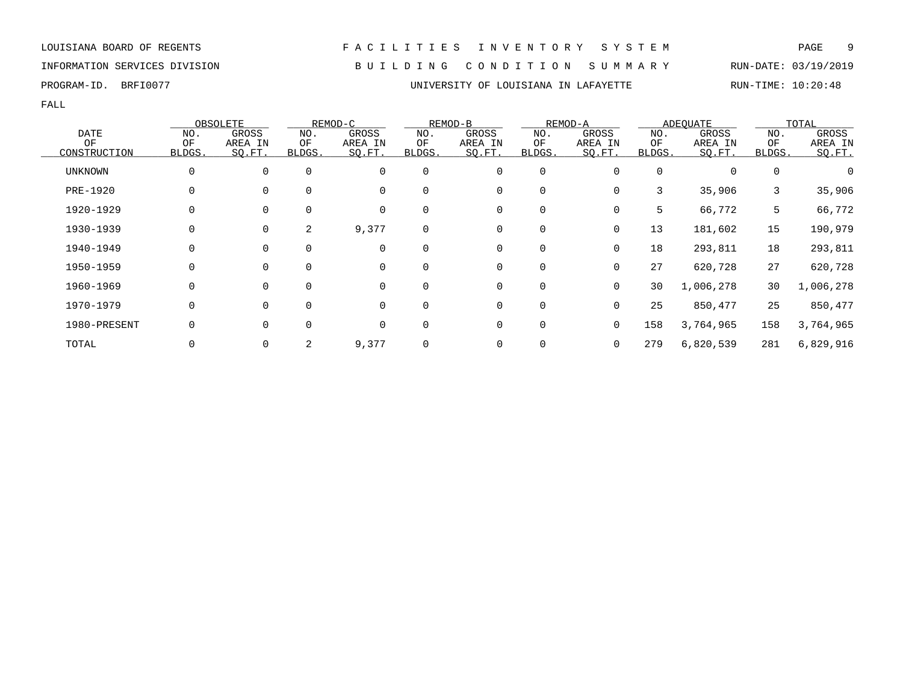LOUISIANA BOARD OF REGENTS

INFORMATION SERVICES DIVISION

PROGRAM-ID. BRFI0077

# FACILITIES INVENTORY SYSTEM

## BUILDING CONDITION SUMMARY

### UNIVERSITY OF LOUISIANA IN LAFAYETTE

RUN-DATE: 03/19/2019

RUN-TIME: 10:20:48

FALL

| DATE OF CONSTRUCTION | OBSOLETE | | REMOD-C | | REMOD-B | | REMOD-A | | ADEQUATE | | TOTAL | |
|---|---|---|---|---|---|---|---|---|---|---|---|---|
| | NO. OF BLDGS. | GROSS AREA IN SQ.FT. | NO. OF BLDGS. | GROSS AREA IN SQ.FT. | NO. OF BLDGS. | GROSS AREA IN SQ.FT. | NO. OF BLDGS. | GROSS AREA IN SQ.FT. | NO. OF BLDGS. | GROSS AREA IN SQ.FT. | NO. OF BLDGS. | GROSS AREA IN SQ.FT. |
| UNKNOWN | 0 | 0 | 0 | 0 | 0 | 0 | 0 | 0 | 0 | 0 | 0 | 0 |
| PRE-1920 | 0 | 0 | 0 | 0 | 0 | 0 | 0 | 0 | 3 | 35,906 | 3 | 35,906 |
| 1920-1929 | 0 | 0 | 0 | 0 | 0 | 0 | 0 | 0 | 5 | 66,772 | 5 | 66,772 |
| 1930-1939 | 0 | 0 | 2 | 9,377 | 0 | 0 | 0 | 0 | 13 | 181,602 | 15 | 190,979 |
| 1940-1949 | 0 | 0 | 0 | 0 | 0 | 0 | 0 | 0 | 18 | 293,811 | 18 | 293,811 |
| 1950-1959 | 0 | 0 | 0 | 0 | 0 | 0 | 0 | 0 | 27 | 620,728 | 27 | 620,728 |
| 1960-1969 | 0 | 0 | 0 | 0 | 0 | 0 | 0 | 0 | 30 | 1,006,278 | 30 | 1,006,278 |
| 1970-1979 | 0 | 0 | 0 | 0 | 0 | 0 | 0 | 0 | 25 | 850,477 | 25 | 850,477 |
| 1980-PRESENT | 0 | 0 | 0 | 0 | 0 | 0 | 0 | 0 | 158 | 3,764,965 | 158 | 3,764,965 |
| TOTAL | 0 | 0 | 2 | 9,377 | 0 | 0 | 0 | 0 | 279 | 6,820,539 | 281 | 6,829,916 |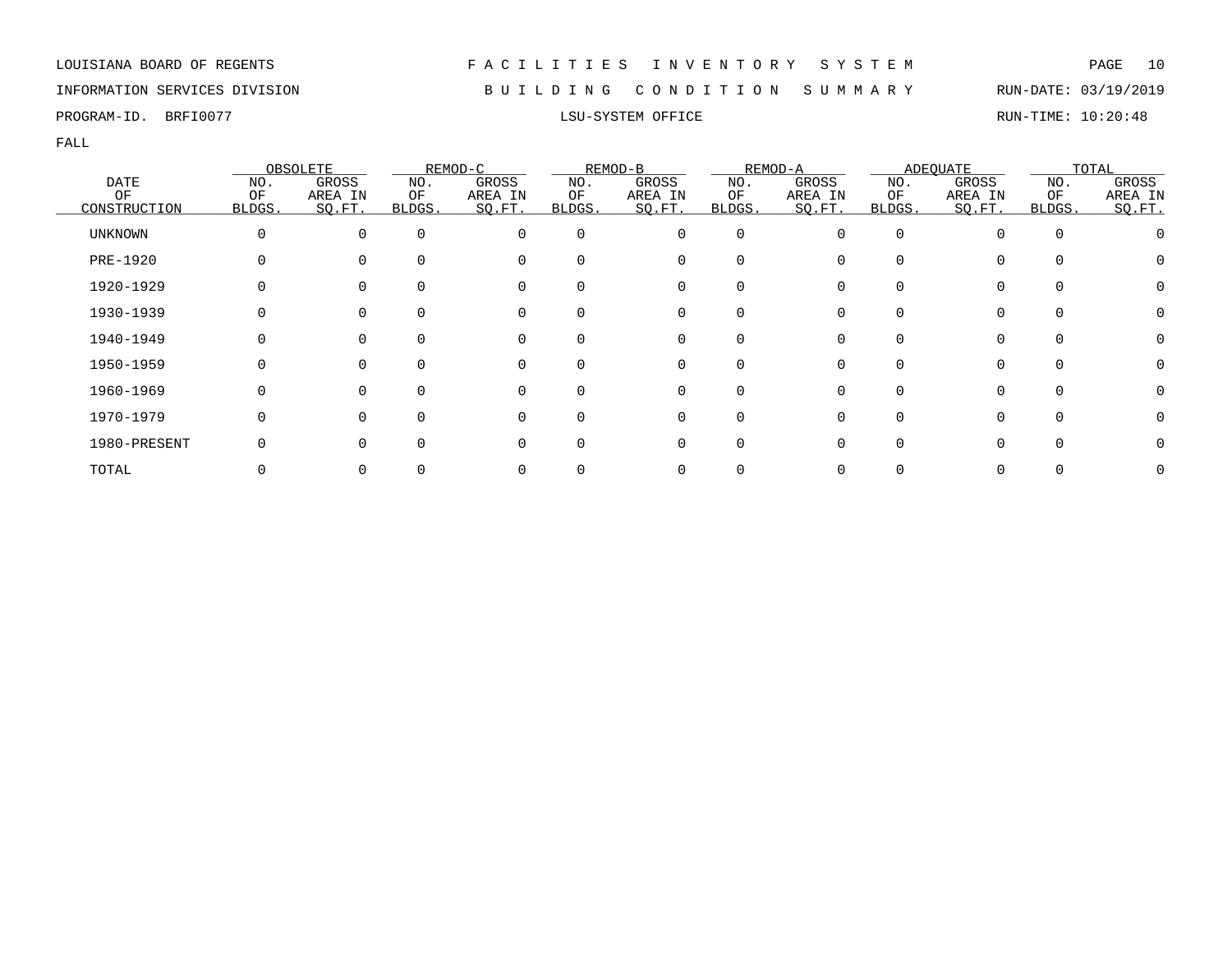LOUISIANA BOARD OF REGENTS — F A C I L I T I E S   I N V E N T O R Y   S Y S T E M

INFORMATION SERVICES DIVISION — B U I L D I N G   C O N D I T I O N   S U M M A R Y — RUN-DATE: 03/19/2019

PROGRAM-ID. BRFI0077 — LSU-SYSTEM OFFICE — RUN-TIME: 10:20:48

FALL

| DATE OF CONSTRUCTION | OBSOLETE | | REMOD-C | | REMOD-B | | REMOD-A | | ADEQUATE | | TOTAL | |
|---|---|---|---|---|---|---|---|---|---|---|---|---|
| | NO. OF BLDGS. | GROSS AREA IN SQ.FT. | NO. OF BLDGS. | GROSS AREA IN SQ.FT. | NO. OF BLDGS. | GROSS AREA IN SQ.FT. | NO. OF BLDGS. | GROSS AREA IN SQ.FT. | NO. OF BLDGS. | GROSS AREA IN SQ.FT. | NO. OF BLDGS. | GROSS AREA IN SQ.FT. |
| UNKNOWN | 0 | 0 | 0 | 0 | 0 | 0 | 0 | 0 | 0 | 0 | 0 | 0 |
| PRE-1920 | 0 | 0 | 0 | 0 | 0 | 0 | 0 | 0 | 0 | 0 | 0 | 0 |
| 1920-1929 | 0 | 0 | 0 | 0 | 0 | 0 | 0 | 0 | 0 | 0 | 0 | 0 |
| 1930-1939 | 0 | 0 | 0 | 0 | 0 | 0 | 0 | 0 | 0 | 0 | 0 | 0 |
| 1940-1949 | 0 | 0 | 0 | 0 | 0 | 0 | 0 | 0 | 0 | 0 | 0 | 0 |
| 1950-1959 | 0 | 0 | 0 | 0 | 0 | 0 | 0 | 0 | 0 | 0 | 0 | 0 |
| 1960-1969 | 0 | 0 | 0 | 0 | 0 | 0 | 0 | 0 | 0 | 0 | 0 | 0 |
| 1970-1979 | 0 | 0 | 0 | 0 | 0 | 0 | 0 | 0 | 0 | 0 | 0 | 0 |
| 1980-PRESENT | 0 | 0 | 0 | 0 | 0 | 0 | 0 | 0 | 0 | 0 | 0 | 0 |
| TOTAL | 0 | 0 | 0 | 0 | 0 | 0 | 0 | 0 | 0 | 0 | 0 | 0 |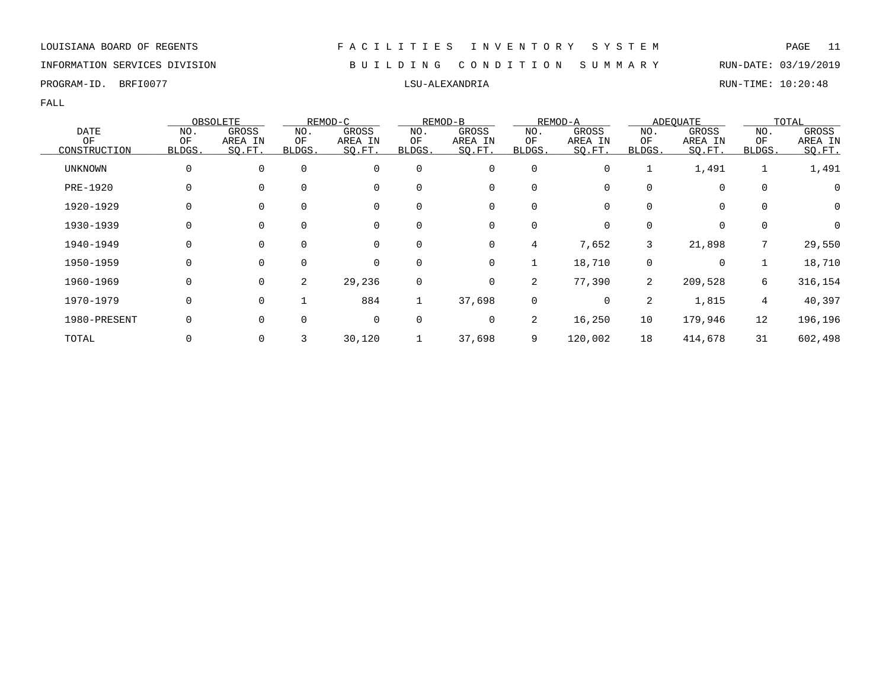LOUISIANA BOARD OF REGENTS — F A C I L I T I E S   I N V E N T O R Y   S Y S T E M

INFORMATION SERVICES DIVISION — B U I L D I N G   C O N D I T I O N   S U M M A R Y — RUN-DATE: 03/19/2019

PROGRAM-ID. BRFI0077 — LSU-ALEXANDRIA — RUN-TIME: 10:20:48

FALL

| DATE OF CONSTRUCTION | OBSOLETE | | REMOD-C | | REMOD-B | | REMOD-A | | ADEQUATE | | TOTAL | |
|---|---|---|---|---|---|---|---|---|---|---|---|---|
| | NO. OF BLDGS. | GROSS AREA IN SQ.FT. | NO. OF BLDGS. | GROSS AREA IN SQ.FT. | NO. OF BLDGS. | GROSS AREA IN SQ.FT. | NO. OF BLDGS. | GROSS AREA IN SQ.FT. | NO. OF BLDGS. | GROSS AREA IN SQ.FT. | NO. OF BLDGS. | GROSS AREA IN SQ.FT. |
| UNKNOWN | 0 | 0 | 0 | 0 | 0 | 0 | 0 | 0 | 1 | 1,491 | 1 | 1,491 |
| PRE-1920 | 0 | 0 | 0 | 0 | 0 | 0 | 0 | 0 | 0 | 0 | 0 | 0 |
| 1920-1929 | 0 | 0 | 0 | 0 | 0 | 0 | 0 | 0 | 0 | 0 | 0 | 0 |
| 1930-1939 | 0 | 0 | 0 | 0 | 0 | 0 | 0 | 0 | 0 | 0 | 0 | 0 |
| 1940-1949 | 0 | 0 | 0 | 0 | 0 | 0 | 4 | 7,652 | 3 | 21,898 | 7 | 29,550 |
| 1950-1959 | 0 | 0 | 0 | 0 | 0 | 0 | 1 | 18,710 | 0 | 0 | 1 | 18,710 |
| 1960-1969 | 0 | 0 | 2 | 29,236 | 0 | 0 | 2 | 77,390 | 2 | 209,528 | 6 | 316,154 |
| 1970-1979 | 0 | 0 | 1 | 884 | 1 | 37,698 | 0 | 0 | 2 | 1,815 | 4 | 40,397 |
| 1980-PRESENT | 0 | 0 | 0 | 0 | 0 | 0 | 2 | 16,250 | 10 | 179,946 | 12 | 196,196 |
| TOTAL | 0 | 0 | 3 | 30,120 | 1 | 37,698 | 9 | 120,002 | 18 | 414,678 | 31 | 602,498 |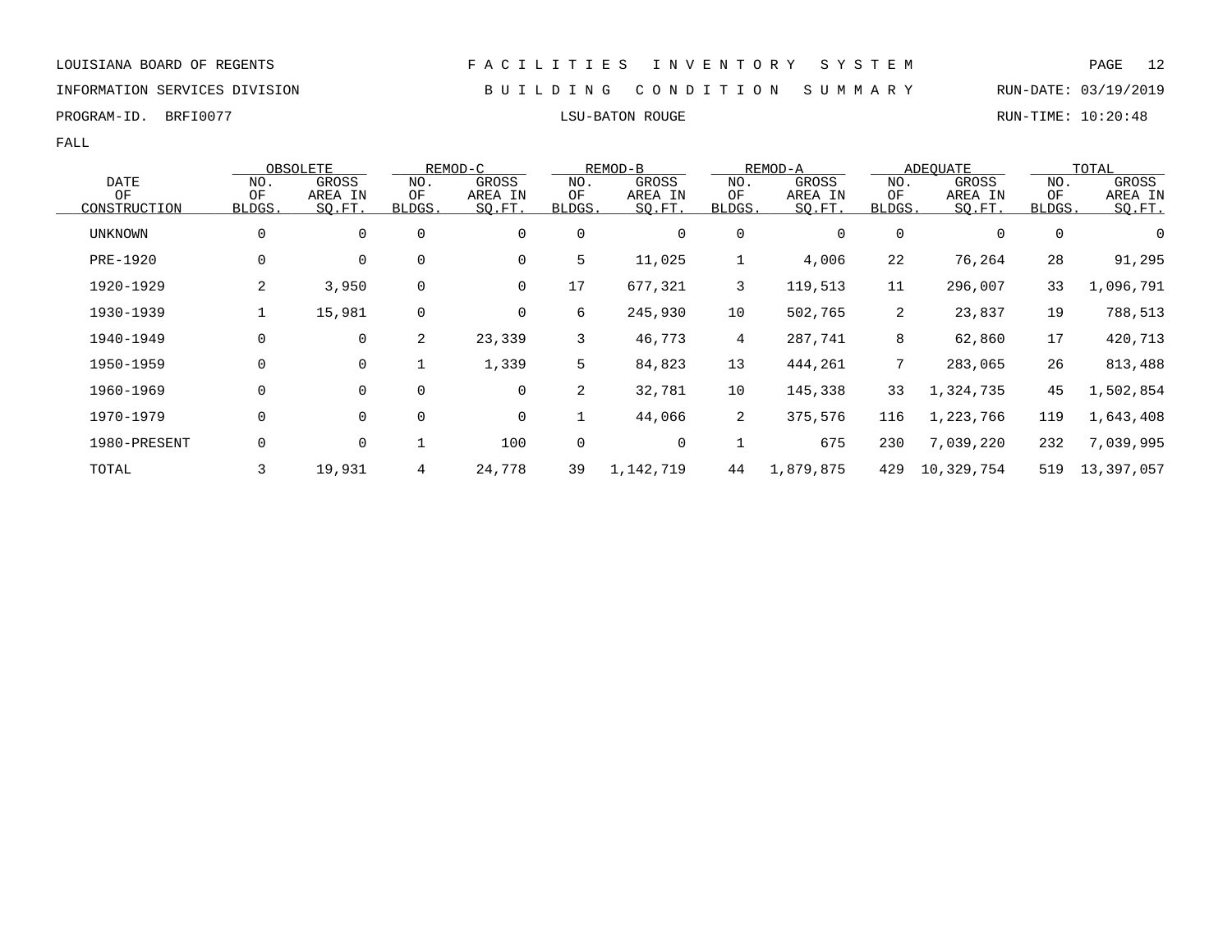LOUISIANA BOARD OF REGENTS

INFORMATION SERVICES DIVISION

PROGRAM-ID. BRFI0077

# F A C I L I T I E S   I N V E N T O R Y   S Y S T E M

## B U I L D I N G   C O N D I T I O N   S U M M A R Y

LSU-BATON ROUGE

RUN-DATE: 03/19/2019

RUN-TIME: 10:20:48

FALL

| DATE OF CONSTRUCTION | OBSOLETE | | REMOD-C | | REMOD-B | | REMOD-A | | ADEQUATE | | TOTAL | |
|---|---|---|---|---|---|---|---|---|---|---|---|---|
| | NO. OF BLDGS. | GROSS AREA IN SQ.FT. | NO. OF BLDGS. | GROSS AREA IN SQ.FT. | NO. OF BLDGS. | GROSS AREA IN SQ.FT. | NO. OF BLDGS. | GROSS AREA IN SQ.FT. | NO. OF BLDGS. | GROSS AREA IN SQ.FT. | NO. OF BLDGS. | GROSS AREA IN SQ.FT. |
| UNKNOWN | 0 | 0 | 0 | 0 | 0 | 0 | 0 | 0 | 0 | 0 | 0 | 0 |
| PRE-1920 | 0 | 0 | 0 | 0 | 5 | 11,025 | 1 | 4,006 | 22 | 76,264 | 28 | 91,295 |
| 1920-1929 | 2 | 3,950 | 0 | 0 | 17 | 677,321 | 3 | 119,513 | 11 | 296,007 | 33 | 1,096,791 |
| 1930-1939 | 1 | 15,981 | 0 | 0 | 6 | 245,930 | 10 | 502,765 | 2 | 23,837 | 19 | 788,513 |
| 1940-1949 | 0 | 0 | 2 | 23,339 | 3 | 46,773 | 4 | 287,741 | 8 | 62,860 | 17 | 420,713 |
| 1950-1959 | 0 | 0 | 1 | 1,339 | 5 | 84,823 | 13 | 444,261 | 7 | 283,065 | 26 | 813,488 |
| 1960-1969 | 0 | 0 | 0 | 0 | 2 | 32,781 | 10 | 145,338 | 33 | 1,324,735 | 45 | 1,502,854 |
| 1970-1979 | 0 | 0 | 0 | 0 | 1 | 44,066 | 2 | 375,576 | 116 | 1,223,766 | 119 | 1,643,408 |
| 1980-PRESENT | 0 | 0 | 1 | 100 | 0 | 0 | 1 | 675 | 230 | 7,039,220 | 232 | 7,039,995 |
| TOTAL | 3 | 19,931 | 4 | 24,778 | 39 | 1,142,719 | 44 | 1,879,875 | 429 | 10,329,754 | 519 | 13,397,057 |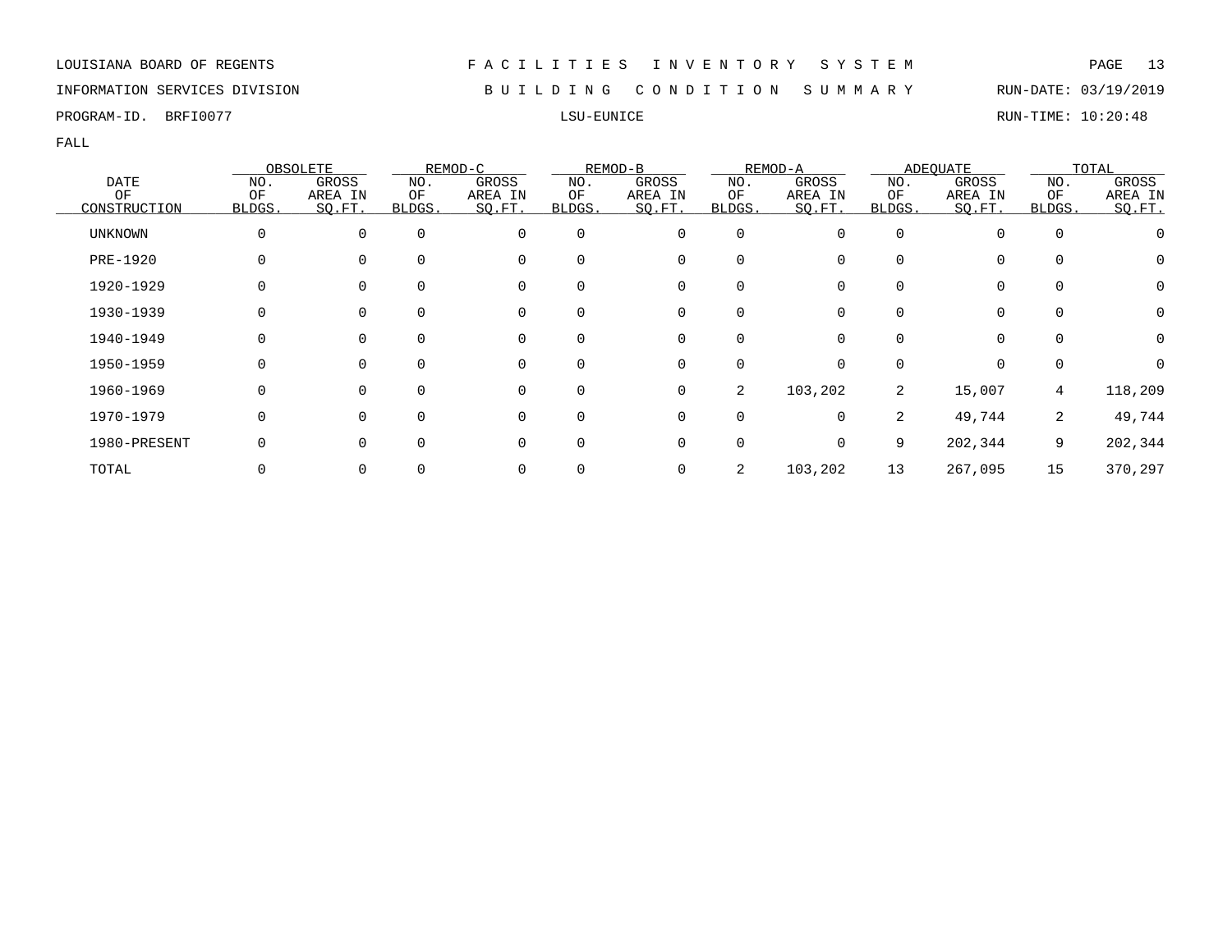LOUISIANA BOARD OF REGENTS

INFORMATION SERVICES DIVISION

PROGRAM-ID. BRFI0077

# FACILITIES INVENTORY SYSTEM

## BUILDING CONDITION SUMMARY

LSU-EUNICE

RUN-DATE: 03/19/2019

RUN-TIME: 10:20:48

FALL

| DATE OF CONSTRUCTION | OBSOLETE | | REMOD-C | | REMOD-B | | REMOD-A | | ADEQUATE | | TOTAL | |
|---|---|---|---|---|---|---|---|---|---|---|---|---|
| | NO. OF BLDGS. | GROSS AREA IN SQ.FT. | NO. OF BLDGS. | GROSS AREA IN SQ.FT. | NO. OF BLDGS. | GROSS AREA IN SQ.FT. | NO. OF BLDGS. | GROSS AREA IN SQ.FT. | NO. OF BLDGS. | GROSS AREA IN SQ.FT. | NO. OF BLDGS. | GROSS AREA IN SQ.FT. |
| UNKNOWN | 0 | 0 | 0 | 0 | 0 | 0 | 0 | 0 | 0 | 0 | 0 | 0 |
| PRE-1920 | 0 | 0 | 0 | 0 | 0 | 0 | 0 | 0 | 0 | 0 | 0 | 0 |
| 1920-1929 | 0 | 0 | 0 | 0 | 0 | 0 | 0 | 0 | 0 | 0 | 0 | 0 |
| 1930-1939 | 0 | 0 | 0 | 0 | 0 | 0 | 0 | 0 | 0 | 0 | 0 | 0 |
| 1940-1949 | 0 | 0 | 0 | 0 | 0 | 0 | 0 | 0 | 0 | 0 | 0 | 0 |
| 1950-1959 | 0 | 0 | 0 | 0 | 0 | 0 | 0 | 0 | 0 | 0 | 0 | 0 |
| 1960-1969 | 0 | 0 | 0 | 0 | 0 | 0 | 2 | 103,202 | 2 | 15,007 | 4 | 118,209 |
| 1970-1979 | 0 | 0 | 0 | 0 | 0 | 0 | 0 | 0 | 2 | 49,744 | 2 | 49,744 |
| 1980-PRESENT | 0 | 0 | 0 | 0 | 0 | 0 | 0 | 0 | 9 | 202,344 | 9 | 202,344 |
| TOTAL | 0 | 0 | 0 | 0 | 0 | 0 | 2 | 103,202 | 13 | 267,095 | 15 | 370,297 |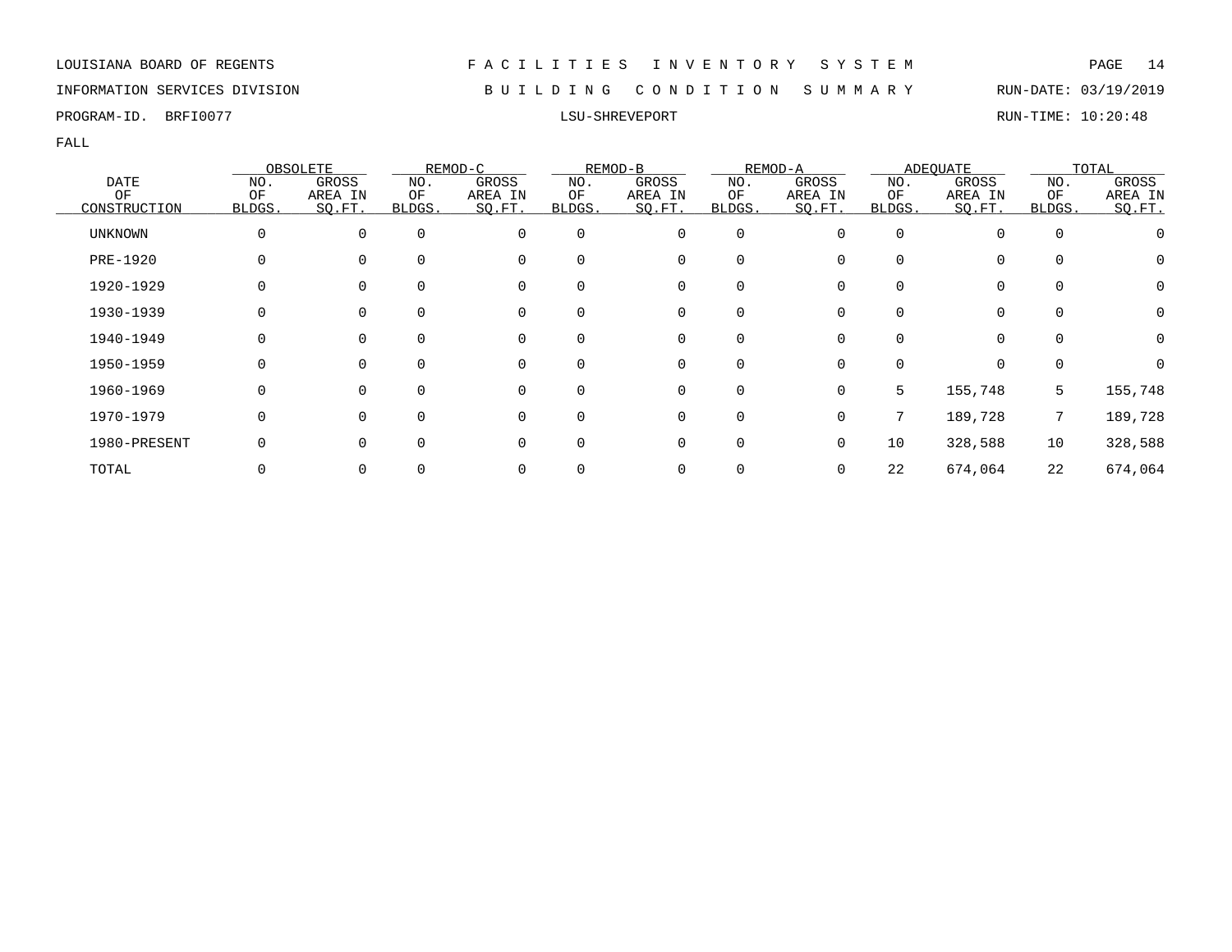LOUISIANA BOARD OF REGENTS — FACILITIES INVENTORY SYSTEM

INFORMATION SERVICES DIVISION — BUILDING CONDITION SUMMARY — RUN-DATE: 03/19/2019

PROGRAM-ID. BRFI0077 — LSU-SHREVEPORT — RUN-TIME: 10:20:48

FALL

| DATE OF CONSTRUCTION | OBSOLETE | | REMOD-C | | REMOD-B | | REMOD-A | | ADEQUATE | | TOTAL | |
|---|---|---|---|---|---|---|---|---|---|---|---|---|
| | NO. OF BLDGS. | GROSS AREA IN SQ.FT. | NO. OF BLDGS. | GROSS AREA IN SQ.FT. | NO. OF BLDGS. | GROSS AREA IN SQ.FT. | NO. OF BLDGS. | GROSS AREA IN SQ.FT. | NO. OF BLDGS. | GROSS AREA IN SQ.FT. | NO. OF BLDGS. | GROSS AREA IN SQ.FT. |
| UNKNOWN | 0 | 0 | 0 | 0 | 0 | 0 | 0 | 0 | 0 | 0 | 0 | 0 |
| PRE-1920 | 0 | 0 | 0 | 0 | 0 | 0 | 0 | 0 | 0 | 0 | 0 | 0 |
| 1920-1929 | 0 | 0 | 0 | 0 | 0 | 0 | 0 | 0 | 0 | 0 | 0 | 0 |
| 1930-1939 | 0 | 0 | 0 | 0 | 0 | 0 | 0 | 0 | 0 | 0 | 0 | 0 |
| 1940-1949 | 0 | 0 | 0 | 0 | 0 | 0 | 0 | 0 | 0 | 0 | 0 | 0 |
| 1950-1959 | 0 | 0 | 0 | 0 | 0 | 0 | 0 | 0 | 0 | 0 | 0 | 0 |
| 1960-1969 | 0 | 0 | 0 | 0 | 0 | 0 | 0 | 0 | 5 | 155,748 | 5 | 155,748 |
| 1970-1979 | 0 | 0 | 0 | 0 | 0 | 0 | 0 | 0 | 7 | 189,728 | 7 | 189,728 |
| 1980-PRESENT | 0 | 0 | 0 | 0 | 0 | 0 | 0 | 0 | 10 | 328,588 | 10 | 328,588 |
| TOTAL | 0 | 0 | 0 | 0 | 0 | 0 | 0 | 0 | 22 | 674,064 | 22 | 674,064 |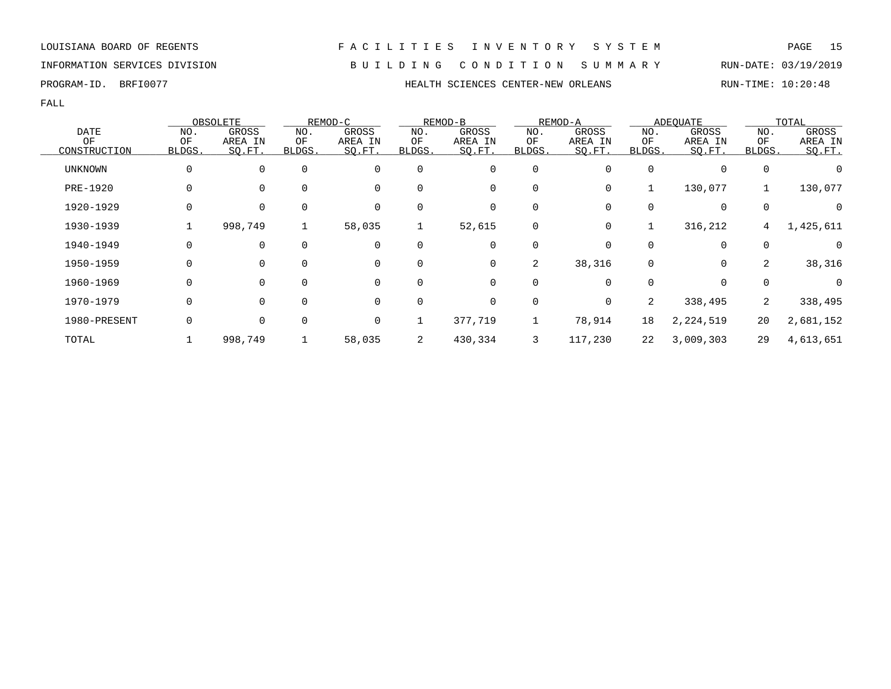LOUISIANA BOARD OF REGENTS — F A C I L I T I E S   I N V E N T O R Y   S Y S T E M

INFORMATION SERVICES DIVISION — B U I L D I N G   C O N D I T I O N   S U M M A R Y — RUN-DATE: 03/19/2019

PROGRAM-ID. BRFI0077 — HEALTH SCIENCES CENTER-NEW ORLEANS — RUN-TIME: 10:20:48

FALL

| DATE OF CONSTRUCTION | OBSOLETE | | REMOD-C | | REMOD-B | | REMOD-A | | ADEQUATE | | TOTAL | |
|---|---|---|---|---|---|---|---|---|---|---|---|---|
| | NO. OF BLDGS. | GROSS AREA IN SQ.FT. | NO. OF BLDGS. | GROSS AREA IN SQ.FT. | NO. OF BLDGS. | GROSS AREA IN SQ.FT. | NO. OF BLDGS. | GROSS AREA IN SQ.FT. | NO. OF BLDGS. | GROSS AREA IN SQ.FT. | NO. OF BLDGS. | GROSS AREA IN SQ.FT. |
| UNKNOWN | 0 | 0 | 0 | 0 | 0 | 0 | 0 | 0 | 0 | 0 | 0 | 0 |
| PRE-1920 | 0 | 0 | 0 | 0 | 0 | 0 | 0 | 0 | 1 | 130,077 | 1 | 130,077 |
| 1920-1929 | 0 | 0 | 0 | 0 | 0 | 0 | 0 | 0 | 0 | 0 | 0 | 0 |
| 1930-1939 | 1 | 998,749 | 1 | 58,035 | 1 | 52,615 | 0 | 0 | 1 | 316,212 | 4 | 1,425,611 |
| 1940-1949 | 0 | 0 | 0 | 0 | 0 | 0 | 0 | 0 | 0 | 0 | 0 | 0 |
| 1950-1959 | 0 | 0 | 0 | 0 | 0 | 0 | 2 | 38,316 | 0 | 0 | 2 | 38,316 |
| 1960-1969 | 0 | 0 | 0 | 0 | 0 | 0 | 0 | 0 | 0 | 0 | 0 | 0 |
| 1970-1979 | 0 | 0 | 0 | 0 | 0 | 0 | 0 | 0 | 2 | 338,495 | 2 | 338,495 |
| 1980-PRESENT | 0 | 0 | 0 | 0 | 1 | 377,719 | 1 | 78,914 | 18 | 2,224,519 | 20 | 2,681,152 |
| TOTAL | 1 | 998,749 | 1 | 58,035 | 2 | 430,334 | 3 | 117,230 | 22 | 3,009,303 | 29 | 4,613,651 |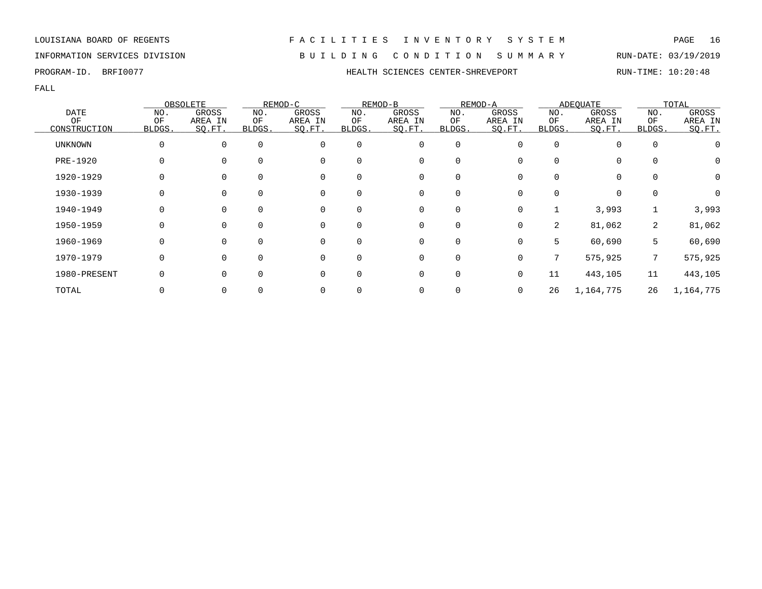LOUISIANA BOARD OF REGENTS — FACILITIES INVENTORY SYSTEM

INFORMATION SERVICES DIVISION — BUILDING CONDITION SUMMARY — RUN-DATE: 03/19/2019

PROGRAM-ID. BRFI0077 — HEALTH SCIENCES CENTER-SHREVEPORT — RUN-TIME: 10:20:48

FALL

| DATE OF CONSTRUCTION | OBSOLETE | | REMOD-C | | REMOD-B | | REMOD-A | | ADEQUATE | | TOTAL | |
|---|---|---|---|---|---|---|---|---|---|---|---|---|
| | NO. OF BLDGS. | GROSS AREA IN SQ.FT. | NO. OF BLDGS. | GROSS AREA IN SQ.FT. | NO. OF BLDGS. | GROSS AREA IN SQ.FT. | NO. OF BLDGS. | GROSS AREA IN SQ.FT. | NO. OF BLDGS. | GROSS AREA IN SQ.FT. | NO. OF BLDGS. | GROSS AREA IN SQ.FT. |
| UNKNOWN | 0 | 0 | 0 | 0 | 0 | 0 | 0 | 0 | 0 | 0 | 0 | 0 |
| PRE-1920 | 0 | 0 | 0 | 0 | 0 | 0 | 0 | 0 | 0 | 0 | 0 | 0 |
| 1920-1929 | 0 | 0 | 0 | 0 | 0 | 0 | 0 | 0 | 0 | 0 | 0 | 0 |
| 1930-1939 | 0 | 0 | 0 | 0 | 0 | 0 | 0 | 0 | 0 | 0 | 0 | 0 |
| 1940-1949 | 0 | 0 | 0 | 0 | 0 | 0 | 0 | 0 | 1 | 3,993 | 1 | 3,993 |
| 1950-1959 | 0 | 0 | 0 | 0 | 0 | 0 | 0 | 0 | 2 | 81,062 | 2 | 81,062 |
| 1960-1969 | 0 | 0 | 0 | 0 | 0 | 0 | 0 | 0 | 5 | 60,690 | 5 | 60,690 |
| 1970-1979 | 0 | 0 | 0 | 0 | 0 | 0 | 0 | 0 | 7 | 575,925 | 7 | 575,925 |
| 1980-PRESENT | 0 | 0 | 0 | 0 | 0 | 0 | 0 | 0 | 11 | 443,105 | 11 | 443,105 |
| TOTAL | 0 | 0 | 0 | 0 | 0 | 0 | 0 | 0 | 26 | 1,164,775 | 26 | 1,164,775 |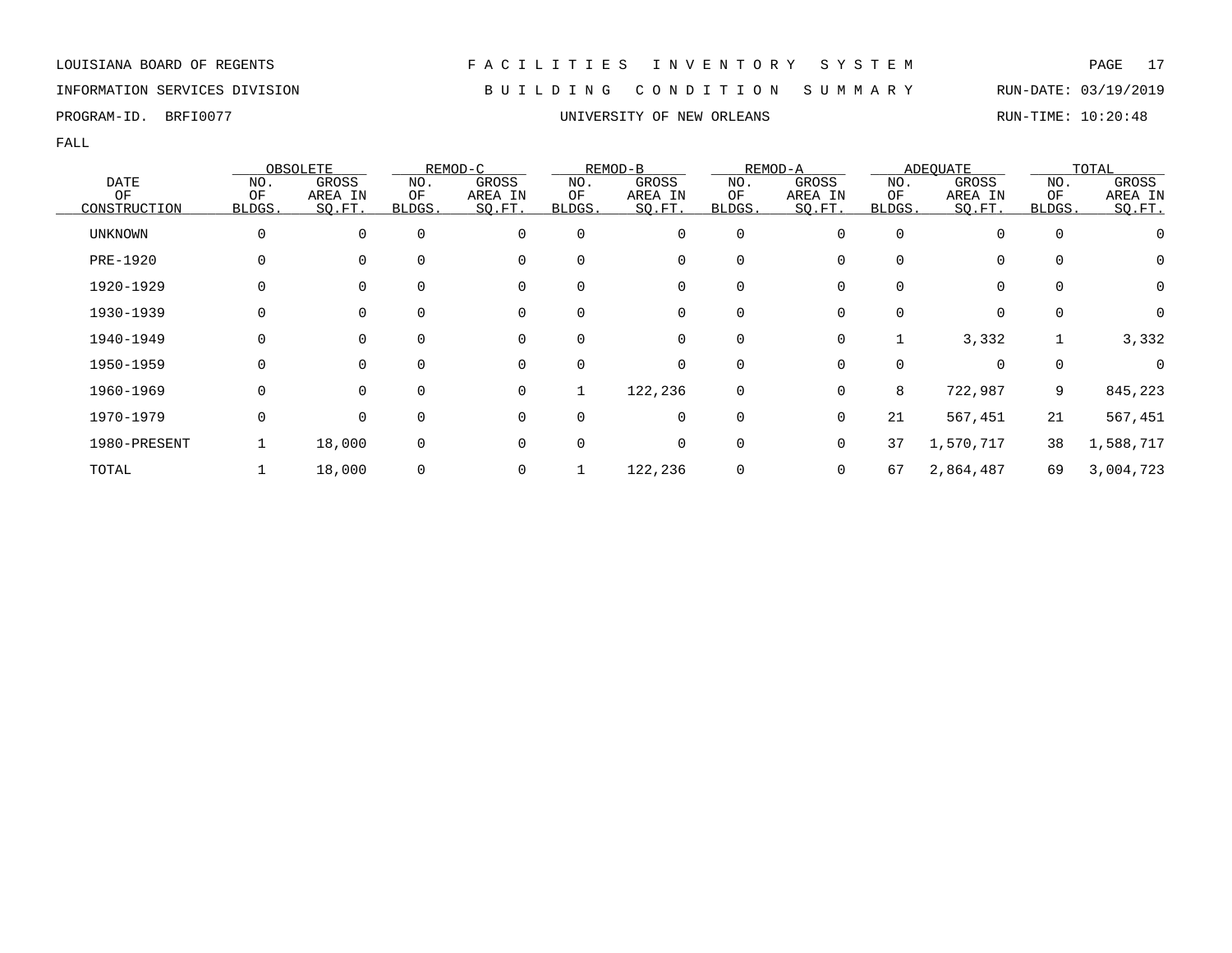LOUISIANA BOARD OF REGENTS — FACILITIES INVENTORY SYSTEM

INFORMATION SERVICES DIVISION — BUILDING CONDITION SUMMARY — RUN-DATE: 03/19/2019

PROGRAM-ID. BRFI0077 — UNIVERSITY OF NEW ORLEANS — RUN-TIME: 10:20:48

FALL

| DATE OF CONSTRUCTION | OBSOLETE NO. OF BLDGS. | OBSOLETE GROSS AREA IN SQ.FT. | REMOD-C NO. OF BLDGS. | REMOD-C GROSS AREA IN SQ.FT. | REMOD-B NO. OF BLDGS. | REMOD-B GROSS AREA IN SQ.FT. | REMOD-A NO. OF BLDGS. | REMOD-A GROSS AREA IN SQ.FT. | ADEQUATE NO. OF BLDGS. | ADEQUATE GROSS AREA IN SQ.FT. | TOTAL NO. OF BLDGS. | TOTAL GROSS AREA IN SQ.FT. |
|---|---|---|---|---|---|---|---|---|---|---|---|---|
| UNKNOWN | 0 | 0 | 0 | 0 | 0 | 0 | 0 | 0 | 0 | 0 | 0 | 0 |
| PRE-1920 | 0 | 0 | 0 | 0 | 0 | 0 | 0 | 0 | 0 | 0 | 0 | 0 |
| 1920-1929 | 0 | 0 | 0 | 0 | 0 | 0 | 0 | 0 | 0 | 0 | 0 | 0 |
| 1930-1939 | 0 | 0 | 0 | 0 | 0 | 0 | 0 | 0 | 0 | 0 | 0 | 0 |
| 1940-1949 | 0 | 0 | 0 | 0 | 0 | 0 | 0 | 0 | 1 | 3,332 | 1 | 3,332 |
| 1950-1959 | 0 | 0 | 0 | 0 | 0 | 0 | 0 | 0 | 0 | 0 | 0 | 0 |
| 1960-1969 | 0 | 0 | 0 | 0 | 1 | 122,236 | 0 | 0 | 8 | 722,987 | 9 | 845,223 |
| 1970-1979 | 0 | 0 | 0 | 0 | 0 | 0 | 0 | 0 | 21 | 567,451 | 21 | 567,451 |
| 1980-PRESENT | 1 | 18,000 | 0 | 0 | 0 | 0 | 0 | 0 | 37 | 1,570,717 | 38 | 1,588,717 |
| TOTAL | 1 | 18,000 | 0 | 0 | 1 | 122,236 | 0 | 0 | 67 | 2,864,487 | 69 | 3,004,723 |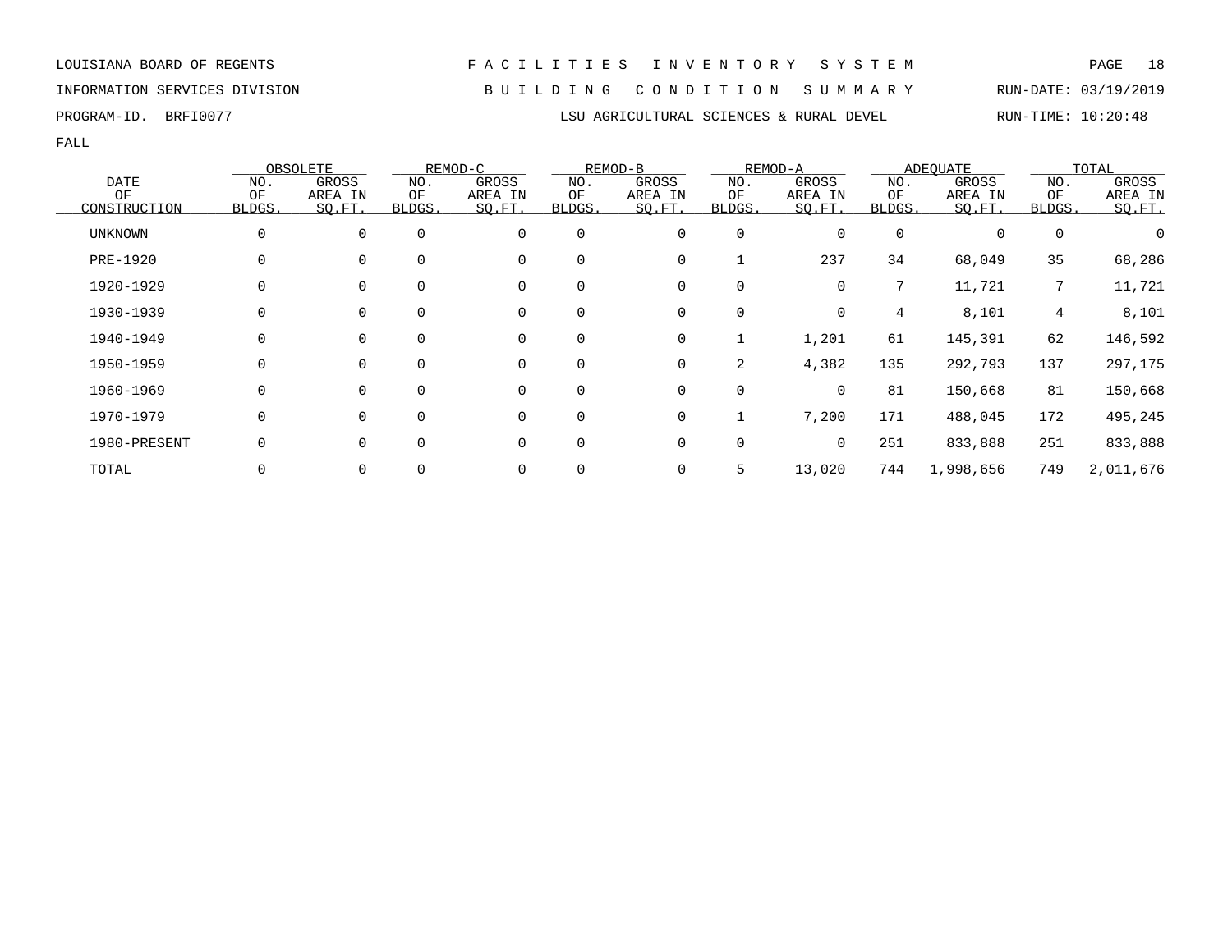LOUISIANA BOARD OF REGENTS

INFORMATION SERVICES DIVISION

PROGRAM-ID. BRFI0077

# F A C I L I T I E S I N V E N T O R Y S Y S T E M

## B U I L D I N G C O N D I T I O N S U M M A R Y

LSU AGRICULTURAL SCIENCES & RURAL DEVEL

RUN-DATE: 03/19/2019

RUN-TIME: 10:20:48

FALL

| DATE OF CONSTRUCTION | OBSOLETE | | REMOD-C | | REMOD-B | | REMOD-A | | ADEQUATE | | TOTAL | |
|---|---|---|---|---|---|---|---|---|---|---|---|---|
| | NO. OF BLDGS. | GROSS AREA IN SQ.FT. | NO. OF BLDGS. | GROSS AREA IN SQ.FT. | NO. OF BLDGS. | GROSS AREA IN SQ.FT. | NO. OF BLDGS. | GROSS AREA IN SQ.FT. | NO. OF BLDGS. | GROSS AREA IN SQ.FT. | NO. OF BLDGS. | GROSS AREA IN SQ.FT. |
| UNKNOWN | 0 | 0 | 0 | 0 | 0 | 0 | 0 | 0 | 0 | 0 | 0 | 0 |
| PRE-1920 | 0 | 0 | 0 | 0 | 0 | 0 | 1 | 237 | 34 | 68,049 | 35 | 68,286 |
| 1920-1929 | 0 | 0 | 0 | 0 | 0 | 0 | 0 | 0 | 7 | 11,721 | 7 | 11,721 |
| 1930-1939 | 0 | 0 | 0 | 0 | 0 | 0 | 0 | 0 | 4 | 8,101 | 4 | 8,101 |
| 1940-1949 | 0 | 0 | 0 | 0 | 0 | 0 | 1 | 1,201 | 61 | 145,391 | 62 | 146,592 |
| 1950-1959 | 0 | 0 | 0 | 0 | 0 | 0 | 2 | 4,382 | 135 | 292,793 | 137 | 297,175 |
| 1960-1969 | 0 | 0 | 0 | 0 | 0 | 0 | 0 | 0 | 81 | 150,668 | 81 | 150,668 |
| 1970-1979 | 0 | 0 | 0 | 0 | 0 | 0 | 1 | 7,200 | 171 | 488,045 | 172 | 495,245 |
| 1980-PRESENT | 0 | 0 | 0 | 0 | 0 | 0 | 0 | 0 | 251 | 833,888 | 251 | 833,888 |
| TOTAL | 0 | 0 | 0 | 0 | 0 | 0 | 5 | 13,020 | 744 | 1,998,656 | 749 | 2,011,676 |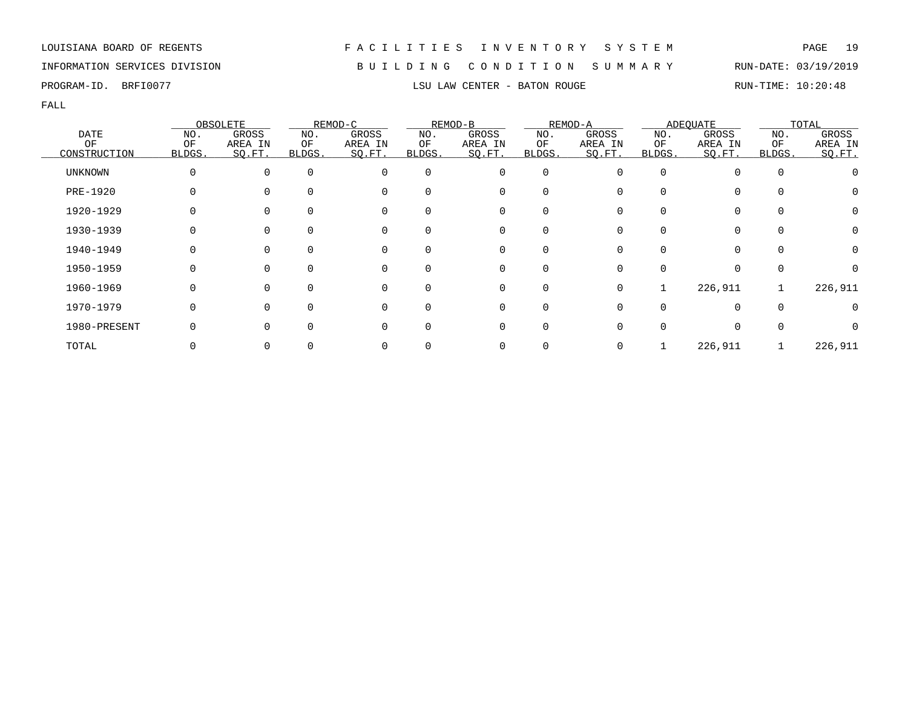LOUISIANA BOARD OF REGENTS — FACILITIES INVENTORY SYSTEM

INFORMATION SERVICES DIVISION — BUILDING CONDITION SUMMARY — RUN-DATE: 03/19/2019

PROGRAM-ID. BRFI0077 — LSU LAW CENTER - BATON ROUGE — RUN-TIME: 10:20:48

FALL

| DATE OF CONSTRUCTION | OBSOLETE | | REMOD-C | | REMOD-B | | REMOD-A | | ADEQUATE | | TOTAL | |
|---|---|---|---|---|---|---|---|---|---|---|---|---|
| | NO. OF BLDGS. | GROSS AREA IN SQ.FT. | NO. OF BLDGS. | GROSS AREA IN SQ.FT. | NO. OF BLDGS. | GROSS AREA IN SQ.FT. | NO. OF BLDGS. | GROSS AREA IN SQ.FT. | NO. OF BLDGS. | GROSS AREA IN SQ.FT. | NO. OF BLDGS. | GROSS AREA IN SQ.FT. |
| UNKNOWN | 0 | 0 | 0 | 0 | 0 | 0 | 0 | 0 | 0 | 0 | 0 | 0 |
| PRE-1920 | 0 | 0 | 0 | 0 | 0 | 0 | 0 | 0 | 0 | 0 | 0 | 0 |
| 1920-1929 | 0 | 0 | 0 | 0 | 0 | 0 | 0 | 0 | 0 | 0 | 0 | 0 |
| 1930-1939 | 0 | 0 | 0 | 0 | 0 | 0 | 0 | 0 | 0 | 0 | 0 | 0 |
| 1940-1949 | 0 | 0 | 0 | 0 | 0 | 0 | 0 | 0 | 0 | 0 | 0 | 0 |
| 1950-1959 | 0 | 0 | 0 | 0 | 0 | 0 | 0 | 0 | 0 | 0 | 0 | 0 |
| 1960-1969 | 0 | 0 | 0 | 0 | 0 | 0 | 0 | 0 | 1 | 226,911 | 1 | 226,911 |
| 1970-1979 | 0 | 0 | 0 | 0 | 0 | 0 | 0 | 0 | 0 | 0 | 0 | 0 |
| 1980-PRESENT | 0 | 0 | 0 | 0 | 0 | 0 | 0 | 0 | 0 | 0 | 0 | 0 |
| TOTAL | 0 | 0 | 0 | 0 | 0 | 0 | 0 | 0 | 1 | 226,911 | 1 | 226,911 |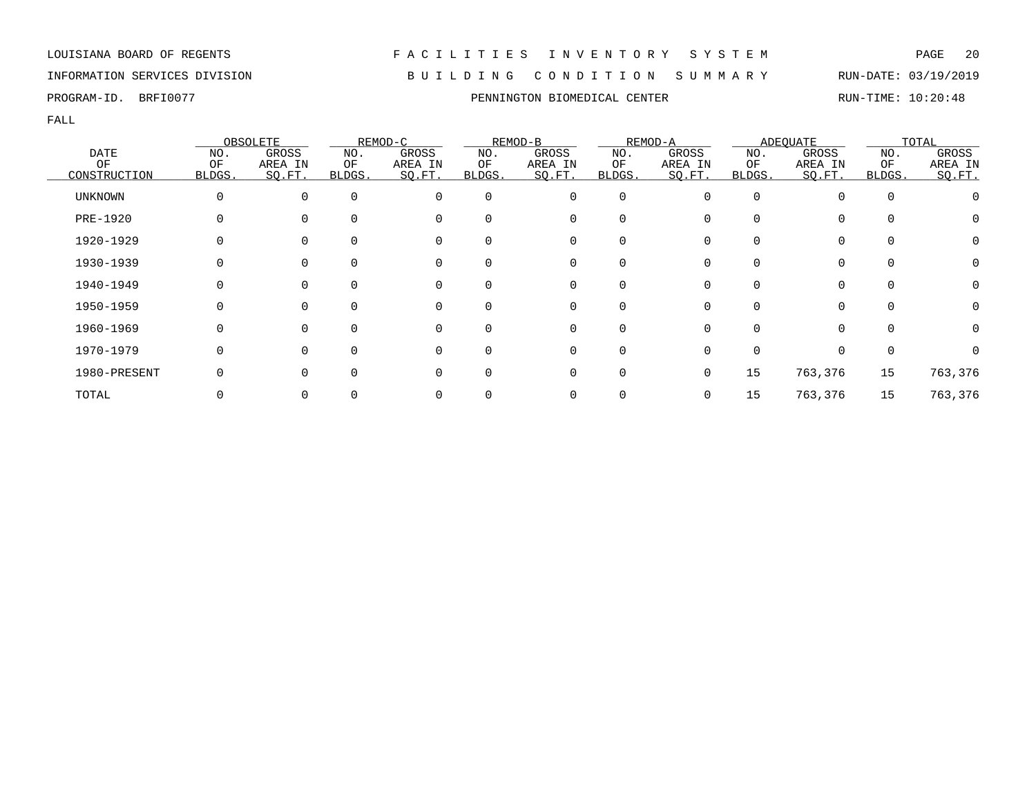LOUISIANA BOARD OF REGENTS — FACILITIES INVENTORY SYSTEM

INFORMATION SERVICES DIVISION — BUILDING CONDITION SUMMARY — RUN-DATE: 03/19/2019

PROGRAM-ID. BRFI0077 — PENNINGTON BIOMEDICAL CENTER — RUN-TIME: 10:20:48

FALL

| DATE OF CONSTRUCTION | OBSOLETE | | REMOD-C | | REMOD-B | | REMOD-A | | ADEQUATE | | TOTAL | |
|---|---|---|---|---|---|---|---|---|---|---|---|---|
| | NO. OF BLDGS. | GROSS AREA IN SQ.FT. | NO. OF BLDGS. | GROSS AREA IN SQ.FT. | NO. OF BLDGS. | GROSS AREA IN SQ.FT. | NO. OF BLDGS. | GROSS AREA IN SQ.FT. | NO. OF BLDGS. | GROSS AREA IN SQ.FT. | NO. OF BLDGS. | GROSS AREA IN SQ.FT. |
| UNKNOWN | 0 | 0 | 0 | 0 | 0 | 0 | 0 | 0 | 0 | 0 | 0 | 0 |
| PRE-1920 | 0 | 0 | 0 | 0 | 0 | 0 | 0 | 0 | 0 | 0 | 0 | 0 |
| 1920-1929 | 0 | 0 | 0 | 0 | 0 | 0 | 0 | 0 | 0 | 0 | 0 | 0 |
| 1930-1939 | 0 | 0 | 0 | 0 | 0 | 0 | 0 | 0 | 0 | 0 | 0 | 0 |
| 1940-1949 | 0 | 0 | 0 | 0 | 0 | 0 | 0 | 0 | 0 | 0 | 0 | 0 |
| 1950-1959 | 0 | 0 | 0 | 0 | 0 | 0 | 0 | 0 | 0 | 0 | 0 | 0 |
| 1960-1969 | 0 | 0 | 0 | 0 | 0 | 0 | 0 | 0 | 0 | 0 | 0 | 0 |
| 1970-1979 | 0 | 0 | 0 | 0 | 0 | 0 | 0 | 0 | 0 | 0 | 0 | 0 |
| 1980-PRESENT | 0 | 0 | 0 | 0 | 0 | 0 | 0 | 0 | 15 | 763,376 | 15 | 763,376 |
| TOTAL | 0 | 0 | 0 | 0 | 0 | 0 | 0 | 0 | 15 | 763,376 | 15 | 763,376 |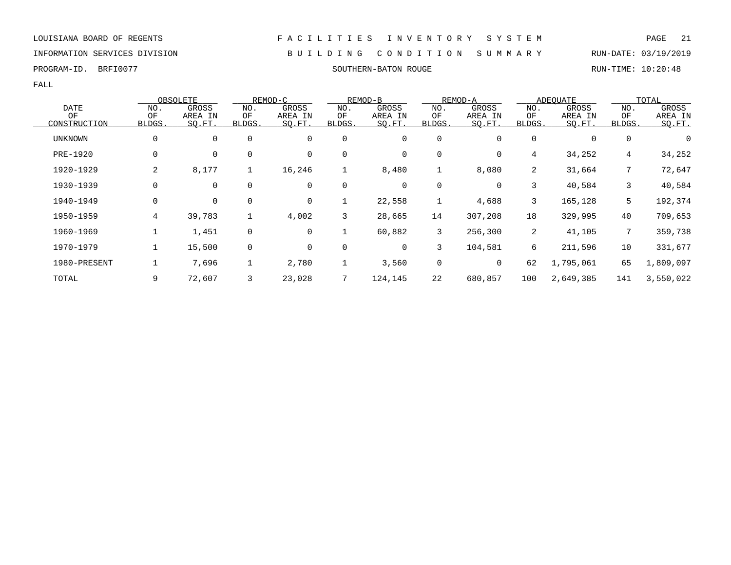LOUISIANA BOARD OF REGENTS — FACILITIES INVENTORY SYSTEM

INFORMATION SERVICES DIVISION — BUILDING CONDITION SUMMARY — RUN-DATE: 03/19/2019

PROGRAM-ID. BRFI0077 — SOUTHERN-BATON ROUGE — RUN-TIME: 10:20:48

FALL

| DATE OF CONSTRUCTION | OBSOLETE | | REMOD-C | | REMOD-B | | REMOD-A | | ADEQUATE | | TOTAL | |
|---|---|---|---|---|---|---|---|---|---|---|---|---|
| | NO. OF BLDGS. | GROSS AREA IN SQ.FT. | NO. OF BLDGS. | GROSS AREA IN SQ.FT. | NO. OF BLDGS. | GROSS AREA IN SQ.FT. | NO. OF BLDGS. | GROSS AREA IN SQ.FT. | NO. OF BLDGS. | GROSS AREA IN SQ.FT. | NO. OF BLDGS. | GROSS AREA IN SQ.FT. |
| UNKNOWN | 0 | 0 | 0 | 0 | 0 | 0 | 0 | 0 | 0 | 0 | 0 | 0 |
| PRE-1920 | 0 | 0 | 0 | 0 | 0 | 0 | 0 | 0 | 4 | 34,252 | 4 | 34,252 |
| 1920-1929 | 2 | 8,177 | 1 | 16,246 | 1 | 8,480 | 1 | 8,080 | 2 | 31,664 | 7 | 72,647 |
| 1930-1939 | 0 | 0 | 0 | 0 | 0 | 0 | 0 | 0 | 3 | 40,584 | 3 | 40,584 |
| 1940-1949 | 0 | 0 | 0 | 0 | 1 | 22,558 | 1 | 4,688 | 3 | 165,128 | 5 | 192,374 |
| 1950-1959 | 4 | 39,783 | 1 | 4,002 | 3 | 28,665 | 14 | 307,208 | 18 | 329,995 | 40 | 709,653 |
| 1960-1969 | 1 | 1,451 | 0 | 0 | 1 | 60,882 | 3 | 256,300 | 2 | 41,105 | 7 | 359,738 |
| 1970-1979 | 1 | 15,500 | 0 | 0 | 0 | 0 | 3 | 104,581 | 6 | 211,596 | 10 | 331,677 |
| 1980-PRESENT | 1 | 7,696 | 1 | 2,780 | 1 | 3,560 | 0 | 0 | 62 | 1,795,061 | 65 | 1,809,097 |
| TOTAL | 9 | 72,607 | 3 | 23,028 | 7 | 124,145 | 22 | 680,857 | 100 | 2,649,385 | 141 | 3,550,022 |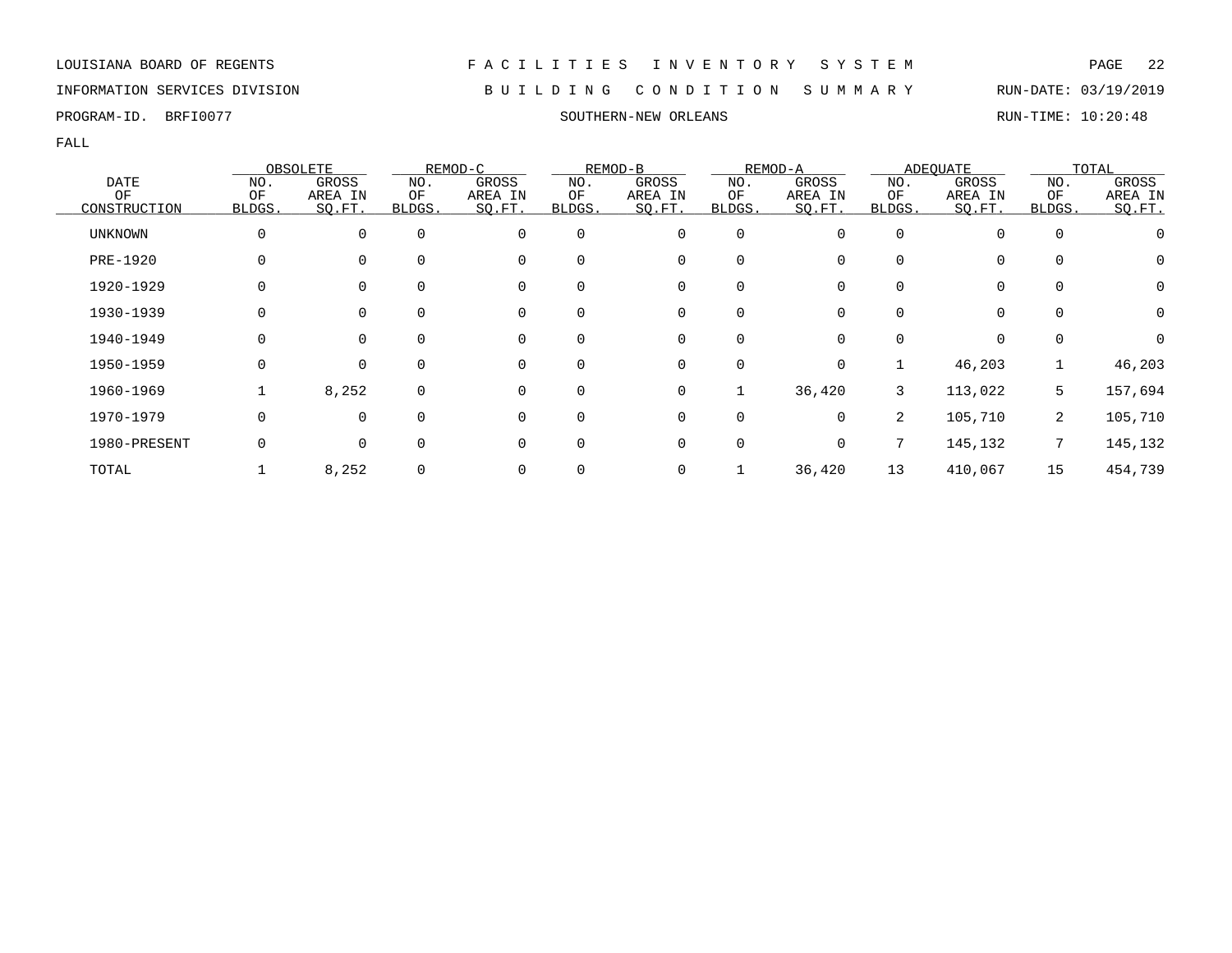LOUISIANA BOARD OF REGENTS — FACILITIES INVENTORY SYSTEM

INFORMATION SERVICES DIVISION — BUILDING CONDITION SUMMARY — RUN-DATE: 03/19/2019

PROGRAM-ID. BRFI0077 — SOUTHERN-NEW ORLEANS — RUN-TIME: 10:20:48

FALL

| DATE OF CONSTRUCTION | OBSOLETE | | REMOD-C | | REMOD-B | | REMOD-A | | ADEQUATE | | TOTAL | |
|---|---|---|---|---|---|---|---|---|---|---|---|---|
| | NO. OF BLDGS. | GROSS AREA IN SQ.FT. | NO. OF BLDGS. | GROSS AREA IN SQ.FT. | NO. OF BLDGS. | GROSS AREA IN SQ.FT. | NO. OF BLDGS. | GROSS AREA IN SQ.FT. | NO. OF BLDGS. | GROSS AREA IN SQ.FT. | NO. OF BLDGS. | GROSS AREA IN SQ.FT. |
| UNKNOWN | 0 | 0 | 0 | 0 | 0 | 0 | 0 | 0 | 0 | 0 | 0 | 0 |
| PRE-1920 | 0 | 0 | 0 | 0 | 0 | 0 | 0 | 0 | 0 | 0 | 0 | 0 |
| 1920-1929 | 0 | 0 | 0 | 0 | 0 | 0 | 0 | 0 | 0 | 0 | 0 | 0 |
| 1930-1939 | 0 | 0 | 0 | 0 | 0 | 0 | 0 | 0 | 0 | 0 | 0 | 0 |
| 1940-1949 | 0 | 0 | 0 | 0 | 0 | 0 | 0 | 0 | 0 | 0 | 0 | 0 |
| 1950-1959 | 0 | 0 | 0 | 0 | 0 | 0 | 0 | 0 | 1 | 46,203 | 1 | 46,203 |
| 1960-1969 | 1 | 8,252 | 0 | 0 | 0 | 0 | 1 | 36,420 | 3 | 113,022 | 5 | 157,694 |
| 1970-1979 | 0 | 0 | 0 | 0 | 0 | 0 | 0 | 0 | 2 | 105,710 | 2 | 105,710 |
| 1980-PRESENT | 0 | 0 | 0 | 0 | 0 | 0 | 0 | 0 | 7 | 145,132 | 7 | 145,132 |
| TOTAL | 1 | 8,252 | 0 | 0 | 0 | 0 | 1 | 36,420 | 13 | 410,067 | 15 | 454,739 |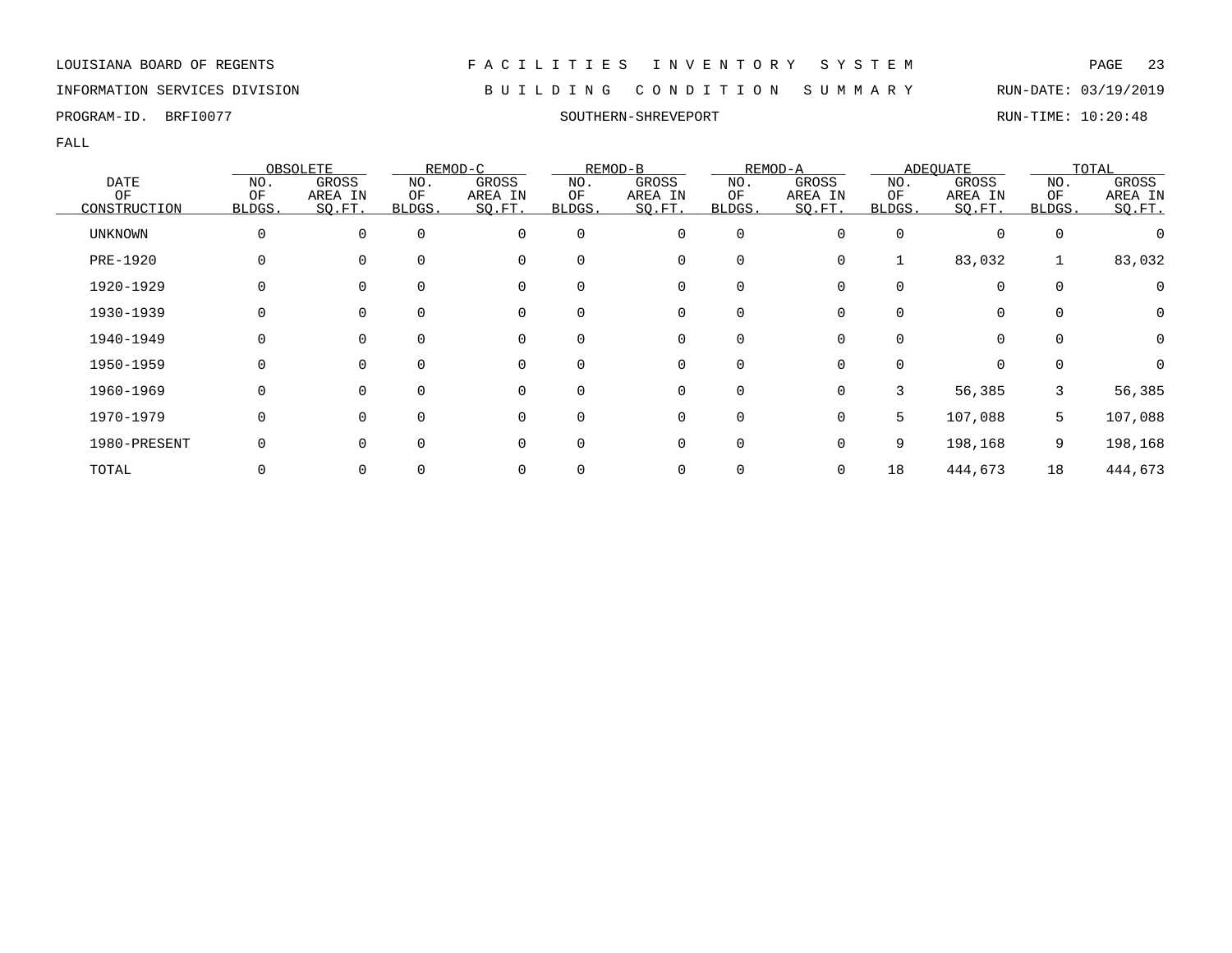LOUISIANA BOARD OF REGENTS

INFORMATION SERVICES DIVISION

PROGRAM-ID. BRFI0077

# FACILITIES INVENTORY SYSTEM

## BUILDING CONDITION SUMMARY

### SOUTHERN-SHREVEPORT

RUN-DATE: 03/19/2019

RUN-TIME: 10:20:48

FALL

| DATE OF CONSTRUCTION | OBSOLETE | | REMOD-C | | REMOD-B | | REMOD-A | | ADEQUATE | | TOTAL | |
|---|---|---|---|---|---|---|---|---|---|---|---|---|
| | NO. OF BLDGS. | GROSS AREA IN SQ.FT. | NO. OF BLDGS. | GROSS AREA IN SQ.FT. | NO. OF BLDGS. | GROSS AREA IN SQ.FT. | NO. OF BLDGS. | GROSS AREA IN SQ.FT. | NO. OF BLDGS. | GROSS AREA IN SQ.FT. | NO. OF BLDGS. | GROSS AREA IN SQ.FT. |
| UNKNOWN | 0 | 0 | 0 | 0 | 0 | 0 | 0 | 0 | 0 | 0 | 0 | 0 |
| PRE-1920 | 0 | 0 | 0 | 0 | 0 | 0 | 0 | 0 | 1 | 83,032 | 1 | 83,032 |
| 1920-1929 | 0 | 0 | 0 | 0 | 0 | 0 | 0 | 0 | 0 | 0 | 0 | 0 |
| 1930-1939 | 0 | 0 | 0 | 0 | 0 | 0 | 0 | 0 | 0 | 0 | 0 | 0 |
| 1940-1949 | 0 | 0 | 0 | 0 | 0 | 0 | 0 | 0 | 0 | 0 | 0 | 0 |
| 1950-1959 | 0 | 0 | 0 | 0 | 0 | 0 | 0 | 0 | 0 | 0 | 0 | 0 |
| 1960-1969 | 0 | 0 | 0 | 0 | 0 | 0 | 0 | 0 | 3 | 56,385 | 3 | 56,385 |
| 1970-1979 | 0 | 0 | 0 | 0 | 0 | 0 | 0 | 0 | 5 | 107,088 | 5 | 107,088 |
| 1980-PRESENT | 0 | 0 | 0 | 0 | 0 | 0 | 0 | 0 | 9 | 198,168 | 9 | 198,168 |
| TOTAL | 0 | 0 | 0 | 0 | 0 | 0 | 0 | 0 | 18 | 444,673 | 18 | 444,673 |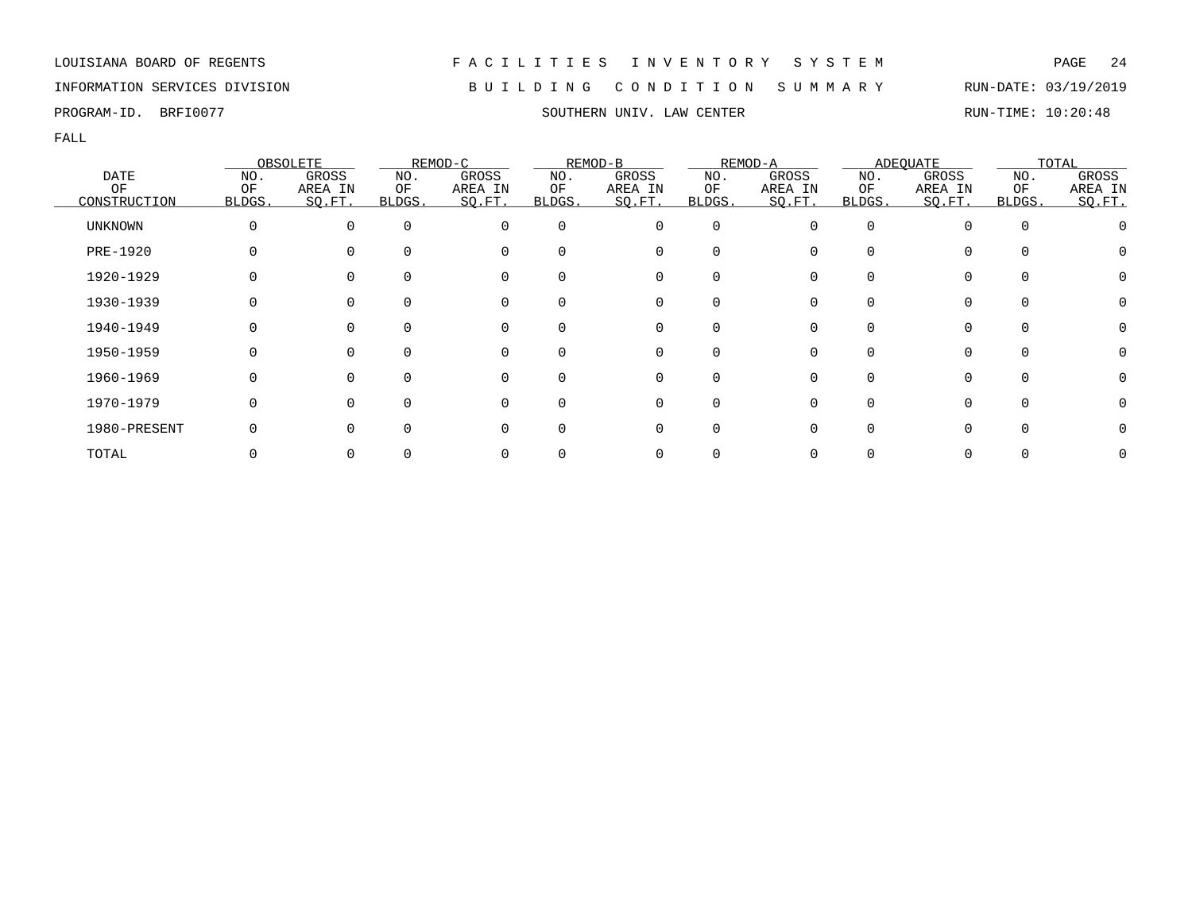LOUISIANA BOARD OF REGENTS

INFORMATION SERVICES DIVISION

PROGRAM-ID. BRFI0077

# F A C I L I T I E S   I N V E N T O R Y   S Y S T E M

## B U I L D I N G   C O N D I T I O N   S U M M A R Y

## SOUTHERN UNIV. LAW CENTER

RUN-DATE: 03/19/2019

RUN-TIME: 10:20:48

FALL

| DATE OF CONSTRUCTION | OBSOLETE | | REMOD-C | | REMOD-B | | REMOD-A | | ADEQUATE | | TOTAL | |
|---|---|---|---|---|---|---|---|---|---|---|---|---|
| | NO. OF BLDGS. | GROSS AREA IN SQ.FT. | NO. OF BLDGS. | GROSS AREA IN SQ.FT. | NO. OF BLDGS. | GROSS AREA IN SQ.FT. | NO. OF BLDGS. | GROSS AREA IN SQ.FT. | NO. OF BLDGS. | GROSS AREA IN SQ.FT. | NO. OF BLDGS. | GROSS AREA IN SQ.FT. |
| UNKNOWN | 0 | 0 | 0 | 0 | 0 | 0 | 0 | 0 | 0 | 0 | 0 | 0 |
| PRE-1920 | 0 | 0 | 0 | 0 | 0 | 0 | 0 | 0 | 0 | 0 | 0 | 0 |
| 1920-1929 | 0 | 0 | 0 | 0 | 0 | 0 | 0 | 0 | 0 | 0 | 0 | 0 |
| 1930-1939 | 0 | 0 | 0 | 0 | 0 | 0 | 0 | 0 | 0 | 0 | 0 | 0 |
| 1940-1949 | 0 | 0 | 0 | 0 | 0 | 0 | 0 | 0 | 0 | 0 | 0 | 0 |
| 1950-1959 | 0 | 0 | 0 | 0 | 0 | 0 | 0 | 0 | 0 | 0 | 0 | 0 |
| 1960-1969 | 0 | 0 | 0 | 0 | 0 | 0 | 0 | 0 | 0 | 0 | 0 | 0 |
| 1970-1979 | 0 | 0 | 0 | 0 | 0 | 0 | 0 | 0 | 0 | 0 | 0 | 0 |
| 1980-PRESENT | 0 | 0 | 0 | 0 | 0 | 0 | 0 | 0 | 0 | 0 | 0 | 0 |
| TOTAL | 0 | 0 | 0 | 0 | 0 | 0 | 0 | 0 | 0 | 0 | 0 | 0 |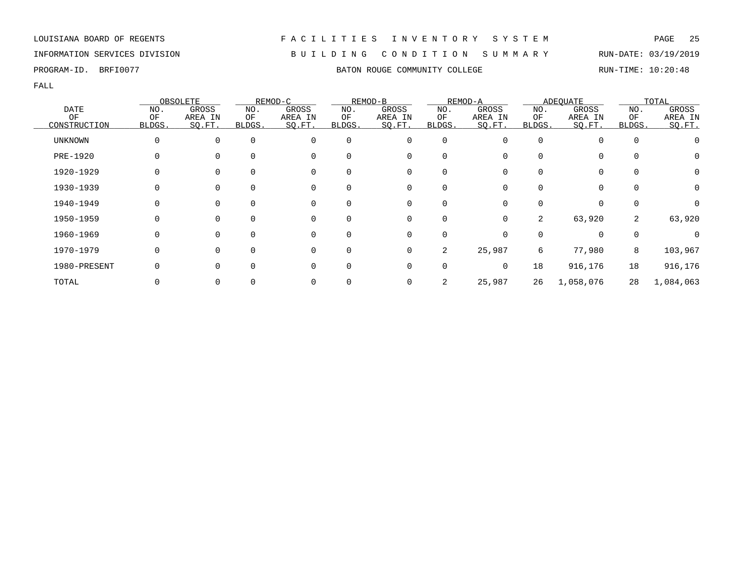LOUISIANA BOARD OF REGENTS — F A C I L I T I E S   I N V E N T O R Y   S Y S T E M

INFORMATION SERVICES DIVISION — B U I L D I N G   C O N D I T I O N   S U M M A R Y — RUN-DATE: 03/19/2019

PROGRAM-ID. BRFI0077 — BATON ROUGE COMMUNITY COLLEGE — RUN-TIME: 10:20:48

FALL

| DATE OF CONSTRUCTION | OBSOLETE | | REMOD-C | | REMOD-B | | REMOD-A | | ADEQUATE | | TOTAL | |
|---|---|---|---|---|---|---|---|---|---|---|---|---|
| | NO. OF BLDGS. | GROSS AREA IN SQ.FT. | NO. OF BLDGS. | GROSS AREA IN SQ.FT. | NO. OF BLDGS. | GROSS AREA IN SQ.FT. | NO. OF BLDGS. | GROSS AREA IN SQ.FT. | NO. OF BLDGS. | GROSS AREA IN SQ.FT. | NO. OF BLDGS. | GROSS AREA IN SQ.FT. |
| UNKNOWN | 0 | 0 | 0 | 0 | 0 | 0 | 0 | 0 | 0 | 0 | 0 | 0 |
| PRE-1920 | 0 | 0 | 0 | 0 | 0 | 0 | 0 | 0 | 0 | 0 | 0 | 0 |
| 1920-1929 | 0 | 0 | 0 | 0 | 0 | 0 | 0 | 0 | 0 | 0 | 0 | 0 |
| 1930-1939 | 0 | 0 | 0 | 0 | 0 | 0 | 0 | 0 | 0 | 0 | 0 | 0 |
| 1940-1949 | 0 | 0 | 0 | 0 | 0 | 0 | 0 | 0 | 0 | 0 | 0 | 0 |
| 1950-1959 | 0 | 0 | 0 | 0 | 0 | 0 | 0 | 0 | 2 | 63,920 | 2 | 63,920 |
| 1960-1969 | 0 | 0 | 0 | 0 | 0 | 0 | 0 | 0 | 0 | 0 | 0 | 0 |
| 1970-1979 | 0 | 0 | 0 | 0 | 0 | 0 | 2 | 25,987 | 6 | 77,980 | 8 | 103,967 |
| 1980-PRESENT | 0 | 0 | 0 | 0 | 0 | 0 | 0 | 0 | 18 | 916,176 | 18 | 916,176 |
| TOTAL | 0 | 0 | 0 | 0 | 0 | 0 | 2 | 25,987 | 26 | 1,058,076 | 28 | 1,084,063 |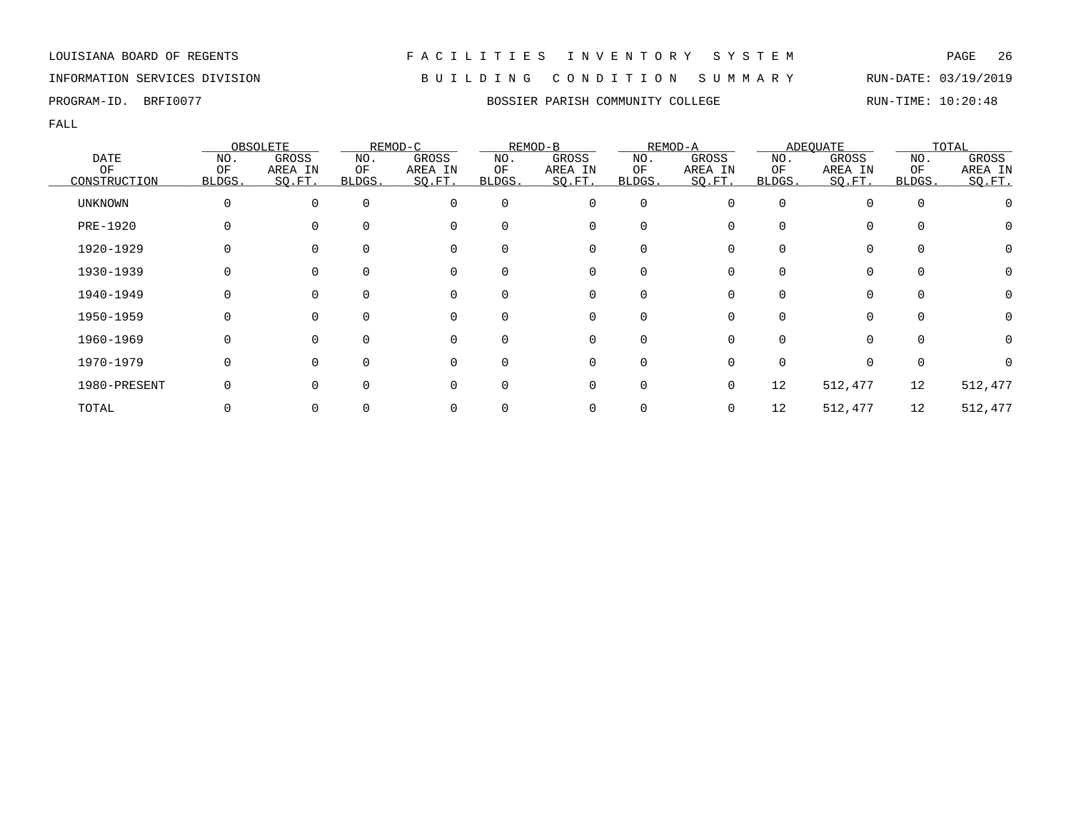LOUISIANA BOARD OF REGENTS — FACILITIES INVENTORY SYSTEM

INFORMATION SERVICES DIVISION — BUILDING CONDITION SUMMARY — RUN-DATE: 03/19/2019

PROGRAM-ID. BRFI0077 — BOSSIER PARISH COMMUNITY COLLEGE — RUN-TIME: 10:20:48

FALL

| DATE OF CONSTRUCTION | OBSOLETE | | REMOD-C | | REMOD-B | | REMOD-A | | ADEQUATE | | TOTAL | |
|---|---|---|---|---|---|---|---|---|---|---|---|---|
| | NO. OF BLDGS. | GROSS AREA IN SQ.FT. | NO. OF BLDGS. | GROSS AREA IN SQ.FT. | NO. OF BLDGS. | GROSS AREA IN SQ.FT. | NO. OF BLDGS. | GROSS AREA IN SQ.FT. | NO. OF BLDGS. | GROSS AREA IN SQ.FT. | NO. OF BLDGS. | GROSS AREA IN SQ.FT. |
| UNKNOWN | 0 | 0 | 0 | 0 | 0 | 0 | 0 | 0 | 0 | 0 | 0 | 0 |
| PRE-1920 | 0 | 0 | 0 | 0 | 0 | 0 | 0 | 0 | 0 | 0 | 0 | 0 |
| 1920-1929 | 0 | 0 | 0 | 0 | 0 | 0 | 0 | 0 | 0 | 0 | 0 | 0 |
| 1930-1939 | 0 | 0 | 0 | 0 | 0 | 0 | 0 | 0 | 0 | 0 | 0 | 0 |
| 1940-1949 | 0 | 0 | 0 | 0 | 0 | 0 | 0 | 0 | 0 | 0 | 0 | 0 |
| 1950-1959 | 0 | 0 | 0 | 0 | 0 | 0 | 0 | 0 | 0 | 0 | 0 | 0 |
| 1960-1969 | 0 | 0 | 0 | 0 | 0 | 0 | 0 | 0 | 0 | 0 | 0 | 0 |
| 1970-1979 | 0 | 0 | 0 | 0 | 0 | 0 | 0 | 0 | 0 | 0 | 0 | 0 |
| 1980-PRESENT | 0 | 0 | 0 | 0 | 0 | 0 | 0 | 0 | 12 | 512,477 | 12 | 512,477 |
| TOTAL | 0 | 0 | 0 | 0 | 0 | 0 | 0 | 0 | 12 | 512,477 | 12 | 512,477 |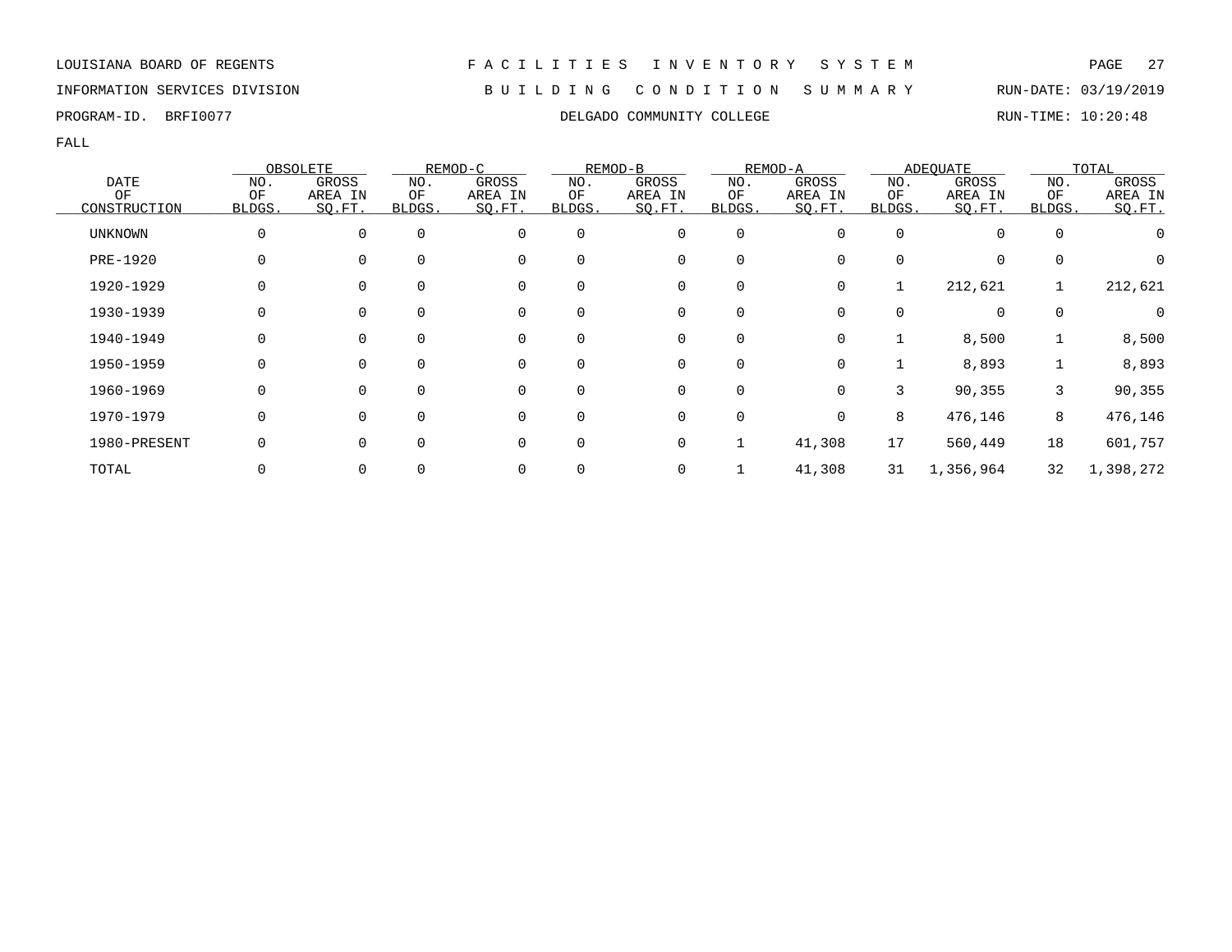LOUISIANA BOARD OF REGENTS — FACILITIES INVENTORY SYSTEM

INFORMATION SERVICES DIVISION — BUILDING CONDITION SUMMARY — RUN-DATE: 03/19/2019

PROGRAM-ID. BRFI0077 — DELGADO COMMUNITY COLLEGE — RUN-TIME: 10:20:48

FALL

| DATE OF CONSTRUCTION | OBSOLETE | | REMOD-C | | REMOD-B | | REMOD-A | | ADEQUATE | | TOTAL | |
|---|---|---|---|---|---|---|---|---|---|---|---|---|
| | NO. OF BLDGS. | GROSS AREA IN SQ.FT. | NO. OF BLDGS. | GROSS AREA IN SQ.FT. | NO. OF BLDGS. | GROSS AREA IN SQ.FT. | NO. OF BLDGS. | GROSS AREA IN SQ.FT. | NO. OF BLDGS. | GROSS AREA IN SQ.FT. | NO. OF BLDGS. | GROSS AREA IN SQ.FT. |
| UNKNOWN | 0 | 0 | 0 | 0 | 0 | 0 | 0 | 0 | 0 | 0 | 0 | 0 |
| PRE-1920 | 0 | 0 | 0 | 0 | 0 | 0 | 0 | 0 | 0 | 0 | 0 | 0 |
| 1920-1929 | 0 | 0 | 0 | 0 | 0 | 0 | 0 | 0 | 1 | 212,621 | 1 | 212,621 |
| 1930-1939 | 0 | 0 | 0 | 0 | 0 | 0 | 0 | 0 | 0 | 0 | 0 | 0 |
| 1940-1949 | 0 | 0 | 0 | 0 | 0 | 0 | 0 | 0 | 1 | 8,500 | 1 | 8,500 |
| 1950-1959 | 0 | 0 | 0 | 0 | 0 | 0 | 0 | 0 | 1 | 8,893 | 1 | 8,893 |
| 1960-1969 | 0 | 0 | 0 | 0 | 0 | 0 | 0 | 0 | 3 | 90,355 | 3 | 90,355 |
| 1970-1979 | 0 | 0 | 0 | 0 | 0 | 0 | 0 | 0 | 8 | 476,146 | 8 | 476,146 |
| 1980-PRESENT | 0 | 0 | 0 | 0 | 0 | 0 | 1 | 41,308 | 17 | 560,449 | 18 | 601,757 |
| TOTAL | 0 | 0 | 0 | 0 | 0 | 0 | 1 | 41,308 | 31 | 1,356,964 | 32 | 1,398,272 |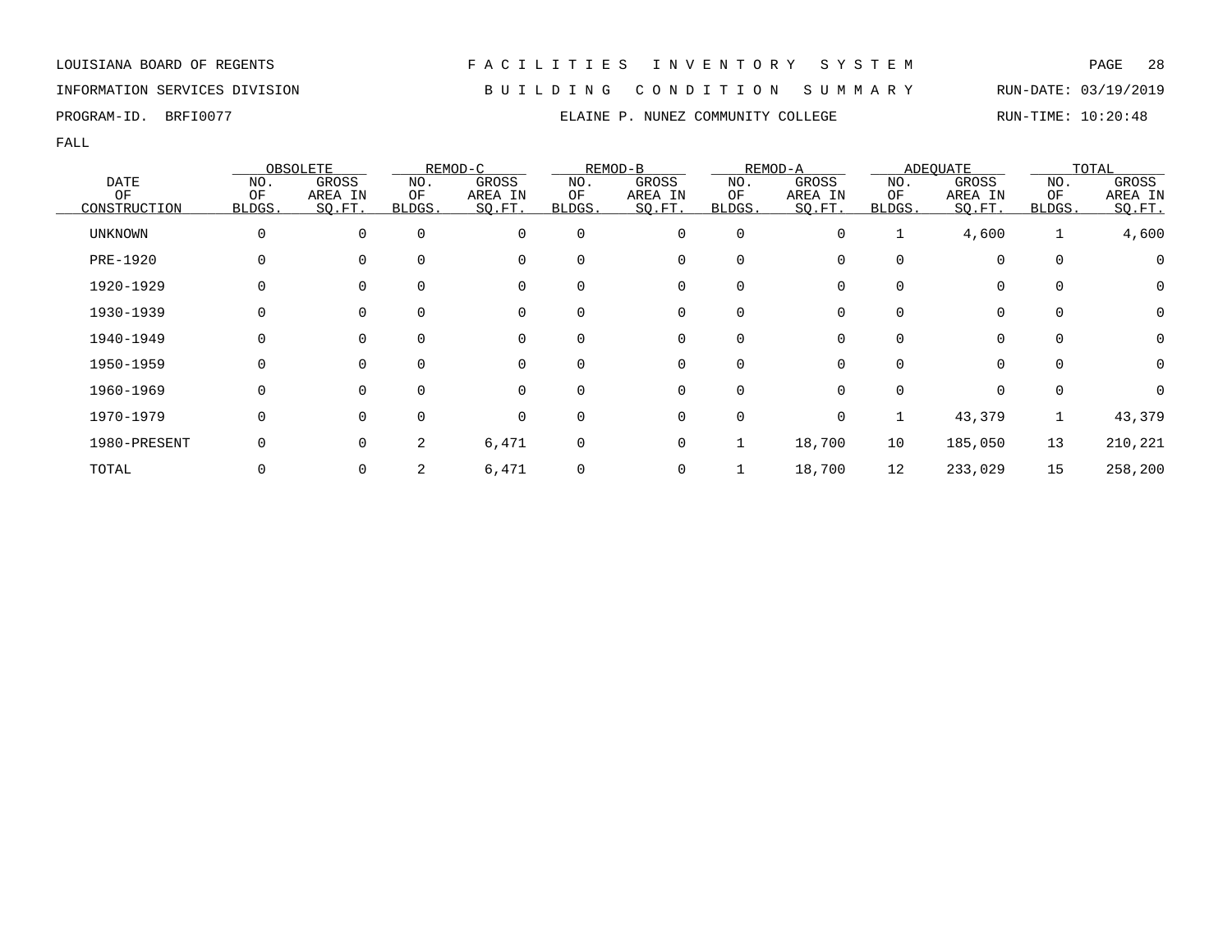LOUISIANA BOARD OF REGENTS

INFORMATION SERVICES DIVISION

PROGRAM-ID. BRFI0077

# F A C I L I T I E S   I N V E N T O R Y   S Y S T E M

## B U I L D I N G   C O N D I T I O N   S U M M A R Y

### ELAINE P. NUNEZ COMMUNITY COLLEGE

RUN-DATE: 03/19/2019

RUN-TIME: 10:20:48

FALL

| DATE OF CONSTRUCTION | OBSOLETE NO. OF BLDGS. | OBSOLETE GROSS AREA IN SQ.FT. | REMOD-C NO. OF BLDGS. | REMOD-C GROSS AREA IN SQ.FT. | REMOD-B NO. OF BLDGS. | REMOD-B GROSS AREA IN SQ.FT. | REMOD-A NO. OF BLDGS. | REMOD-A GROSS AREA IN SQ.FT. | ADEQUATE NO. OF BLDGS. | ADEQUATE GROSS AREA IN SQ.FT. | TOTAL NO. OF BLDGS. | TOTAL GROSS AREA IN SQ.FT. |
|---|---|---|---|---|---|---|---|---|---|---|---|---|
| UNKNOWN | 0 | 0 | 0 | 0 | 0 | 0 | 0 | 0 | 1 | 4,600 | 1 | 4,600 |
| PRE-1920 | 0 | 0 | 0 | 0 | 0 | 0 | 0 | 0 | 0 | 0 | 0 | 0 |
| 1920-1929 | 0 | 0 | 0 | 0 | 0 | 0 | 0 | 0 | 0 | 0 | 0 | 0 |
| 1930-1939 | 0 | 0 | 0 | 0 | 0 | 0 | 0 | 0 | 0 | 0 | 0 | 0 |
| 1940-1949 | 0 | 0 | 0 | 0 | 0 | 0 | 0 | 0 | 0 | 0 | 0 | 0 |
| 1950-1959 | 0 | 0 | 0 | 0 | 0 | 0 | 0 | 0 | 0 | 0 | 0 | 0 |
| 1960-1969 | 0 | 0 | 0 | 0 | 0 | 0 | 0 | 0 | 0 | 0 | 0 | 0 |
| 1970-1979 | 0 | 0 | 0 | 0 | 0 | 0 | 0 | 0 | 1 | 43,379 | 1 | 43,379 |
| 1980-PRESENT | 0 | 0 | 2 | 6,471 | 0 | 0 | 1 | 18,700 | 10 | 185,050 | 13 | 210,221 |
| TOTAL | 0 | 0 | 2 | 6,471 | 0 | 0 | 1 | 18,700 | 12 | 233,029 | 15 | 258,200 |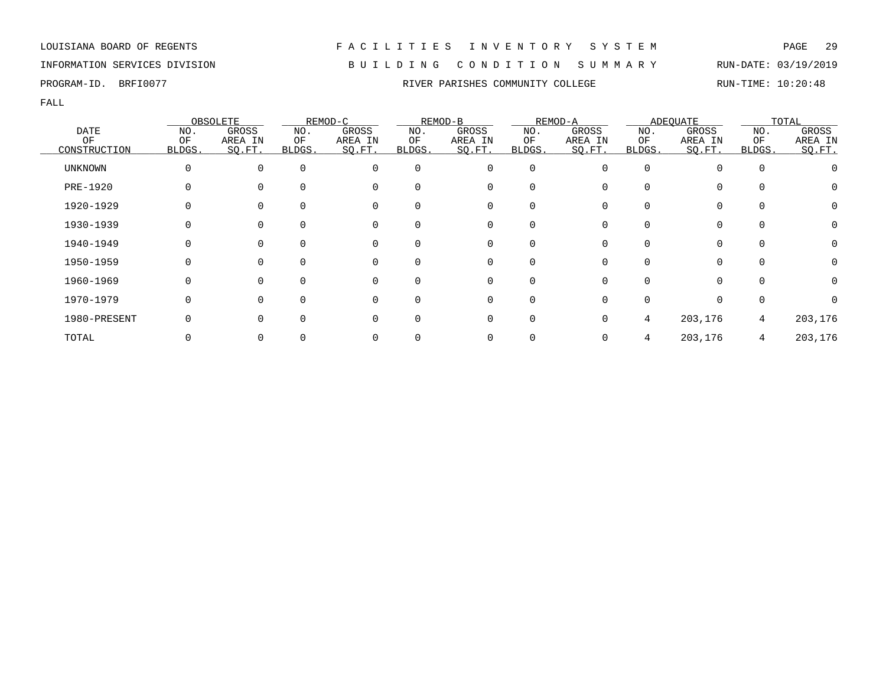LOUISIANA BOARD OF REGENTS — INFORMATION SERVICES DIVISION — PROGRAM-ID. BRFI0077

# FACILITIES INVENTORY SYSTEM

## BUILDING CONDITION SUMMARY

### RIVER PARISHES COMMUNITY COLLEGE

RUN-DATE: 03/19/2019 RUN-TIME: 10:20:48

FALL

| DATE OF CONSTRUCTION | OBSOLETE | | REMOD-C | | REMOD-B | | REMOD-A | | ADEQUATE | | TOTAL | |
|---|---|---|---|---|---|---|---|---|---|---|---|---|
| | NO. OF BLDGS. | GROSS AREA IN SQ.FT. | NO. OF BLDGS. | GROSS AREA IN SQ.FT. | NO. OF BLDGS. | GROSS AREA IN SQ.FT. | NO. OF BLDGS. | GROSS AREA IN SQ.FT. | NO. OF BLDGS. | GROSS AREA IN SQ.FT. | NO. OF BLDGS. | GROSS AREA IN SQ.FT. |
| UNKNOWN | 0 | 0 | 0 | 0 | 0 | 0 | 0 | 0 | 0 | 0 | 0 | 0 |
| PRE-1920 | 0 | 0 | 0 | 0 | 0 | 0 | 0 | 0 | 0 | 0 | 0 | 0 |
| 1920-1929 | 0 | 0 | 0 | 0 | 0 | 0 | 0 | 0 | 0 | 0 | 0 | 0 |
| 1930-1939 | 0 | 0 | 0 | 0 | 0 | 0 | 0 | 0 | 0 | 0 | 0 | 0 |
| 1940-1949 | 0 | 0 | 0 | 0 | 0 | 0 | 0 | 0 | 0 | 0 | 0 | 0 |
| 1950-1959 | 0 | 0 | 0 | 0 | 0 | 0 | 0 | 0 | 0 | 0 | 0 | 0 |
| 1960-1969 | 0 | 0 | 0 | 0 | 0 | 0 | 0 | 0 | 0 | 0 | 0 | 0 |
| 1970-1979 | 0 | 0 | 0 | 0 | 0 | 0 | 0 | 0 | 0 | 0 | 0 | 0 |
| 1980-PRESENT | 0 | 0 | 0 | 0 | 0 | 0 | 0 | 0 | 4 | 203,176 | 4 | 203,176 |
| TOTAL | 0 | 0 | 0 | 0 | 0 | 0 | 0 | 0 | 4 | 203,176 | 4 | 203,176 |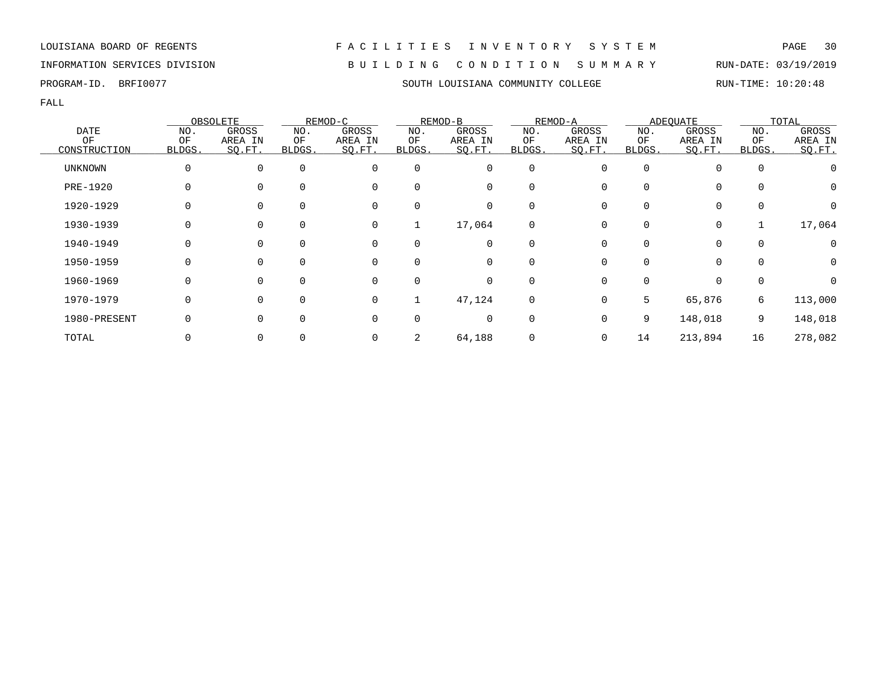LOUISIANA BOARD OF REGENTS — FACILITIES INVENTORY SYSTEM

INFORMATION SERVICES DIVISION — BUILDING CONDITION SUMMARY — RUN-DATE: 03/19/2019

PROGRAM-ID. BRFI0077 — SOUTH LOUISIANA COMMUNITY COLLEGE — RUN-TIME: 10:20:48

FALL

| DATE OF CONSTRUCTION | OBSOLETE | | REMOD-C | | REMOD-B | | REMOD-A | | ADEQUATE | | TOTAL | |
|---|---|---|---|---|---|---|---|---|---|---|---|---|
| | NO. OF BLDGS. | GROSS AREA IN SQ.FT. | NO. OF BLDGS. | GROSS AREA IN SQ.FT. | NO. OF BLDGS. | GROSS AREA IN SQ.FT. | NO. OF BLDGS. | GROSS AREA IN SQ.FT. | NO. OF BLDGS. | GROSS AREA IN SQ.FT. | NO. OF BLDGS. | GROSS AREA IN SQ.FT. |
| UNKNOWN | 0 | 0 | 0 | 0 | 0 | 0 | 0 | 0 | 0 | 0 | 0 | 0 |
| PRE-1920 | 0 | 0 | 0 | 0 | 0 | 0 | 0 | 0 | 0 | 0 | 0 | 0 |
| 1920-1929 | 0 | 0 | 0 | 0 | 0 | 0 | 0 | 0 | 0 | 0 | 0 | 0 |
| 1930-1939 | 0 | 0 | 0 | 0 | 1 | 17,064 | 0 | 0 | 0 | 0 | 1 | 17,064 |
| 1940-1949 | 0 | 0 | 0 | 0 | 0 | 0 | 0 | 0 | 0 | 0 | 0 | 0 |
| 1950-1959 | 0 | 0 | 0 | 0 | 0 | 0 | 0 | 0 | 0 | 0 | 0 | 0 |
| 1960-1969 | 0 | 0 | 0 | 0 | 0 | 0 | 0 | 0 | 0 | 0 | 0 | 0 |
| 1970-1979 | 0 | 0 | 0 | 0 | 1 | 47,124 | 0 | 0 | 5 | 65,876 | 6 | 113,000 |
| 1980-PRESENT | 0 | 0 | 0 | 0 | 0 | 0 | 0 | 0 | 9 | 148,018 | 9 | 148,018 |
| TOTAL | 0 | 0 | 0 | 0 | 2 | 64,188 | 0 | 0 | 14 | 213,894 | 16 | 278,082 |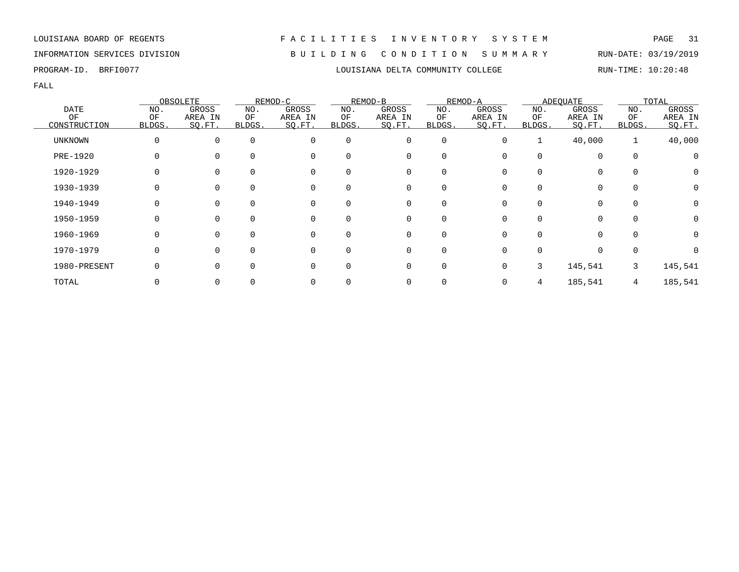LOUISIANA BOARD OF REGENTS — F A C I L I T I E S   I N V E N T O R Y   S Y S T E M

INFORMATION SERVICES DIVISION — B U I L D I N G   C O N D I T I O N   S U M M A R Y — RUN-DATE: 03/19/2019

PROGRAM-ID. BRFI0077 — LOUISIANA DELTA COMMUNITY COLLEGE — RUN-TIME: 10:20:48

FALL

| DATE OF CONSTRUCTION | OBSOLETE NO. OF BLDGS. | OBSOLETE GROSS AREA IN SQ.FT. | REMOD-C NO. OF BLDGS. | REMOD-C GROSS AREA IN SQ.FT. | REMOD-B NO. OF BLDGS. | REMOD-B GROSS AREA IN SQ.FT. | REMOD-A NO. OF BLDGS. | REMOD-A GROSS AREA IN SQ.FT. | ADEQUATE NO. OF BLDGS. | ADEQUATE GROSS AREA IN SQ.FT. | TOTAL NO. OF BLDGS. | TOTAL GROSS AREA IN SQ.FT. |
|---|---|---|---|---|---|---|---|---|---|---|---|---|
| UNKNOWN | 0 | 0 | 0 | 0 | 0 | 0 | 0 | 0 | 1 | 40,000 | 1 | 40,000 |
| PRE-1920 | 0 | 0 | 0 | 0 | 0 | 0 | 0 | 0 | 0 | 0 | 0 | 0 |
| 1920-1929 | 0 | 0 | 0 | 0 | 0 | 0 | 0 | 0 | 0 | 0 | 0 | 0 |
| 1930-1939 | 0 | 0 | 0 | 0 | 0 | 0 | 0 | 0 | 0 | 0 | 0 | 0 |
| 1940-1949 | 0 | 0 | 0 | 0 | 0 | 0 | 0 | 0 | 0 | 0 | 0 | 0 |
| 1950-1959 | 0 | 0 | 0 | 0 | 0 | 0 | 0 | 0 | 0 | 0 | 0 | 0 |
| 1960-1969 | 0 | 0 | 0 | 0 | 0 | 0 | 0 | 0 | 0 | 0 | 0 | 0 |
| 1970-1979 | 0 | 0 | 0 | 0 | 0 | 0 | 0 | 0 | 0 | 0 | 0 | 0 |
| 1980-PRESENT | 0 | 0 | 0 | 0 | 0 | 0 | 0 | 0 | 3 | 145,541 | 3 | 145,541 |
| TOTAL | 0 | 0 | 0 | 0 | 0 | 0 | 0 | 0 | 4 | 185,541 | 4 | 185,541 |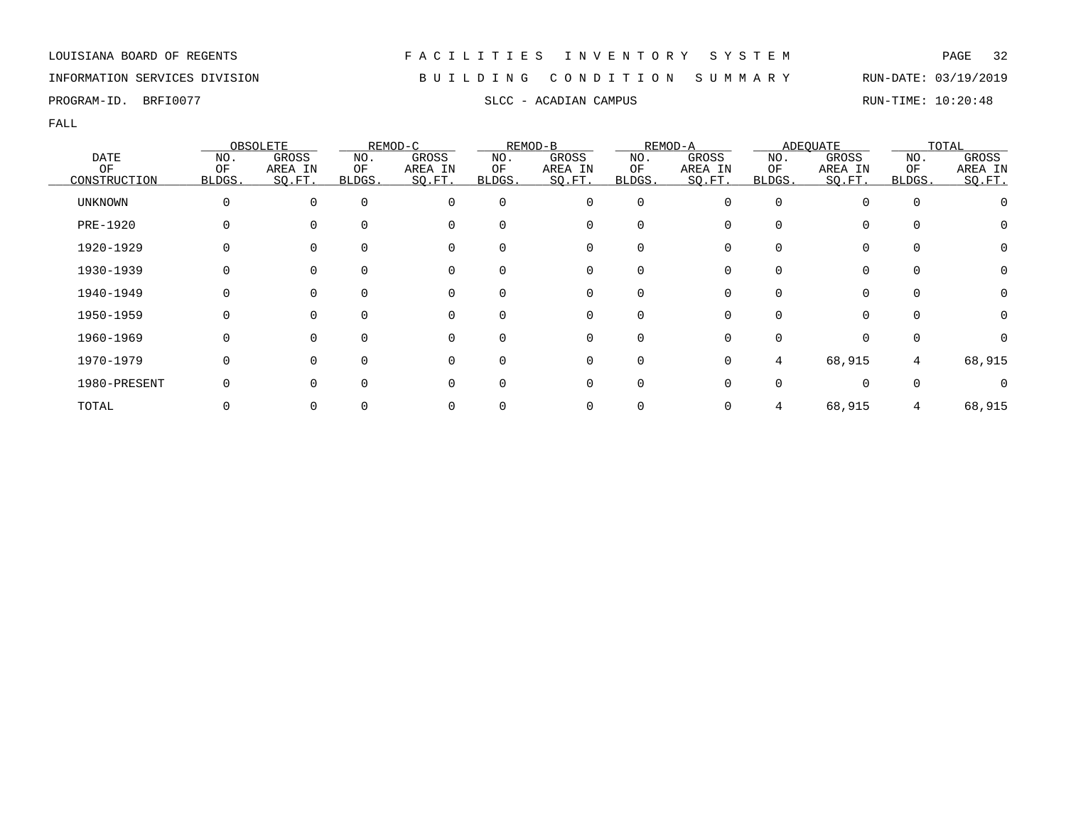LOUISIANA BOARD OF REGENTS

INFORMATION SERVICES DIVISION

PROGRAM-ID. BRFI0077

# FACILITIES INVENTORY SYSTEM

## BUILDING CONDITION SUMMARY

### SLCC - ACADIAN CAMPUS

RUN-DATE: 03/19/2019

RUN-TIME: 10:20:48

FALL

| DATE OF CONSTRUCTION | OBSOLETE NO. OF BLDGS. | OBSOLETE GROSS AREA IN SQ.FT. | REMOD-C NO. OF BLDGS. | REMOD-C GROSS AREA IN SQ.FT. | REMOD-B NO. OF BLDGS. | REMOD-B GROSS AREA IN SQ.FT. | REMOD-A NO. OF BLDGS. | REMOD-A GROSS AREA IN SQ.FT. | ADEQUATE NO. OF BLDGS. | ADEQUATE GROSS AREA IN SQ.FT. | TOTAL NO. OF BLDGS. | TOTAL GROSS AREA IN SQ.FT. |
|---|---|---|---|---|---|---|---|---|---|---|---|---|
| UNKNOWN | 0 | 0 | 0 | 0 | 0 | 0 | 0 | 0 | 0 | 0 | 0 | 0 |
| PRE-1920 | 0 | 0 | 0 | 0 | 0 | 0 | 0 | 0 | 0 | 0 | 0 | 0 |
| 1920-1929 | 0 | 0 | 0 | 0 | 0 | 0 | 0 | 0 | 0 | 0 | 0 | 0 |
| 1930-1939 | 0 | 0 | 0 | 0 | 0 | 0 | 0 | 0 | 0 | 0 | 0 | 0 |
| 1940-1949 | 0 | 0 | 0 | 0 | 0 | 0 | 0 | 0 | 0 | 0 | 0 | 0 |
| 1950-1959 | 0 | 0 | 0 | 0 | 0 | 0 | 0 | 0 | 0 | 0 | 0 | 0 |
| 1960-1969 | 0 | 0 | 0 | 0 | 0 | 0 | 0 | 0 | 0 | 0 | 0 | 0 |
| 1970-1979 | 0 | 0 | 0 | 0 | 0 | 0 | 0 | 0 | 4 | 68,915 | 4 | 68,915 |
| 1980-PRESENT | 0 | 0 | 0 | 0 | 0 | 0 | 0 | 0 | 0 | 0 | 0 | 0 |
| TOTAL | 0 | 0 | 0 | 0 | 0 | 0 | 0 | 0 | 4 | 68,915 | 4 | 68,915 |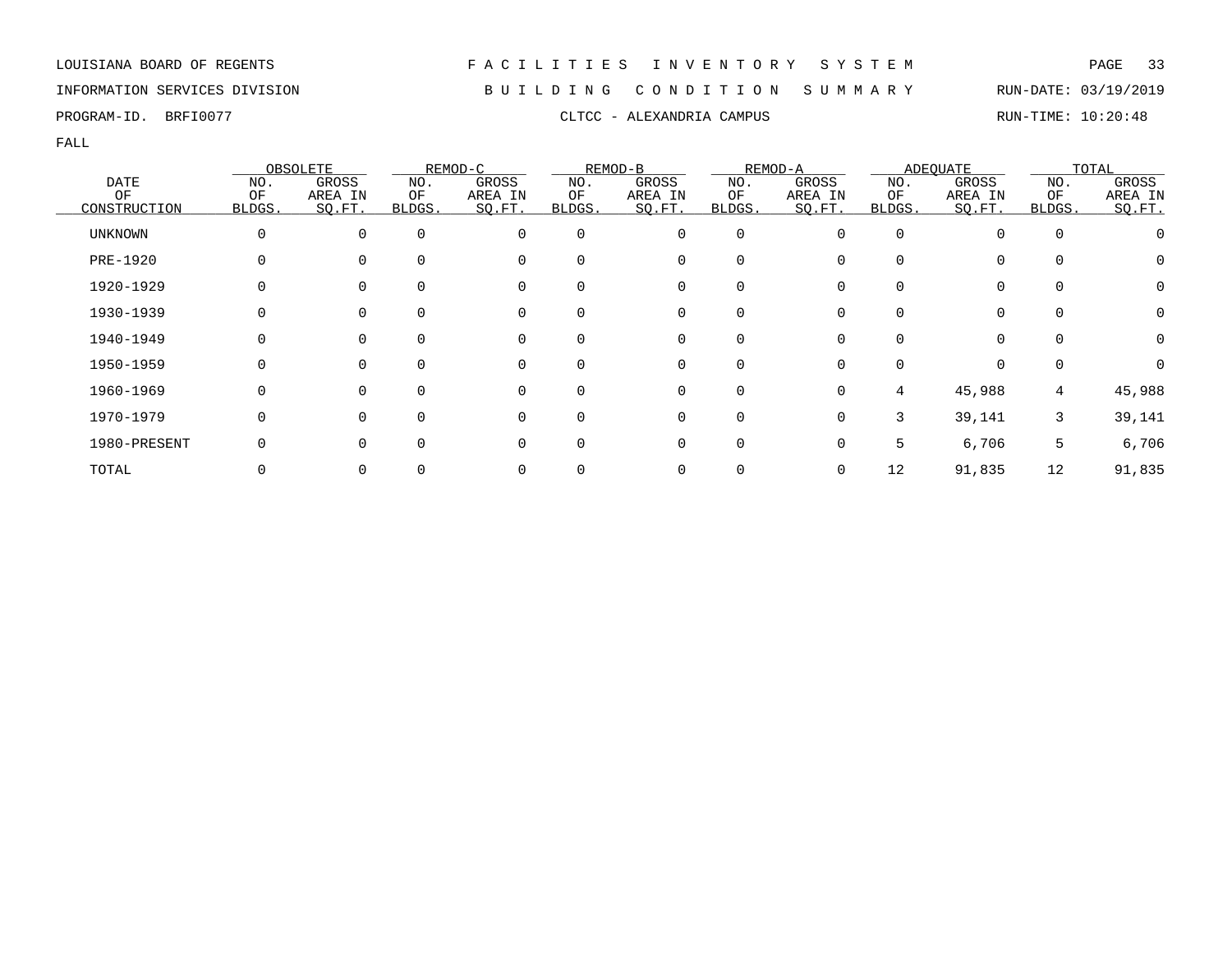LOUISIANA BOARD OF REGENTS — FACILITIES INVENTORY SYSTEM

INFORMATION SERVICES DIVISION — BUILDING CONDITION SUMMARY — RUN-DATE: 03/19/2019

PROGRAM-ID. BRFI0077 — CLTCC - ALEXANDRIA CAMPUS — RUN-TIME: 10:20:48

FALL

| DATE OF CONSTRUCTION | OBSOLETE | | REMOD-C | | REMOD-B | | REMOD-A | | ADEQUATE | | TOTAL | |
|---|---|---|---|---|---|---|---|---|---|---|---|---|
| | NO. OF BLDGS. | GROSS AREA IN SQ.FT. | NO. OF BLDGS. | GROSS AREA IN SQ.FT. | NO. OF BLDGS. | GROSS AREA IN SQ.FT. | NO. OF BLDGS. | GROSS AREA IN SQ.FT. | NO. OF BLDGS. | GROSS AREA IN SQ.FT. | NO. OF BLDGS. | GROSS AREA IN SQ.FT. |
| UNKNOWN | 0 | 0 | 0 | 0 | 0 | 0 | 0 | 0 | 0 | 0 | 0 | 0 |
| PRE-1920 | 0 | 0 | 0 | 0 | 0 | 0 | 0 | 0 | 0 | 0 | 0 | 0 |
| 1920-1929 | 0 | 0 | 0 | 0 | 0 | 0 | 0 | 0 | 0 | 0 | 0 | 0 |
| 1930-1939 | 0 | 0 | 0 | 0 | 0 | 0 | 0 | 0 | 0 | 0 | 0 | 0 |
| 1940-1949 | 0 | 0 | 0 | 0 | 0 | 0 | 0 | 0 | 0 | 0 | 0 | 0 |
| 1950-1959 | 0 | 0 | 0 | 0 | 0 | 0 | 0 | 0 | 0 | 0 | 0 | 0 |
| 1960-1969 | 0 | 0 | 0 | 0 | 0 | 0 | 0 | 0 | 4 | 45,988 | 4 | 45,988 |
| 1970-1979 | 0 | 0 | 0 | 0 | 0 | 0 | 0 | 0 | 3 | 39,141 | 3 | 39,141 |
| 1980-PRESENT | 0 | 0 | 0 | 0 | 0 | 0 | 0 | 0 | 5 | 6,706 | 5 | 6,706 |
| TOTAL | 0 | 0 | 0 | 0 | 0 | 0 | 0 | 0 | 12 | 91,835 | 12 | 91,835 |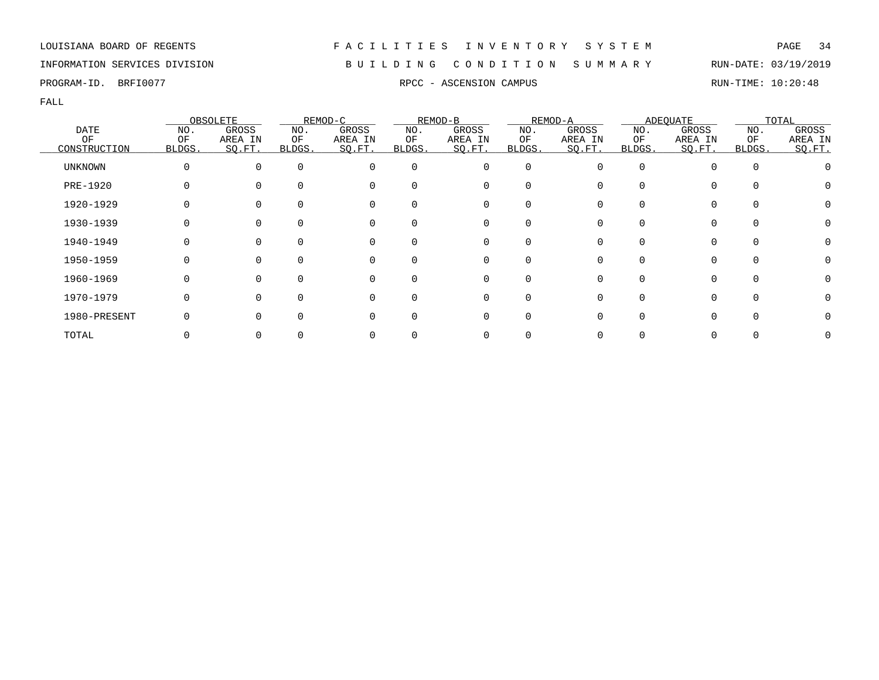LOUISIANA BOARD OF REGENTS — FACILITIES INVENTORY SYSTEM

INFORMATION SERVICES DIVISION — BUILDING CONDITION SUMMARY — RUN-DATE: 03/19/2019

PROGRAM-ID. BRFI0077 — RPCC - ASCENSION CAMPUS — RUN-TIME: 10:20:48

FALL

| DATE OF CONSTRUCTION | OBSOLETE | | REMOD-C | | REMOD-B | | REMOD-A | | ADEQUATE | | TOTAL | |
|---|---|---|---|---|---|---|---|---|---|---|---|---|
| | NO. OF BLDGS. | GROSS AREA IN SQ.FT. | NO. OF BLDGS. | GROSS AREA IN SQ.FT. | NO. OF BLDGS. | GROSS AREA IN SQ.FT. | NO. OF BLDGS. | GROSS AREA IN SQ.FT. | NO. OF BLDGS. | GROSS AREA IN SQ.FT. | NO. OF BLDGS. | GROSS AREA IN SQ.FT. |
| UNKNOWN | 0 | 0 | 0 | 0 | 0 | 0 | 0 | 0 | 0 | 0 | 0 | 0 |
| PRE-1920 | 0 | 0 | 0 | 0 | 0 | 0 | 0 | 0 | 0 | 0 | 0 | 0 |
| 1920-1929 | 0 | 0 | 0 | 0 | 0 | 0 | 0 | 0 | 0 | 0 | 0 | 0 |
| 1930-1939 | 0 | 0 | 0 | 0 | 0 | 0 | 0 | 0 | 0 | 0 | 0 | 0 |
| 1940-1949 | 0 | 0 | 0 | 0 | 0 | 0 | 0 | 0 | 0 | 0 | 0 | 0 |
| 1950-1959 | 0 | 0 | 0 | 0 | 0 | 0 | 0 | 0 | 0 | 0 | 0 | 0 |
| 1960-1969 | 0 | 0 | 0 | 0 | 0 | 0 | 0 | 0 | 0 | 0 | 0 | 0 |
| 1970-1979 | 0 | 0 | 0 | 0 | 0 | 0 | 0 | 0 | 0 | 0 | 0 | 0 |
| 1980-PRESENT | 0 | 0 | 0 | 0 | 0 | 0 | 0 | 0 | 0 | 0 | 0 | 0 |
| TOTAL | 0 | 0 | 0 | 0 | 0 | 0 | 0 | 0 | 0 | 0 | 0 | 0 |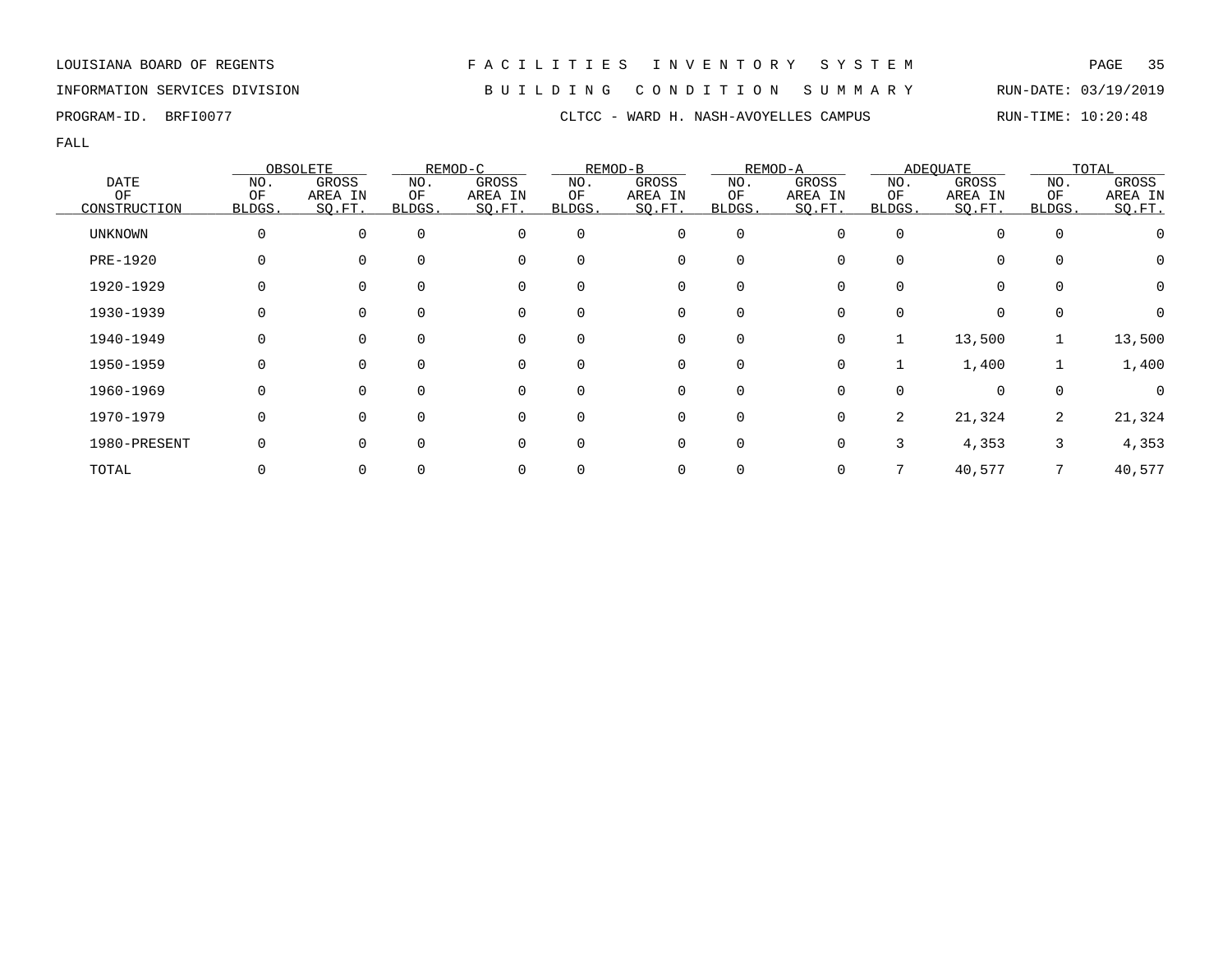LOUISIANA BOARD OF REGENTS — FACILITIES INVENTORY SYSTEM

INFORMATION SERVICES DIVISION — BUILDING CONDITION SUMMARY — RUN-DATE: 03/19/2019

PROGRAM-ID. BRFI0077 — CLTCC - WARD H. NASH-AVOYELLES CAMPUS — RUN-TIME: 10:20:48

FALL

| DATE OF CONSTRUCTION | OBSOLETE | | REMOD-C | | REMOD-B | | REMOD-A | | ADEQUATE | | TOTAL | |
|---|---|---|---|---|---|---|---|---|---|---|---|---|
| | NO. OF BLDGS. | GROSS AREA IN SQ.FT. | NO. OF BLDGS. | GROSS AREA IN SQ.FT. | NO. OF BLDGS. | GROSS AREA IN SQ.FT. | NO. OF BLDGS. | GROSS AREA IN SQ.FT. | NO. OF BLDGS. | GROSS AREA IN SQ.FT. | NO. OF BLDGS. | GROSS AREA IN SQ.FT. |
| UNKNOWN | 0 | 0 | 0 | 0 | 0 | 0 | 0 | 0 | 0 | 0 | 0 | 0 |
| PRE-1920 | 0 | 0 | 0 | 0 | 0 | 0 | 0 | 0 | 0 | 0 | 0 | 0 |
| 1920-1929 | 0 | 0 | 0 | 0 | 0 | 0 | 0 | 0 | 0 | 0 | 0 | 0 |
| 1930-1939 | 0 | 0 | 0 | 0 | 0 | 0 | 0 | 0 | 0 | 0 | 0 | 0 |
| 1940-1949 | 0 | 0 | 0 | 0 | 0 | 0 | 0 | 0 | 1 | 13,500 | 1 | 13,500 |
| 1950-1959 | 0 | 0 | 0 | 0 | 0 | 0 | 0 | 0 | 1 | 1,400 | 1 | 1,400 |
| 1960-1969 | 0 | 0 | 0 | 0 | 0 | 0 | 0 | 0 | 0 | 0 | 0 | 0 |
| 1970-1979 | 0 | 0 | 0 | 0 | 0 | 0 | 0 | 0 | 2 | 21,324 | 2 | 21,324 |
| 1980-PRESENT | 0 | 0 | 0 | 0 | 0 | 0 | 0 | 0 | 3 | 4,353 | 3 | 4,353 |
| TOTAL | 0 | 0 | 0 | 0 | 0 | 0 | 0 | 0 | 7 | 40,577 | 7 | 40,577 |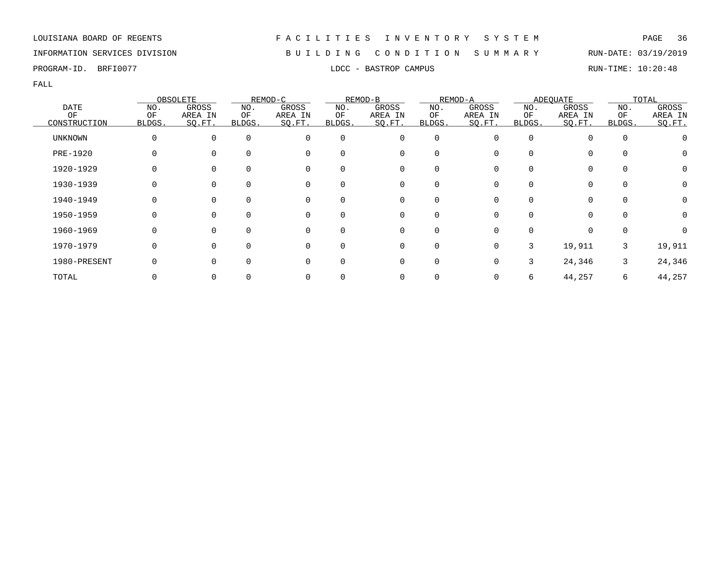LOUISIANA BOARD OF REGENTS — FACILITIES INVENTORY SYSTEM

INFORMATION SERVICES DIVISION — BUILDING CONDITION SUMMARY — RUN-DATE: 03/19/2019

PROGRAM-ID. BRFI0077 — LDCC - BASTROP CAMPUS — RUN-TIME: 10:20:48

FALL

| DATE OF CONSTRUCTION | OBSOLETE | | REMOD-C | | REMOD-B | | REMOD-A | | ADEQUATE | | TOTAL | |
|---|---|---|---|---|---|---|---|---|---|---|---|---|
| | NO. OF BLDGS. | GROSS AREA IN SQ.FT. | NO. OF BLDGS. | GROSS AREA IN SQ.FT. | NO. OF BLDGS. | GROSS AREA IN SQ.FT. | NO. OF BLDGS. | GROSS AREA IN SQ.FT. | NO. OF BLDGS. | GROSS AREA IN SQ.FT. | NO. OF BLDGS. | GROSS AREA IN SQ.FT. |
| UNKNOWN | 0 | 0 | 0 | 0 | 0 | 0 | 0 | 0 | 0 | 0 | 0 | 0 |
| PRE-1920 | 0 | 0 | 0 | 0 | 0 | 0 | 0 | 0 | 0 | 0 | 0 | 0 |
| 1920-1929 | 0 | 0 | 0 | 0 | 0 | 0 | 0 | 0 | 0 | 0 | 0 | 0 |
| 1930-1939 | 0 | 0 | 0 | 0 | 0 | 0 | 0 | 0 | 0 | 0 | 0 | 0 |
| 1940-1949 | 0 | 0 | 0 | 0 | 0 | 0 | 0 | 0 | 0 | 0 | 0 | 0 |
| 1950-1959 | 0 | 0 | 0 | 0 | 0 | 0 | 0 | 0 | 0 | 0 | 0 | 0 |
| 1960-1969 | 0 | 0 | 0 | 0 | 0 | 0 | 0 | 0 | 0 | 0 | 0 | 0 |
| 1970-1979 | 0 | 0 | 0 | 0 | 0 | 0 | 0 | 0 | 3 | 19,911 | 3 | 19,911 |
| 1980-PRESENT | 0 | 0 | 0 | 0 | 0 | 0 | 0 | 0 | 3 | 24,346 | 3 | 24,346 |
| TOTAL | 0 | 0 | 0 | 0 | 0 | 0 | 0 | 0 | 6 | 44,257 | 6 | 44,257 |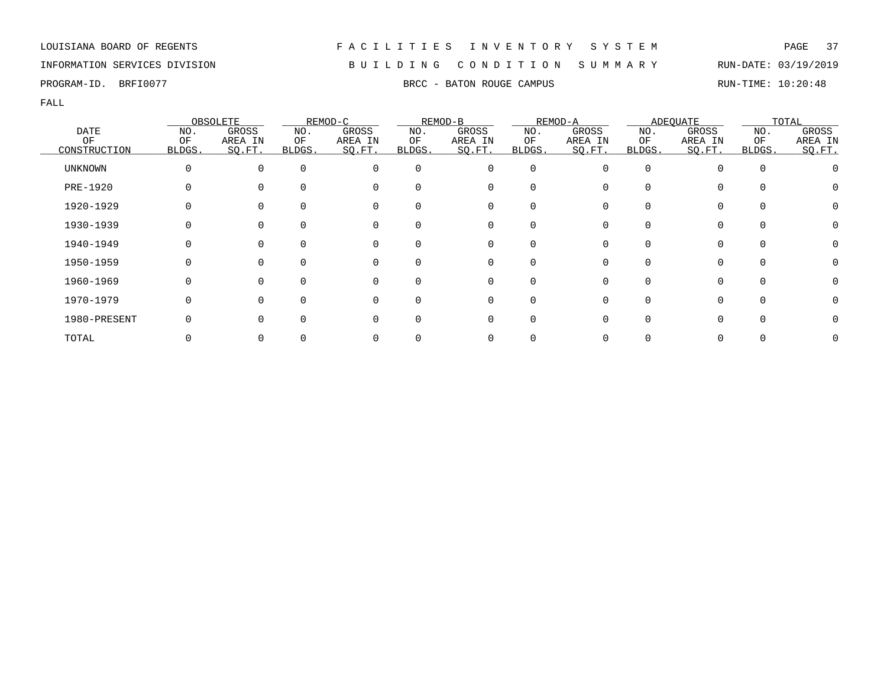LOUISIANA BOARD OF REGENTS — F A C I L I T I E S   I N V E N T O R Y   S Y S T E M

INFORMATION SERVICES DIVISION — B U I L D I N G   C O N D I T I O N   S U M M A R Y — RUN-DATE: 03/19/2019

PROGRAM-ID. BRFI0077 — BRCC - BATON ROUGE CAMPUS — RUN-TIME: 10:20:48

FALL

| DATE OF CONSTRUCTION | OBSOLETE | | REMOD-C | | REMOD-B | | REMOD-A | | ADEQUATE | | TOTAL | |
|---|---|---|---|---|---|---|---|---|---|---|---|---|
| | NO. OF BLDGS. | GROSS AREA IN SQ.FT. | NO. OF BLDGS. | GROSS AREA IN SQ.FT. | NO. OF BLDGS. | GROSS AREA IN SQ.FT. | NO. OF BLDGS. | GROSS AREA IN SQ.FT. | NO. OF BLDGS. | GROSS AREA IN SQ.FT. | NO. OF BLDGS. | GROSS AREA IN SQ.FT. |
| UNKNOWN | 0 | 0 | 0 | 0 | 0 | 0 | 0 | 0 | 0 | 0 | 0 | 0 |
| PRE-1920 | 0 | 0 | 0 | 0 | 0 | 0 | 0 | 0 | 0 | 0 | 0 | 0 |
| 1920-1929 | 0 | 0 | 0 | 0 | 0 | 0 | 0 | 0 | 0 | 0 | 0 | 0 |
| 1930-1939 | 0 | 0 | 0 | 0 | 0 | 0 | 0 | 0 | 0 | 0 | 0 | 0 |
| 1940-1949 | 0 | 0 | 0 | 0 | 0 | 0 | 0 | 0 | 0 | 0 | 0 | 0 |
| 1950-1959 | 0 | 0 | 0 | 0 | 0 | 0 | 0 | 0 | 0 | 0 | 0 | 0 |
| 1960-1969 | 0 | 0 | 0 | 0 | 0 | 0 | 0 | 0 | 0 | 0 | 0 | 0 |
| 1970-1979 | 0 | 0 | 0 | 0 | 0 | 0 | 0 | 0 | 0 | 0 | 0 | 0 |
| 1980-PRESENT | 0 | 0 | 0 | 0 | 0 | 0 | 0 | 0 | 0 | 0 | 0 | 0 |
| TOTAL | 0 | 0 | 0 | 0 | 0 | 0 | 0 | 0 | 0 | 0 | 0 | 0 |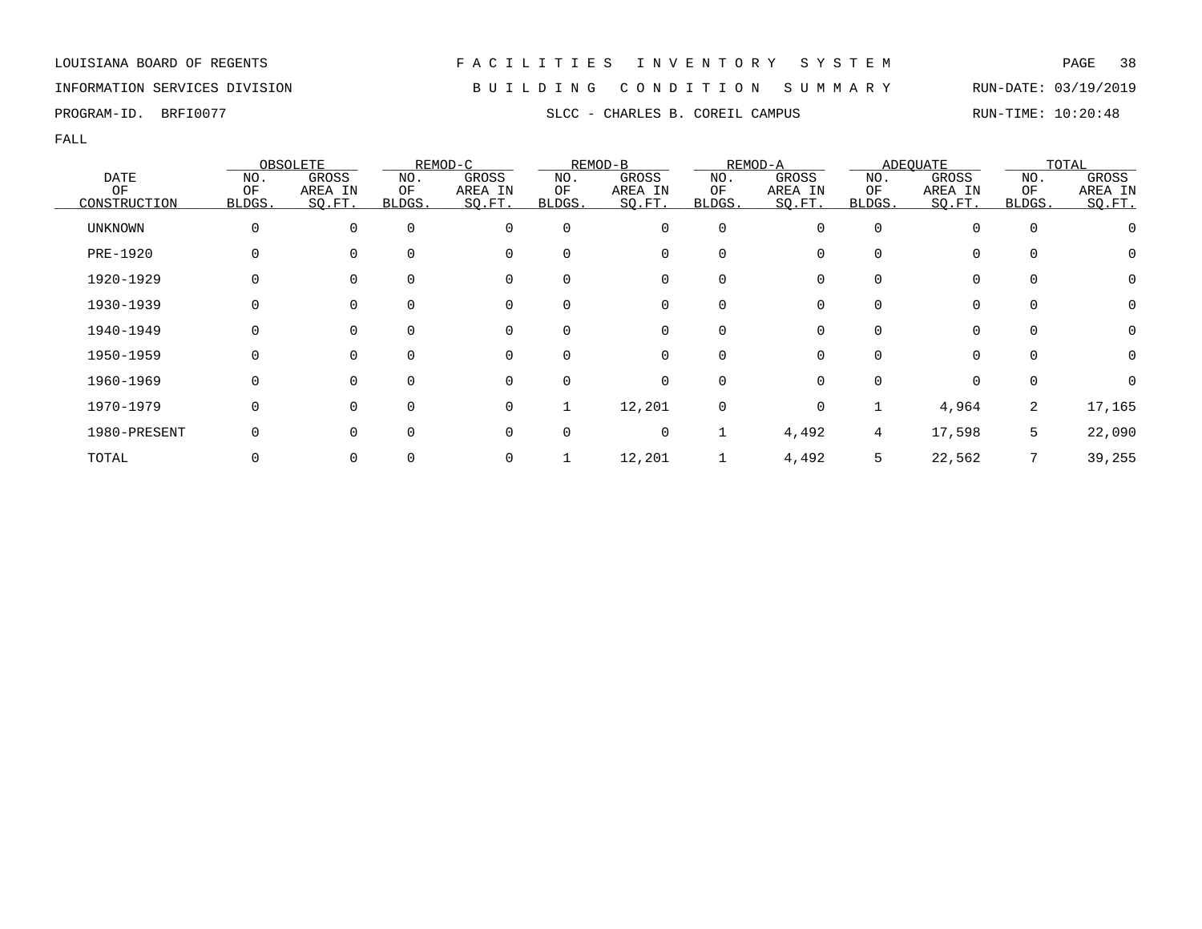LOUISIANA BOARD OF REGENTS — F A C I L I T I E S I N V E N T O R Y S Y S T E M

INFORMATION SERVICES DIVISION — B U I L D I N G C O N D I T I O N S U M M A R Y — RUN-DATE: 03/19/2019

PROGRAM-ID. BRFI0077 — SLCC - CHARLES B. COREIL CAMPUS — RUN-TIME: 10:20:48

FALL

| DATE OF CONSTRUCTION | OBSOLETE NO. OF BLDGS. | OBSOLETE GROSS AREA IN SQ.FT. | REMOD-C NO. OF BLDGS. | REMOD-C GROSS AREA IN SQ.FT. | REMOD-B NO. OF BLDGS. | REMOD-B GROSS AREA IN SQ.FT. | REMOD-A NO. OF BLDGS. | REMOD-A GROSS AREA IN SQ.FT. | ADEQUATE NO. OF BLDGS. | ADEQUATE GROSS AREA IN SQ.FT. | TOTAL NO. OF BLDGS. | TOTAL GROSS AREA IN SQ.FT. |
|---|---|---|---|---|---|---|---|---|---|---|---|---|
| UNKNOWN | 0 | 0 | 0 | 0 | 0 | 0 | 0 | 0 | 0 | 0 | 0 | 0 |
| PRE-1920 | 0 | 0 | 0 | 0 | 0 | 0 | 0 | 0 | 0 | 0 | 0 | 0 |
| 1920-1929 | 0 | 0 | 0 | 0 | 0 | 0 | 0 | 0 | 0 | 0 | 0 | 0 |
| 1930-1939 | 0 | 0 | 0 | 0 | 0 | 0 | 0 | 0 | 0 | 0 | 0 | 0 |
| 1940-1949 | 0 | 0 | 0 | 0 | 0 | 0 | 0 | 0 | 0 | 0 | 0 | 0 |
| 1950-1959 | 0 | 0 | 0 | 0 | 0 | 0 | 0 | 0 | 0 | 0 | 0 | 0 |
| 1960-1969 | 0 | 0 | 0 | 0 | 0 | 0 | 0 | 0 | 0 | 0 | 0 | 0 |
| 1970-1979 | 0 | 0 | 0 | 0 | 1 | 12,201 | 0 | 0 | 1 | 4,964 | 2 | 17,165 |
| 1980-PRESENT | 0 | 0 | 0 | 0 | 0 | 0 | 1 | 4,492 | 4 | 17,598 | 5 | 22,090 |
| TOTAL | 0 | 0 | 0 | 0 | 1 | 12,201 | 1 | 4,492 | 5 | 22,562 | 7 | 39,255 |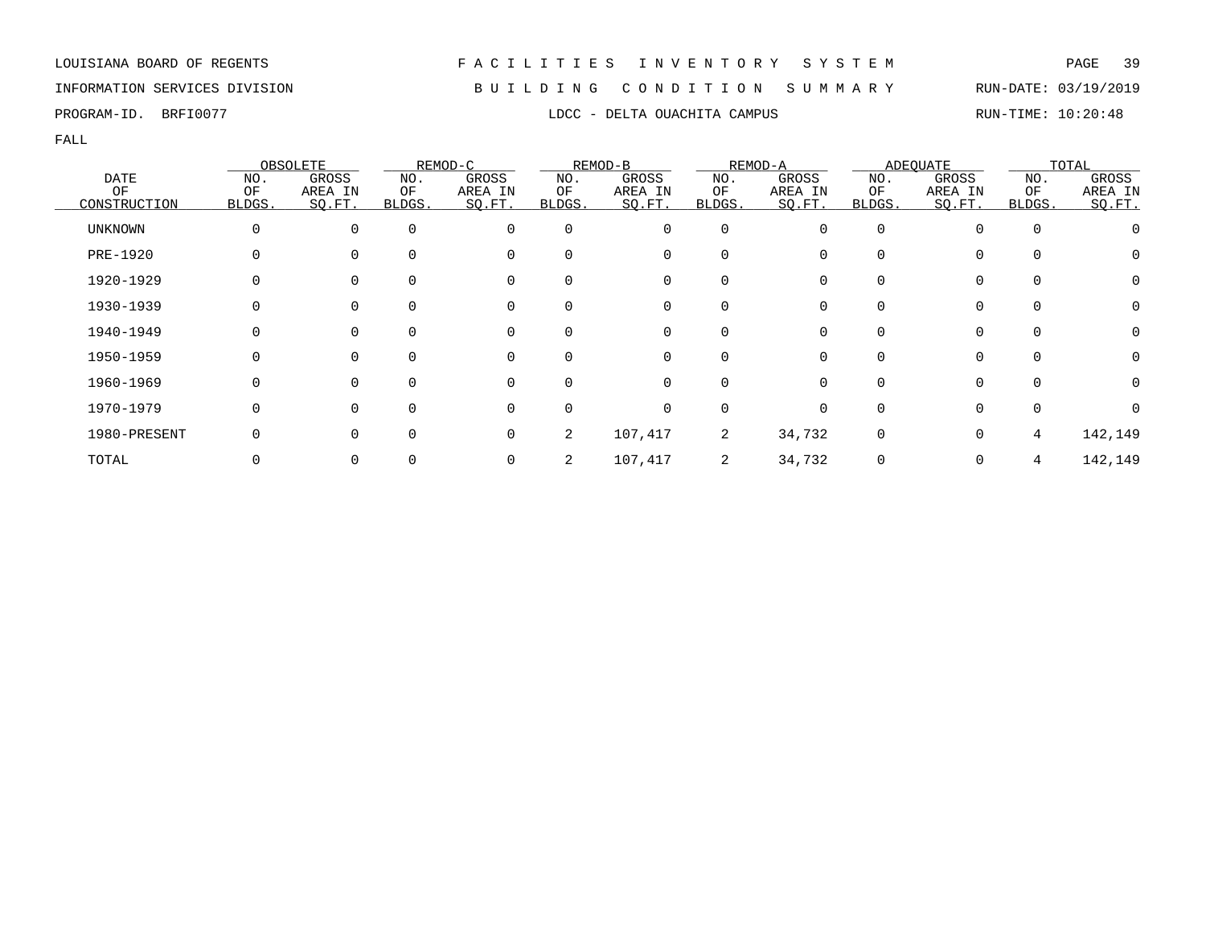LOUISIANA BOARD OF REGENTS — FACILITIES INVENTORY SYSTEM

INFORMATION SERVICES DIVISION — BUILDING CONDITION SUMMARY — RUN-DATE: 03/19/2019

PROGRAM-ID. BRFI0077 — LDCC - DELTA OUACHITA CAMPUS — RUN-TIME: 10:20:48

FALL

| DATE OF CONSTRUCTION | OBSOLETE | | REMOD-C | | REMOD-B | | REMOD-A | | ADEQUATE | | TOTAL | |
|---|---|---|---|---|---|---|---|---|---|---|---|---|
| | NO. OF BLDGS. | GROSS AREA IN SQ.FT. | NO. OF BLDGS. | GROSS AREA IN SQ.FT. | NO. OF BLDGS. | GROSS AREA IN SQ.FT. | NO. OF BLDGS. | GROSS AREA IN SQ.FT. | NO. OF BLDGS. | GROSS AREA IN SQ.FT. | NO. OF BLDGS. | GROSS AREA IN SQ.FT. |
| UNKNOWN | 0 | 0 | 0 | 0 | 0 | 0 | 0 | 0 | 0 | 0 | 0 | 0 |
| PRE-1920 | 0 | 0 | 0 | 0 | 0 | 0 | 0 | 0 | 0 | 0 | 0 | 0 |
| 1920-1929 | 0 | 0 | 0 | 0 | 0 | 0 | 0 | 0 | 0 | 0 | 0 | 0 |
| 1930-1939 | 0 | 0 | 0 | 0 | 0 | 0 | 0 | 0 | 0 | 0 | 0 | 0 |
| 1940-1949 | 0 | 0 | 0 | 0 | 0 | 0 | 0 | 0 | 0 | 0 | 0 | 0 |
| 1950-1959 | 0 | 0 | 0 | 0 | 0 | 0 | 0 | 0 | 0 | 0 | 0 | 0 |
| 1960-1969 | 0 | 0 | 0 | 0 | 0 | 0 | 0 | 0 | 0 | 0 | 0 | 0 |
| 1970-1979 | 0 | 0 | 0 | 0 | 0 | 0 | 0 | 0 | 0 | 0 | 0 | 0 |
| 1980-PRESENT | 0 | 0 | 0 | 0 | 2 | 107,417 | 2 | 34,732 | 0 | 0 | 4 | 142,149 |
| TOTAL | 0 | 0 | 0 | 0 | 2 | 107,417 | 2 | 34,732 | 0 | 0 | 4 | 142,149 |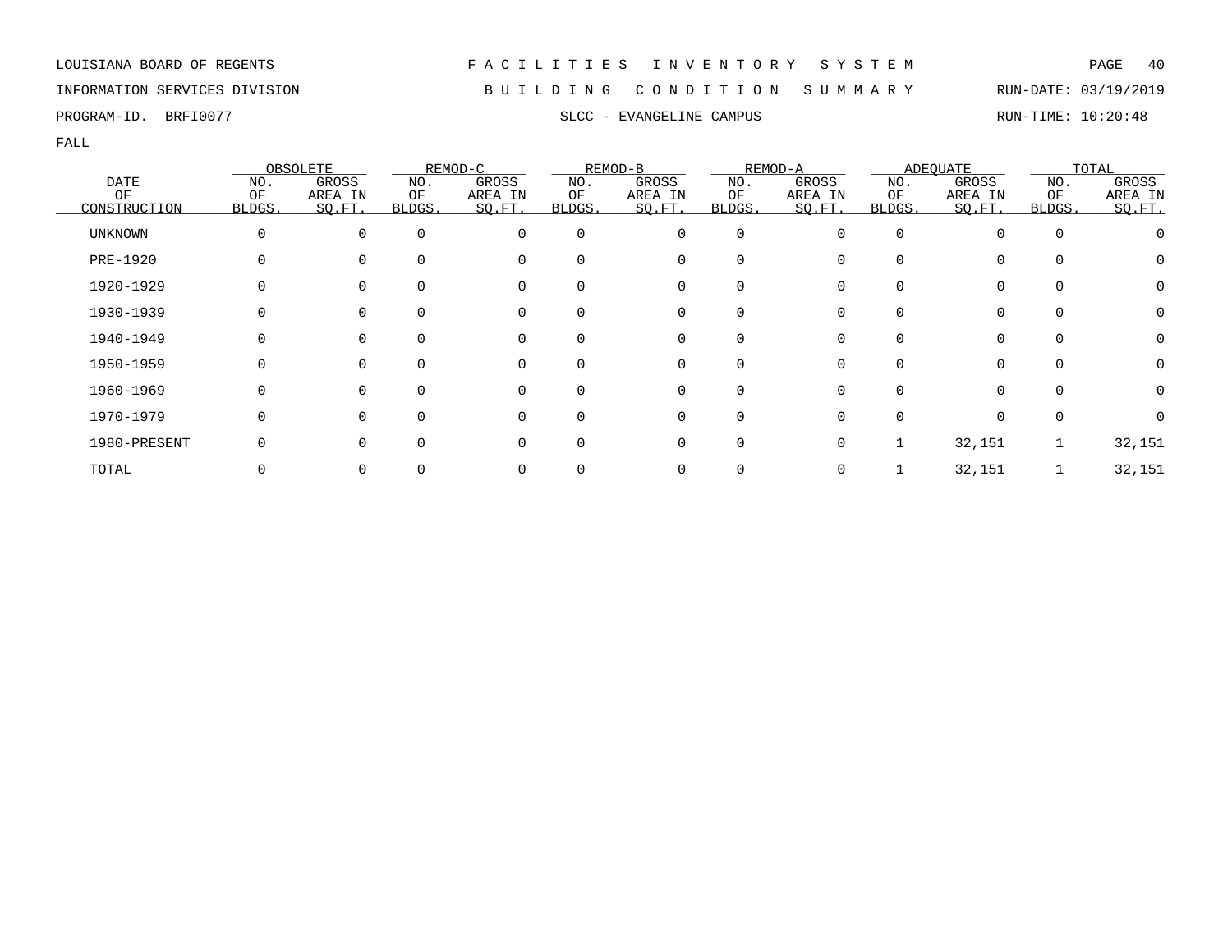LOUISIANA BOARD OF REGENTS — F A C I L I T I E S   I N V E N T O R Y   S Y S T E M

INFORMATION SERVICES DIVISION — B U I L D I N G   C O N D I T I O N   S U M M A R Y — RUN-DATE: 03/19/2019

PROGRAM-ID. BRFI0077 — SLCC - EVANGELINE CAMPUS — RUN-TIME: 10:20:48

FALL

| DATE OF CONSTRUCTION | OBSOLETE | | REMOD-C | | REMOD-B | | REMOD-A | | ADEQUATE | | TOTAL | |
|---|---|---|---|---|---|---|---|---|---|---|---|---|
| | NO. OF BLDGS. | GROSS AREA IN SQ.FT. | NO. OF BLDGS. | GROSS AREA IN SQ.FT. | NO. OF BLDGS. | GROSS AREA IN SQ.FT. | NO. OF BLDGS. | GROSS AREA IN SQ.FT. | NO. OF BLDGS. | GROSS AREA IN SQ.FT. | NO. OF BLDGS. | GROSS AREA IN SQ.FT. |
| UNKNOWN | 0 | 0 | 0 | 0 | 0 | 0 | 0 | 0 | 0 | 0 | 0 | 0 |
| PRE-1920 | 0 | 0 | 0 | 0 | 0 | 0 | 0 | 0 | 0 | 0 | 0 | 0 |
| 1920-1929 | 0 | 0 | 0 | 0 | 0 | 0 | 0 | 0 | 0 | 0 | 0 | 0 |
| 1930-1939 | 0 | 0 | 0 | 0 | 0 | 0 | 0 | 0 | 0 | 0 | 0 | 0 |
| 1940-1949 | 0 | 0 | 0 | 0 | 0 | 0 | 0 | 0 | 0 | 0 | 0 | 0 |
| 1950-1959 | 0 | 0 | 0 | 0 | 0 | 0 | 0 | 0 | 0 | 0 | 0 | 0 |
| 1960-1969 | 0 | 0 | 0 | 0 | 0 | 0 | 0 | 0 | 0 | 0 | 0 | 0 |
| 1970-1979 | 0 | 0 | 0 | 0 | 0 | 0 | 0 | 0 | 0 | 0 | 0 | 0 |
| 1980-PRESENT | 0 | 0 | 0 | 0 | 0 | 0 | 0 | 0 | 1 | 32,151 | 1 | 32,151 |
| TOTAL | 0 | 0 | 0 | 0 | 0 | 0 | 0 | 0 | 1 | 32,151 | 1 | 32,151 |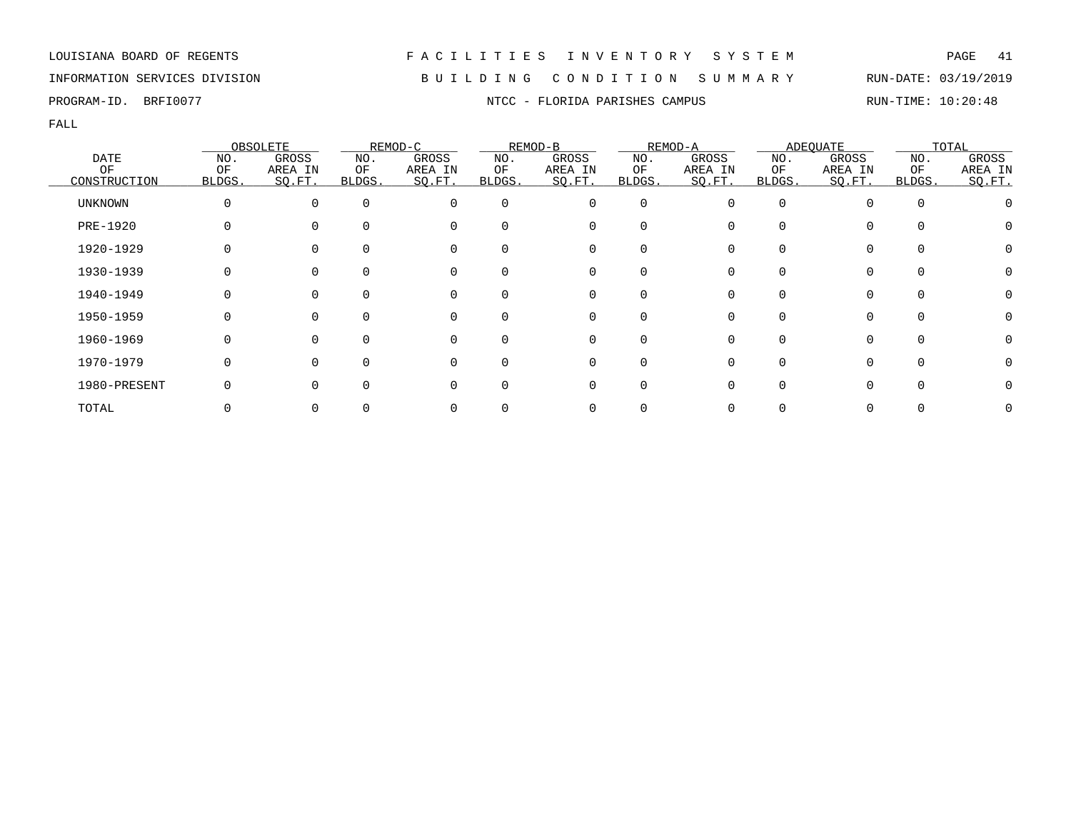LOUISIANA BOARD OF REGENTS — F A C I L I T I E S   I N V E N T O R Y   S Y S T E M

INFORMATION SERVICES DIVISION — B U I L D I N G   C O N D I T I O N   S U M M A R Y — RUN-DATE: 03/19/2019

PROGRAM-ID. BRFI0077 — NTCC - FLORIDA PARISHES CAMPUS — RUN-TIME: 10:20:48

FALL

| DATE OF CONSTRUCTION | OBSOLETE | | REMOD-C | | REMOD-B | | REMOD-A | | ADEQUATE | | TOTAL | |
|---|---|---|---|---|---|---|---|---|---|---|---|---|
| | NO. OF BLDGS. | GROSS AREA IN SQ.FT. | NO. OF BLDGS. | GROSS AREA IN SQ.FT. | NO. OF BLDGS. | GROSS AREA IN SQ.FT. | NO. OF BLDGS. | GROSS AREA IN SQ.FT. | NO. OF BLDGS. | GROSS AREA IN SQ.FT. | NO. OF BLDGS. | GROSS AREA IN SQ.FT. |
| UNKNOWN | 0 | 0 | 0 | 0 | 0 | 0 | 0 | 0 | 0 | 0 | 0 | 0 |
| PRE-1920 | 0 | 0 | 0 | 0 | 0 | 0 | 0 | 0 | 0 | 0 | 0 | 0 |
| 1920-1929 | 0 | 0 | 0 | 0 | 0 | 0 | 0 | 0 | 0 | 0 | 0 | 0 |
| 1930-1939 | 0 | 0 | 0 | 0 | 0 | 0 | 0 | 0 | 0 | 0 | 0 | 0 |
| 1940-1949 | 0 | 0 | 0 | 0 | 0 | 0 | 0 | 0 | 0 | 0 | 0 | 0 |
| 1950-1959 | 0 | 0 | 0 | 0 | 0 | 0 | 0 | 0 | 0 | 0 | 0 | 0 |
| 1960-1969 | 0 | 0 | 0 | 0 | 0 | 0 | 0 | 0 | 0 | 0 | 0 | 0 |
| 1970-1979 | 0 | 0 | 0 | 0 | 0 | 0 | 0 | 0 | 0 | 0 | 0 | 0 |
| 1980-PRESENT | 0 | 0 | 0 | 0 | 0 | 0 | 0 | 0 | 0 | 0 | 0 | 0 |
| TOTAL | 0 | 0 | 0 | 0 | 0 | 0 | 0 | 0 | 0 | 0 | 0 | 0 |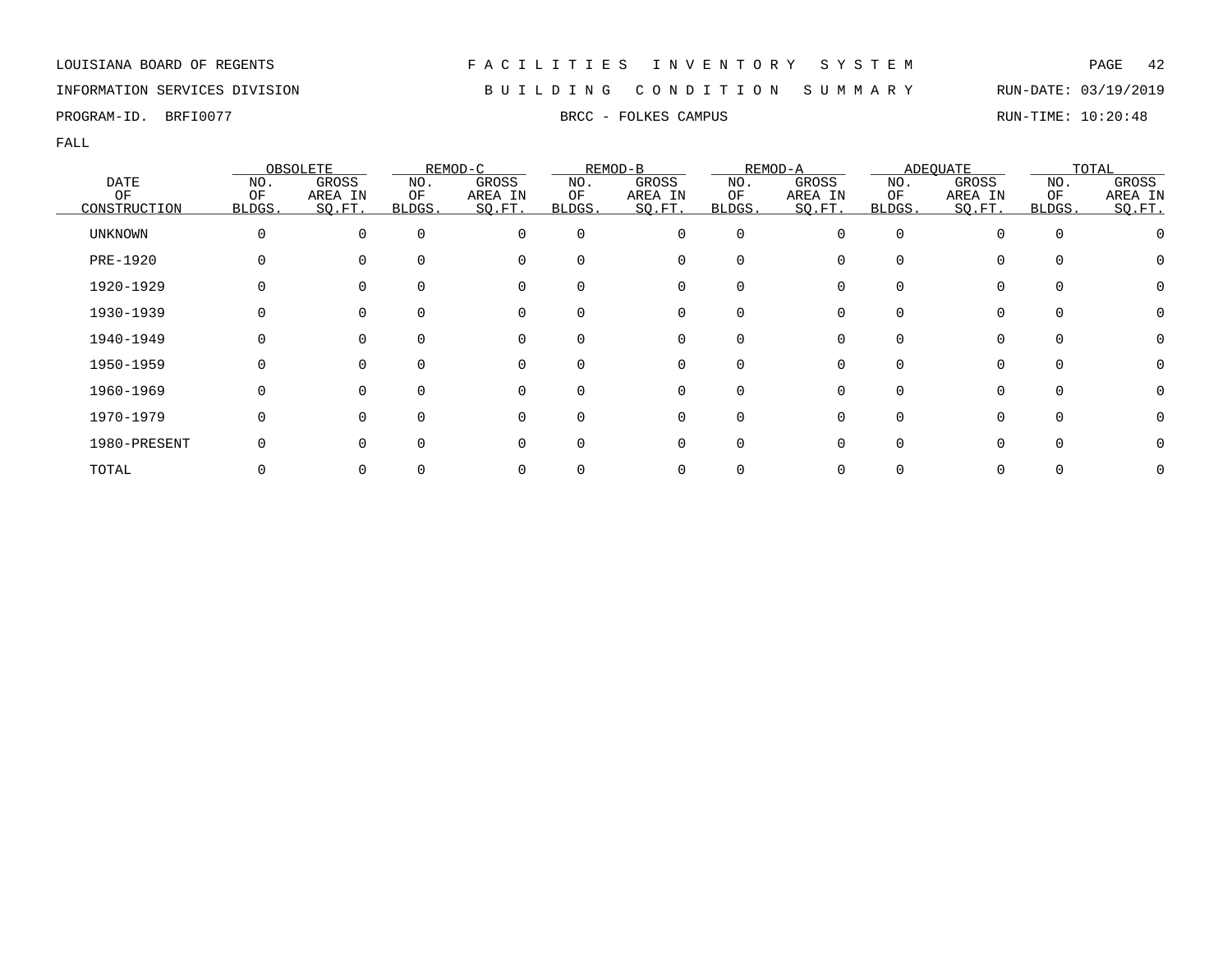LOUISIANA BOARD OF REGENTS

INFORMATION SERVICES DIVISION

PROGRAM-ID. BRFI0077

# F A C I L I T I E S   I N V E N T O R Y   S Y S T E M

## B U I L D I N G   C O N D I T I O N   S U M M A R Y

### BRCC - FOLKES CAMPUS

RUN-DATE: 03/19/2019

RUN-TIME: 10:20:48

FALL

| DATE OF CONSTRUCTION | OBSOLETE | | REMOD-C | | REMOD-B | | REMOD-A | | ADEQUATE | | TOTAL | |
|---|---|---|---|---|---|---|---|---|---|---|---|---|
| | NO. OF BLDGS. | GROSS AREA IN SQ.FT. | NO. OF BLDGS. | GROSS AREA IN SQ.FT. | NO. OF BLDGS. | GROSS AREA IN SQ.FT. | NO. OF BLDGS. | GROSS AREA IN SQ.FT. | NO. OF BLDGS. | GROSS AREA IN SQ.FT. | NO. OF BLDGS. | GROSS AREA IN SQ.FT. |
| UNKNOWN | 0 | 0 | 0 | 0 | 0 | 0 | 0 | 0 | 0 | 0 | 0 | 0 |
| PRE-1920 | 0 | 0 | 0 | 0 | 0 | 0 | 0 | 0 | 0 | 0 | 0 | 0 |
| 1920-1929 | 0 | 0 | 0 | 0 | 0 | 0 | 0 | 0 | 0 | 0 | 0 | 0 |
| 1930-1939 | 0 | 0 | 0 | 0 | 0 | 0 | 0 | 0 | 0 | 0 | 0 | 0 |
| 1940-1949 | 0 | 0 | 0 | 0 | 0 | 0 | 0 | 0 | 0 | 0 | 0 | 0 |
| 1950-1959 | 0 | 0 | 0 | 0 | 0 | 0 | 0 | 0 | 0 | 0 | 0 | 0 |
| 1960-1969 | 0 | 0 | 0 | 0 | 0 | 0 | 0 | 0 | 0 | 0 | 0 | 0 |
| 1970-1979 | 0 | 0 | 0 | 0 | 0 | 0 | 0 | 0 | 0 | 0 | 0 | 0 |
| 1980-PRESENT | 0 | 0 | 0 | 0 | 0 | 0 | 0 | 0 | 0 | 0 | 0 | 0 |
| TOTAL | 0 | 0 | 0 | 0 | 0 | 0 | 0 | 0 | 0 | 0 | 0 | 0 |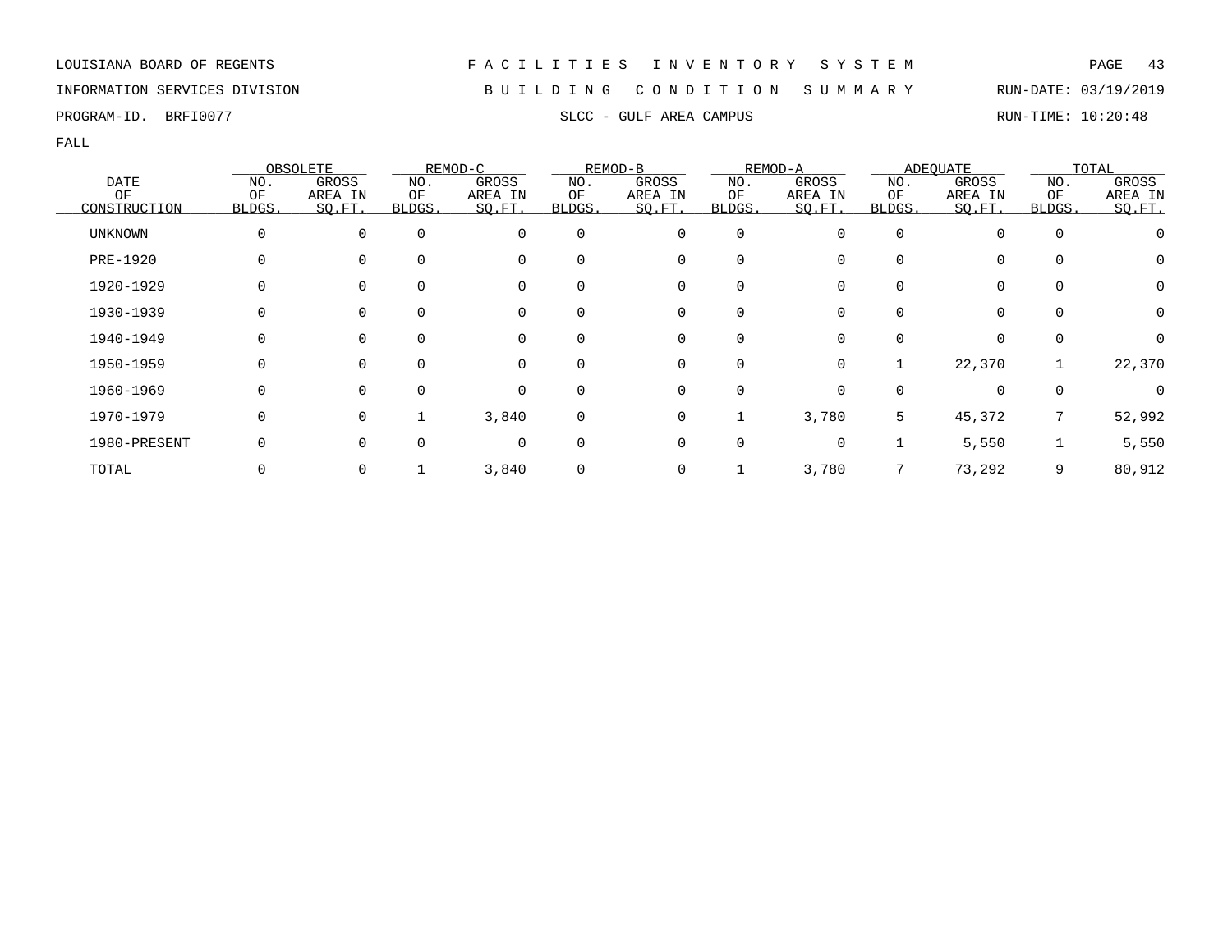LOUISIANA BOARD OF REGENTS — F A C I L I T I E S   I N V E N T O R Y   S Y S T E M

INFORMATION SERVICES DIVISION — B U I L D I N G   C O N D I T I O N   S U M M A R Y — RUN-DATE: 03/19/2019

PROGRAM-ID. BRFI0077 — SLCC - GULF AREA CAMPUS — RUN-TIME: 10:20:48

FALL

| DATE OF CONSTRUCTION | OBSOLETE | | REMOD-C | | REMOD-B | | REMOD-A | | ADEQUATE | | TOTAL | |
|---|---|---|---|---|---|---|---|---|---|---|---|---|
| | NO. OF BLDGS. | GROSS AREA IN SQ.FT. | NO. OF BLDGS. | GROSS AREA IN SQ.FT. | NO. OF BLDGS. | GROSS AREA IN SQ.FT. | NO. OF BLDGS. | GROSS AREA IN SQ.FT. | NO. OF BLDGS. | GROSS AREA IN SQ.FT. | NO. OF BLDGS. | GROSS AREA IN SQ.FT. |
| UNKNOWN | 0 | 0 | 0 | 0 | 0 | 0 | 0 | 0 | 0 | 0 | 0 | 0 |
| PRE-1920 | 0 | 0 | 0 | 0 | 0 | 0 | 0 | 0 | 0 | 0 | 0 | 0 |
| 1920-1929 | 0 | 0 | 0 | 0 | 0 | 0 | 0 | 0 | 0 | 0 | 0 | 0 |
| 1930-1939 | 0 | 0 | 0 | 0 | 0 | 0 | 0 | 0 | 0 | 0 | 0 | 0 |
| 1940-1949 | 0 | 0 | 0 | 0 | 0 | 0 | 0 | 0 | 0 | 0 | 0 | 0 |
| 1950-1959 | 0 | 0 | 0 | 0 | 0 | 0 | 0 | 0 | 1 | 22,370 | 1 | 22,370 |
| 1960-1969 | 0 | 0 | 0 | 0 | 0 | 0 | 0 | 0 | 0 | 0 | 0 | 0 |
| 1970-1979 | 0 | 0 | 1 | 3,840 | 0 | 0 | 1 | 3,780 | 5 | 45,372 | 7 | 52,992 |
| 1980-PRESENT | 0 | 0 | 0 | 0 | 0 | 0 | 0 | 0 | 1 | 5,550 | 1 | 5,550 |
| TOTAL | 0 | 0 | 1 | 3,840 | 0 | 0 | 1 | 3,780 | 7 | 73,292 | 9 | 80,912 |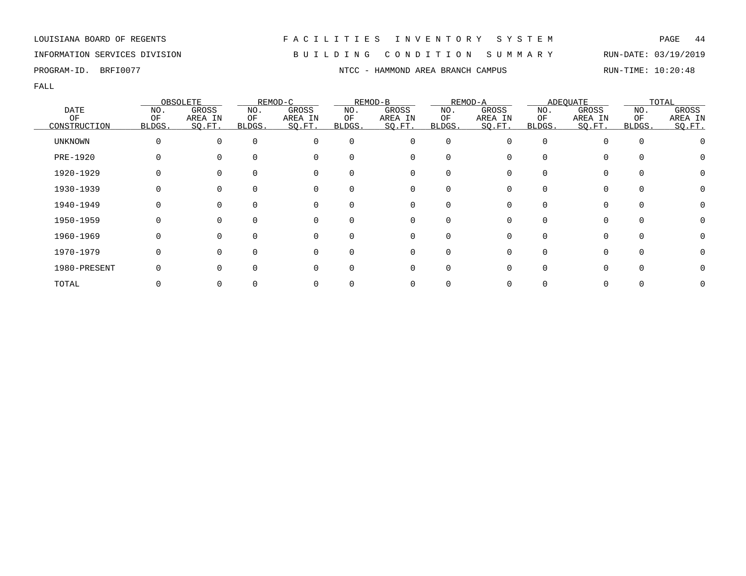LOUISIANA BOARD OF REGENTS — F A C I L I T I E S   I N V E N T O R Y   S Y S T E M

INFORMATION SERVICES DIVISION — B U I L D I N G   C O N D I T I O N   S U M M A R Y — RUN-DATE: 03/19/2019

PROGRAM-ID. BRFI0077 — NTCC - HAMMOND AREA BRANCH CAMPUS — RUN-TIME: 10:20:48

FALL

| DATE OF CONSTRUCTION | OBSOLETE | | REMOD-C | | REMOD-B | | REMOD-A | | ADEQUATE | | TOTAL | |
|---|---|---|---|---|---|---|---|---|---|---|---|---|
| | NO. OF BLDGS. | GROSS AREA IN SQ.FT. | NO. OF BLDGS. | GROSS AREA IN SQ.FT. | NO. OF BLDGS. | GROSS AREA IN SQ.FT. | NO. OF BLDGS. | GROSS AREA IN SQ.FT. | NO. OF BLDGS. | GROSS AREA IN SQ.FT. | NO. OF BLDGS. | GROSS AREA IN SQ.FT. |
| UNKNOWN | 0 | 0 | 0 | 0 | 0 | 0 | 0 | 0 | 0 | 0 | 0 | 0 |
| PRE-1920 | 0 | 0 | 0 | 0 | 0 | 0 | 0 | 0 | 0 | 0 | 0 | 0 |
| 1920-1929 | 0 | 0 | 0 | 0 | 0 | 0 | 0 | 0 | 0 | 0 | 0 | 0 |
| 1930-1939 | 0 | 0 | 0 | 0 | 0 | 0 | 0 | 0 | 0 | 0 | 0 | 0 |
| 1940-1949 | 0 | 0 | 0 | 0 | 0 | 0 | 0 | 0 | 0 | 0 | 0 | 0 |
| 1950-1959 | 0 | 0 | 0 | 0 | 0 | 0 | 0 | 0 | 0 | 0 | 0 | 0 |
| 1960-1969 | 0 | 0 | 0 | 0 | 0 | 0 | 0 | 0 | 0 | 0 | 0 | 0 |
| 1970-1979 | 0 | 0 | 0 | 0 | 0 | 0 | 0 | 0 | 0 | 0 | 0 | 0 |
| 1980-PRESENT | 0 | 0 | 0 | 0 | 0 | 0 | 0 | 0 | 0 | 0 | 0 | 0 |
| TOTAL | 0 | 0 | 0 | 0 | 0 | 0 | 0 | 0 | 0 | 0 | 0 | 0 |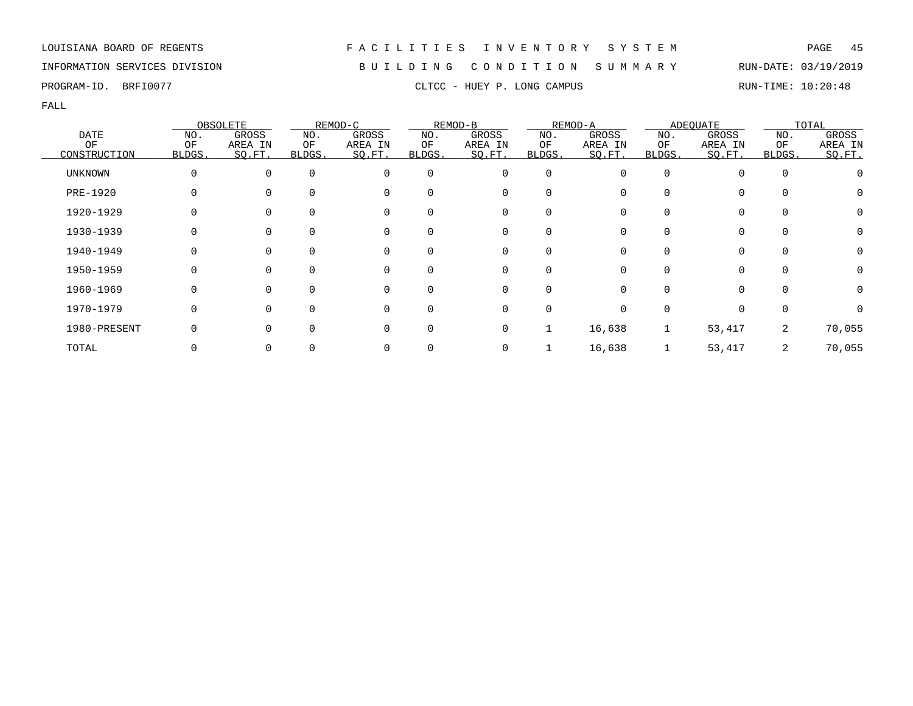LOUISIANA BOARD OF REGENTS

INFORMATION SERVICES DIVISION

PROGRAM-ID. BRFI0077

# FACILITIES INVENTORY SYSTEM

## BUILDING CONDITION SUMMARY

### CLTCC - HUEY P. LONG CAMPUS

RUN-DATE: 03/19/2019

RUN-TIME: 10:20:48

FALL

| DATE OF CONSTRUCTION | OBSOLETE | | REMOD-C | | REMOD-B | | REMOD-A | | ADEQUATE | | TOTAL | |
|---|---|---|---|---|---|---|---|---|---|---|---|---|
| | NO. OF BLDGS. | GROSS AREA IN SQ.FT. | NO. OF BLDGS. | GROSS AREA IN SQ.FT. | NO. OF BLDGS. | GROSS AREA IN SQ.FT. | NO. OF BLDGS. | GROSS AREA IN SQ.FT. | NO. OF BLDGS. | GROSS AREA IN SQ.FT. | NO. OF BLDGS. | GROSS AREA IN SQ.FT. |
| UNKNOWN | 0 | 0 | 0 | 0 | 0 | 0 | 0 | 0 | 0 | 0 | 0 | 0 |
| PRE-1920 | 0 | 0 | 0 | 0 | 0 | 0 | 0 | 0 | 0 | 0 | 0 | 0 |
| 1920-1929 | 0 | 0 | 0 | 0 | 0 | 0 | 0 | 0 | 0 | 0 | 0 | 0 |
| 1930-1939 | 0 | 0 | 0 | 0 | 0 | 0 | 0 | 0 | 0 | 0 | 0 | 0 |
| 1940-1949 | 0 | 0 | 0 | 0 | 0 | 0 | 0 | 0 | 0 | 0 | 0 | 0 |
| 1950-1959 | 0 | 0 | 0 | 0 | 0 | 0 | 0 | 0 | 0 | 0 | 0 | 0 |
| 1960-1969 | 0 | 0 | 0 | 0 | 0 | 0 | 0 | 0 | 0 | 0 | 0 | 0 |
| 1970-1979 | 0 | 0 | 0 | 0 | 0 | 0 | 0 | 0 | 0 | 0 | 0 | 0 |
| 1980-PRESENT | 0 | 0 | 0 | 0 | 0 | 0 | 1 | 16,638 | 1 | 53,417 | 2 | 70,055 |
| TOTAL | 0 | 0 | 0 | 0 | 0 | 0 | 1 | 16,638 | 1 | 53,417 | 2 | 70,055 |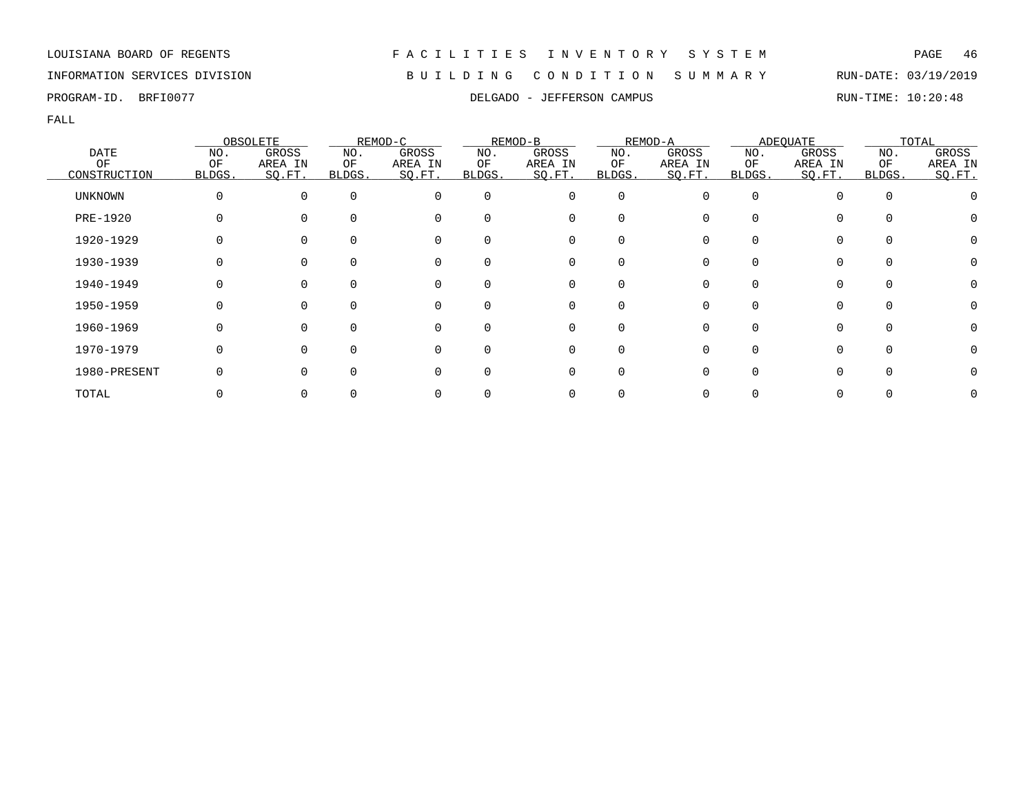LOUISIANA BOARD OF REGENTS — FACILITIES INVENTORY SYSTEM

INFORMATION SERVICES DIVISION — BUILDING CONDITION SUMMARY — RUN-DATE: 03/19/2019

PROGRAM-ID. BRFI0077 — DELGADO - JEFFERSON CAMPUS — RUN-TIME: 10:20:48

FALL

| DATE OF CONSTRUCTION | OBSOLETE | | REMOD-C | | REMOD-B | | REMOD-A | | ADEQUATE | | TOTAL | |
|---|---|---|---|---|---|---|---|---|---|---|---|---|
| | NO. OF BLDGS. | GROSS AREA IN SQ.FT. | NO. OF BLDGS. | GROSS AREA IN SQ.FT. | NO. OF BLDGS. | GROSS AREA IN SQ.FT. | NO. OF BLDGS. | GROSS AREA IN SQ.FT. | NO. OF BLDGS. | GROSS AREA IN SQ.FT. | NO. OF BLDGS. | GROSS AREA IN SQ.FT. |
| UNKNOWN | 0 | 0 | 0 | 0 | 0 | 0 | 0 | 0 | 0 | 0 | 0 | 0 |
| PRE-1920 | 0 | 0 | 0 | 0 | 0 | 0 | 0 | 0 | 0 | 0 | 0 | 0 |
| 1920-1929 | 0 | 0 | 0 | 0 | 0 | 0 | 0 | 0 | 0 | 0 | 0 | 0 |
| 1930-1939 | 0 | 0 | 0 | 0 | 0 | 0 | 0 | 0 | 0 | 0 | 0 | 0 |
| 1940-1949 | 0 | 0 | 0 | 0 | 0 | 0 | 0 | 0 | 0 | 0 | 0 | 0 |
| 1950-1959 | 0 | 0 | 0 | 0 | 0 | 0 | 0 | 0 | 0 | 0 | 0 | 0 |
| 1960-1969 | 0 | 0 | 0 | 0 | 0 | 0 | 0 | 0 | 0 | 0 | 0 | 0 |
| 1970-1979 | 0 | 0 | 0 | 0 | 0 | 0 | 0 | 0 | 0 | 0 | 0 | 0 |
| 1980-PRESENT | 0 | 0 | 0 | 0 | 0 | 0 | 0 | 0 | 0 | 0 | 0 | 0 |
| TOTAL | 0 | 0 | 0 | 0 | 0 | 0 | 0 | 0 | 0 | 0 | 0 | 0 |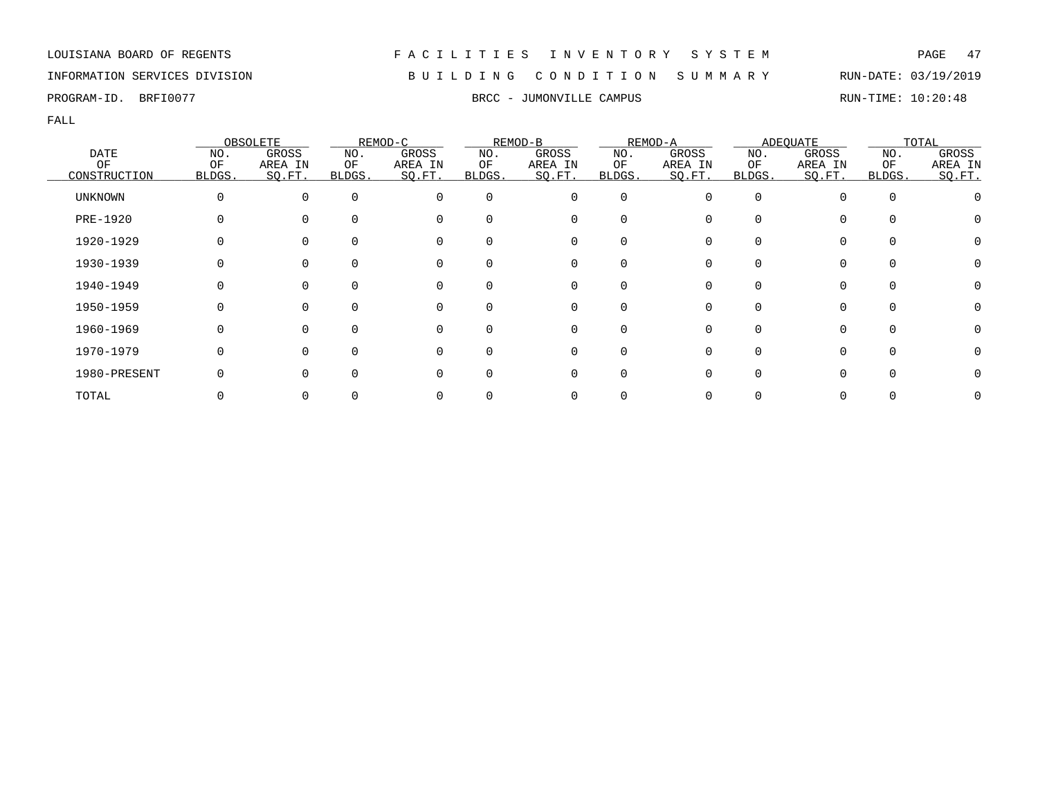LOUISIANA BOARD OF REGENTS

INFORMATION SERVICES DIVISION

PROGRAM-ID. BRFI0077

# F A C I L I T I E S   I N V E N T O R Y   S Y S T E M

## B U I L D I N G   C O N D I T I O N   S U M M A R Y

### BRCC - JUMONVILLE CAMPUS

RUN-DATE: 03/19/2019

RUN-TIME: 10:20:48

FALL

| DATE OF CONSTRUCTION | OBSOLETE | | REMOD-C | | REMOD-B | | REMOD-A | | ADEQUATE | | TOTAL | |
|---|---|---|---|---|---|---|---|---|---|---|---|---|
| | NO. OF BLDGS. | GROSS AREA IN SQ.FT. | NO. OF BLDGS. | GROSS AREA IN SQ.FT. | NO. OF BLDGS. | GROSS AREA IN SQ.FT. | NO. OF BLDGS. | GROSS AREA IN SQ.FT. | NO. OF BLDGS. | GROSS AREA IN SQ.FT. | NO. OF BLDGS. | GROSS AREA IN SQ.FT. |
| UNKNOWN | 0 | 0 | 0 | 0 | 0 | 0 | 0 | 0 | 0 | 0 | 0 | 0 |
| PRE-1920 | 0 | 0 | 0 | 0 | 0 | 0 | 0 | 0 | 0 | 0 | 0 | 0 |
| 1920-1929 | 0 | 0 | 0 | 0 | 0 | 0 | 0 | 0 | 0 | 0 | 0 | 0 |
| 1930-1939 | 0 | 0 | 0 | 0 | 0 | 0 | 0 | 0 | 0 | 0 | 0 | 0 |
| 1940-1949 | 0 | 0 | 0 | 0 | 0 | 0 | 0 | 0 | 0 | 0 | 0 | 0 |
| 1950-1959 | 0 | 0 | 0 | 0 | 0 | 0 | 0 | 0 | 0 | 0 | 0 | 0 |
| 1960-1969 | 0 | 0 | 0 | 0 | 0 | 0 | 0 | 0 | 0 | 0 | 0 | 0 |
| 1970-1979 | 0 | 0 | 0 | 0 | 0 | 0 | 0 | 0 | 0 | 0 | 0 | 0 |
| 1980-PRESENT | 0 | 0 | 0 | 0 | 0 | 0 | 0 | 0 | 0 | 0 | 0 | 0 |
| TOTAL | 0 | 0 | 0 | 0 | 0 | 0 | 0 | 0 | 0 | 0 | 0 | 0 |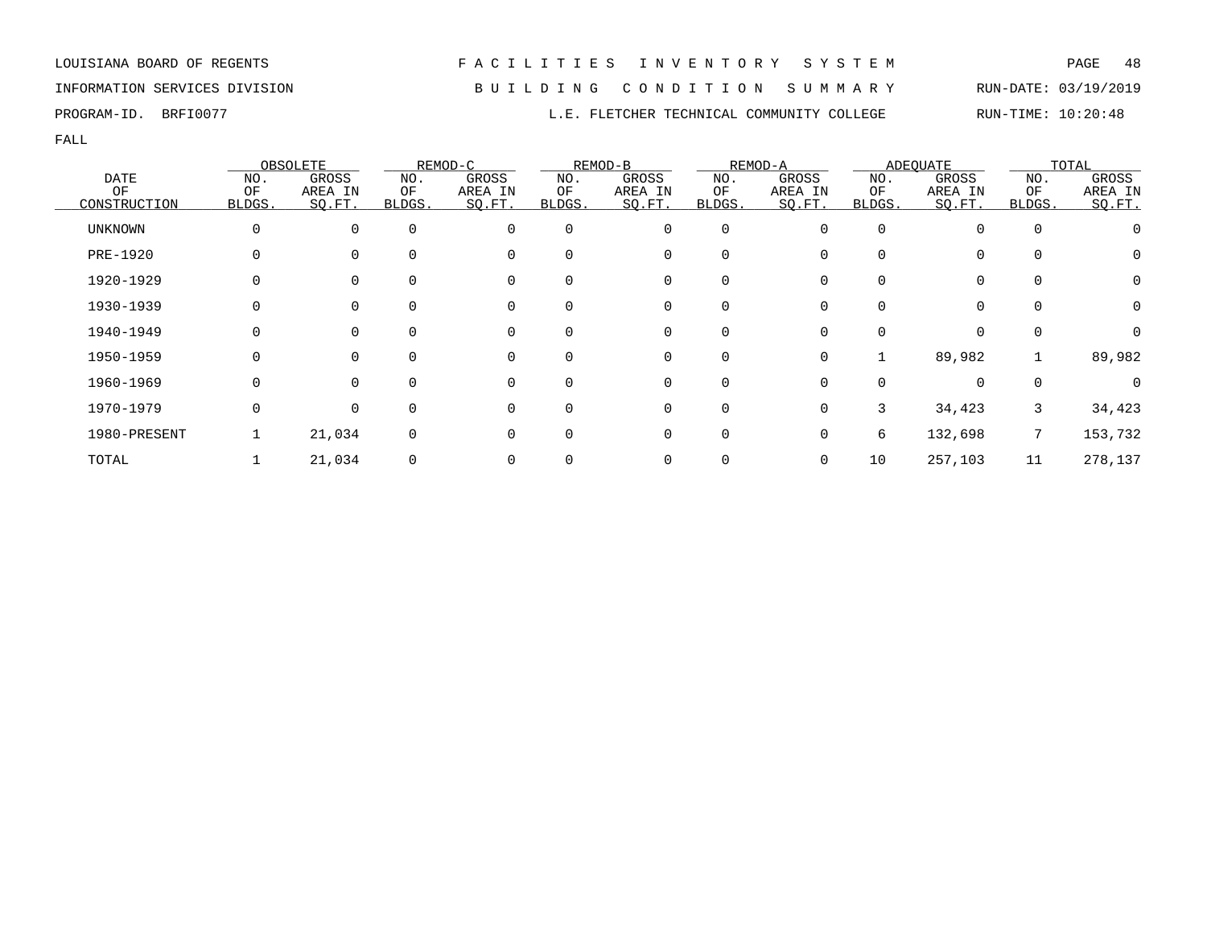LOUISIANA BOARD OF REGENTS — FACILITIES INVENTORY SYSTEM

INFORMATION SERVICES DIVISION — BUILDING CONDITION SUMMARY — RUN-DATE: 03/19/2019

PROGRAM-ID. BRFI0077 — L.E. FLETCHER TECHNICAL COMMUNITY COLLEGE — RUN-TIME: 10:20:48

FALL

| DATE OF CONSTRUCTION | OBSOLETE | | REMOD-C | | REMOD-B | | REMOD-A | | ADEQUATE | | TOTAL | |
|---|---|---|---|---|---|---|---|---|---|---|---|---|
| | NO. OF BLDGS. | GROSS AREA IN SQ.FT. | NO. OF BLDGS. | GROSS AREA IN SQ.FT. | NO. OF BLDGS. | GROSS AREA IN SQ.FT. | NO. OF BLDGS. | GROSS AREA IN SQ.FT. | NO. OF BLDGS. | GROSS AREA IN SQ.FT. | NO. OF BLDGS. | GROSS AREA IN SQ.FT. |
| UNKNOWN | 0 | 0 | 0 | 0 | 0 | 0 | 0 | 0 | 0 | 0 | 0 | 0 |
| PRE-1920 | 0 | 0 | 0 | 0 | 0 | 0 | 0 | 0 | 0 | 0 | 0 | 0 |
| 1920-1929 | 0 | 0 | 0 | 0 | 0 | 0 | 0 | 0 | 0 | 0 | 0 | 0 |
| 1930-1939 | 0 | 0 | 0 | 0 | 0 | 0 | 0 | 0 | 0 | 0 | 0 | 0 |
| 1940-1949 | 0 | 0 | 0 | 0 | 0 | 0 | 0 | 0 | 0 | 0 | 0 | 0 |
| 1950-1959 | 0 | 0 | 0 | 0 | 0 | 0 | 0 | 0 | 1 | 89,982 | 1 | 89,982 |
| 1960-1969 | 0 | 0 | 0 | 0 | 0 | 0 | 0 | 0 | 0 | 0 | 0 | 0 |
| 1970-1979 | 0 | 0 | 0 | 0 | 0 | 0 | 0 | 0 | 3 | 34,423 | 3 | 34,423 |
| 1980-PRESENT | 1 | 21,034 | 0 | 0 | 0 | 0 | 0 | 0 | 6 | 132,698 | 7 | 153,732 |
| TOTAL | 1 | 21,034 | 0 | 0 | 0 | 0 | 0 | 0 | 10 | 257,103 | 11 | 278,137 |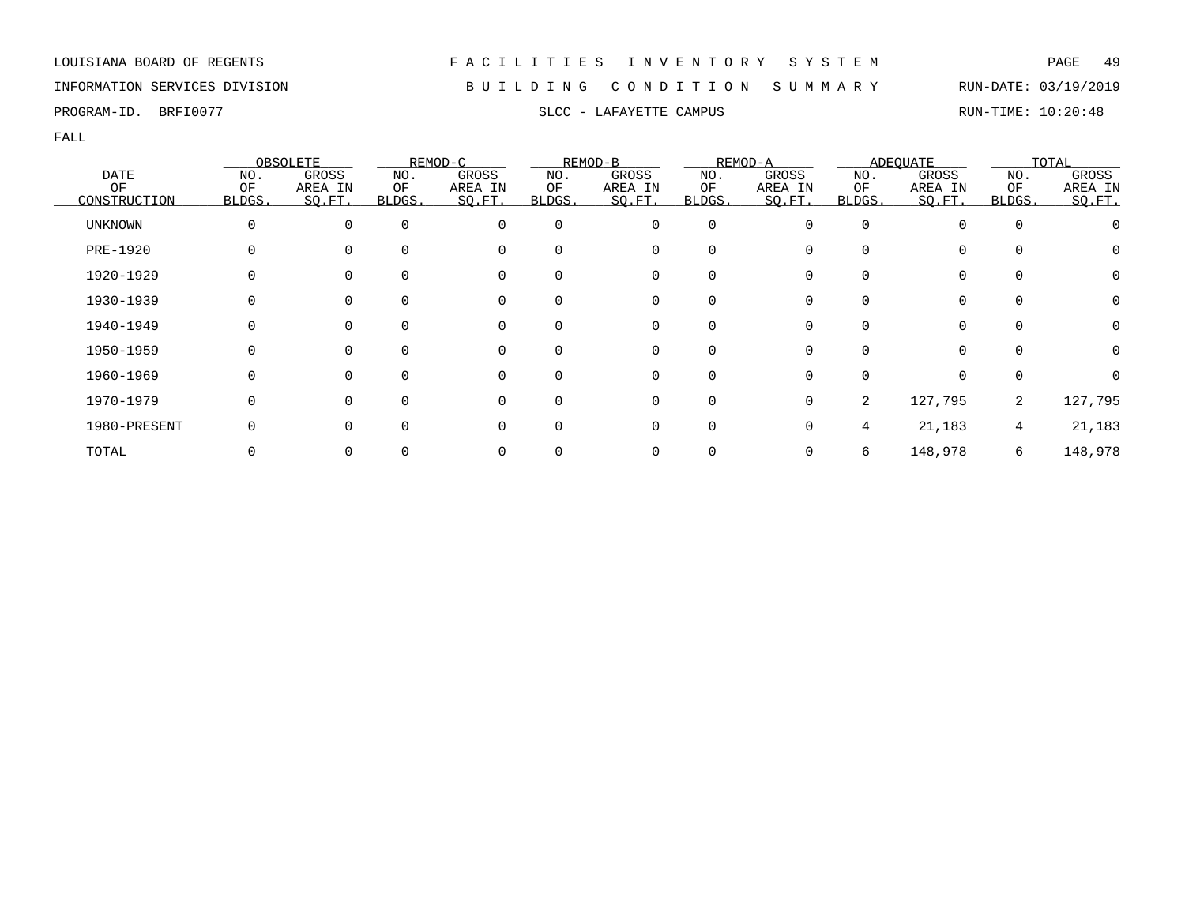LOUISIANA BOARD OF REGENTS

INFORMATION SERVICES DIVISION

PROGRAM-ID. BRFI0077

# F A C I L I T I E S   I N V E N T O R Y   S Y S T E M

## B U I L D I N G   C O N D I T I O N   S U M M A R Y

### SLCC - LAFAYETTE CAMPUS

RUN-DATE: 03/19/2019

RUN-TIME: 10:20:48

FALL

| DATE OF CONSTRUCTION | OBSOLETE NO. OF BLDGS. | OBSOLETE GROSS AREA IN SQ.FT. | REMOD-C NO. OF BLDGS. | REMOD-C GROSS AREA IN SQ.FT. | REMOD-B NO. OF BLDGS. | REMOD-B GROSS AREA IN SQ.FT. | REMOD-A NO. OF BLDGS. | REMOD-A GROSS AREA IN SQ.FT. | ADEQUATE NO. OF BLDGS. | ADEQUATE GROSS AREA IN SQ.FT. | TOTAL NO. OF BLDGS. | TOTAL GROSS AREA IN SQ.FT. |
|---|---|---|---|---|---|---|---|---|---|---|---|---|
| UNKNOWN | 0 | 0 | 0 | 0 | 0 | 0 | 0 | 0 | 0 | 0 | 0 | 0 |
| PRE-1920 | 0 | 0 | 0 | 0 | 0 | 0 | 0 | 0 | 0 | 0 | 0 | 0 |
| 1920-1929 | 0 | 0 | 0 | 0 | 0 | 0 | 0 | 0 | 0 | 0 | 0 | 0 |
| 1930-1939 | 0 | 0 | 0 | 0 | 0 | 0 | 0 | 0 | 0 | 0 | 0 | 0 |
| 1940-1949 | 0 | 0 | 0 | 0 | 0 | 0 | 0 | 0 | 0 | 0 | 0 | 0 |
| 1950-1959 | 0 | 0 | 0 | 0 | 0 | 0 | 0 | 0 | 0 | 0 | 0 | 0 |
| 1960-1969 | 0 | 0 | 0 | 0 | 0 | 0 | 0 | 0 | 0 | 0 | 0 | 0 |
| 1970-1979 | 0 | 0 | 0 | 0 | 0 | 0 | 0 | 0 | 2 | 127,795 | 2 | 127,795 |
| 1980-PRESENT | 0 | 0 | 0 | 0 | 0 | 0 | 0 | 0 | 4 | 21,183 | 4 | 21,183 |
| TOTAL | 0 | 0 | 0 | 0 | 0 | 0 | 0 | 0 | 6 | 148,978 | 6 | 148,978 |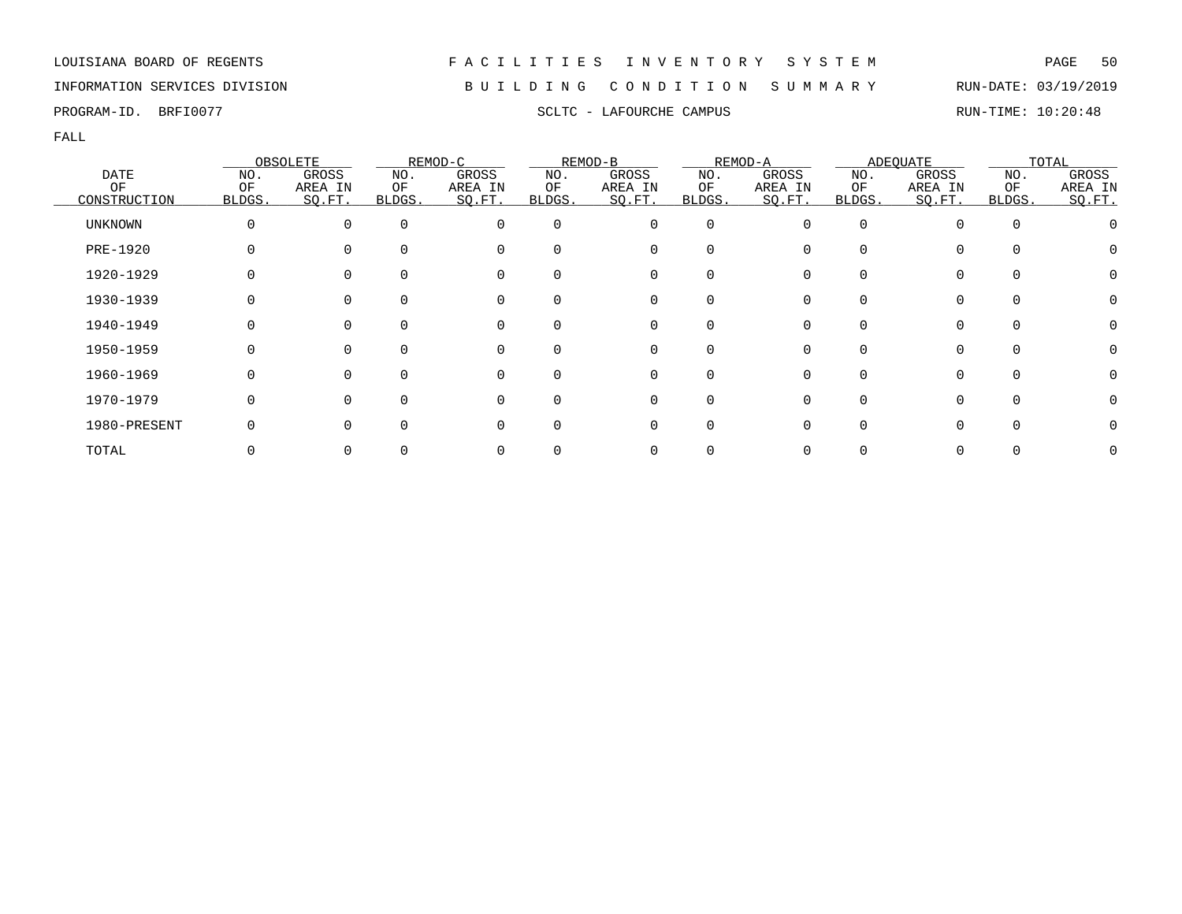LOUISIANA BOARD OF REGENTS — FACILITIES INVENTORY SYSTEM

INFORMATION SERVICES DIVISION — BUILDING CONDITION SUMMARY — RUN-DATE: 03/19/2019

PROGRAM-ID. BRFI0077 — SCLTC - LAFOURCHE CAMPUS — RUN-TIME: 10:20:48

FALL

| DATE OF CONSTRUCTION | OBSOLETE | | REMOD-C | | REMOD-B | | REMOD-A | | ADEQUATE | | TOTAL | |
|---|---|---|---|---|---|---|---|---|---|---|---|---|
| | NO. OF BLDGS. | GROSS AREA IN SQ.FT. | NO. OF BLDGS. | GROSS AREA IN SQ.FT. | NO. OF BLDGS. | GROSS AREA IN SQ.FT. | NO. OF BLDGS. | GROSS AREA IN SQ.FT. | NO. OF BLDGS. | GROSS AREA IN SQ.FT. | NO. OF BLDGS. | GROSS AREA IN SQ.FT. |
| UNKNOWN | 0 | 0 | 0 | 0 | 0 | 0 | 0 | 0 | 0 | 0 | 0 | 0 |
| PRE-1920 | 0 | 0 | 0 | 0 | 0 | 0 | 0 | 0 | 0 | 0 | 0 | 0 |
| 1920-1929 | 0 | 0 | 0 | 0 | 0 | 0 | 0 | 0 | 0 | 0 | 0 | 0 |
| 1930-1939 | 0 | 0 | 0 | 0 | 0 | 0 | 0 | 0 | 0 | 0 | 0 | 0 |
| 1940-1949 | 0 | 0 | 0 | 0 | 0 | 0 | 0 | 0 | 0 | 0 | 0 | 0 |
| 1950-1959 | 0 | 0 | 0 | 0 | 0 | 0 | 0 | 0 | 0 | 0 | 0 | 0 |
| 1960-1969 | 0 | 0 | 0 | 0 | 0 | 0 | 0 | 0 | 0 | 0 | 0 | 0 |
| 1970-1979 | 0 | 0 | 0 | 0 | 0 | 0 | 0 | 0 | 0 | 0 | 0 | 0 |
| 1980-PRESENT | 0 | 0 | 0 | 0 | 0 | 0 | 0 | 0 | 0 | 0 | 0 | 0 |
| TOTAL | 0 | 0 | 0 | 0 | 0 | 0 | 0 | 0 | 0 | 0 | 0 | 0 |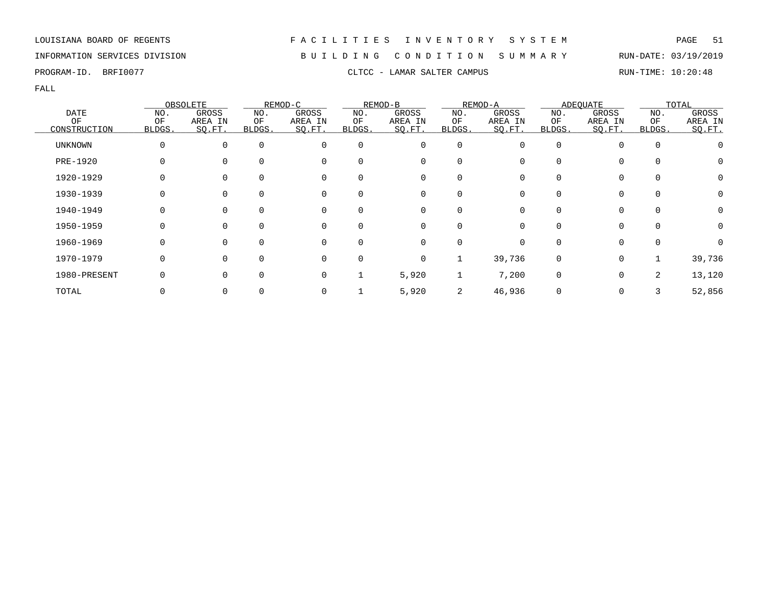LOUISIANA BOARD OF REGENTS

INFORMATION SERVICES DIVISION

PROGRAM-ID. BRFI0077

# FACILITIES INVENTORY SYSTEM

## BUILDING CONDITION SUMMARY

### CLTCC - LAMAR SALTER CAMPUS

RUN-DATE: 03/19/2019

RUN-TIME: 10:20:48

FALL

| DATE OF CONSTRUCTION | OBSOLETE | | REMOD-C | | REMOD-B | | REMOD-A | | ADEQUATE | | TOTAL | |
|---|---|---|---|---|---|---|---|---|---|---|---|---|
| | NO. OF BLDGS. | GROSS AREA IN SQ.FT. | NO. OF BLDGS. | GROSS AREA IN SQ.FT. | NO. OF BLDGS. | GROSS AREA IN SQ.FT. | NO. OF BLDGS. | GROSS AREA IN SQ.FT. | NO. OF BLDGS. | GROSS AREA IN SQ.FT. | NO. OF BLDGS. | GROSS AREA IN SQ.FT. |
| UNKNOWN | 0 | 0 | 0 | 0 | 0 | 0 | 0 | 0 | 0 | 0 | 0 | 0 |
| PRE-1920 | 0 | 0 | 0 | 0 | 0 | 0 | 0 | 0 | 0 | 0 | 0 | 0 |
| 1920-1929 | 0 | 0 | 0 | 0 | 0 | 0 | 0 | 0 | 0 | 0 | 0 | 0 |
| 1930-1939 | 0 | 0 | 0 | 0 | 0 | 0 | 0 | 0 | 0 | 0 | 0 | 0 |
| 1940-1949 | 0 | 0 | 0 | 0 | 0 | 0 | 0 | 0 | 0 | 0 | 0 | 0 |
| 1950-1959 | 0 | 0 | 0 | 0 | 0 | 0 | 0 | 0 | 0 | 0 | 0 | 0 |
| 1960-1969 | 0 | 0 | 0 | 0 | 0 | 0 | 0 | 0 | 0 | 0 | 0 | 0 |
| 1970-1979 | 0 | 0 | 0 | 0 | 0 | 0 | 1 | 39,736 | 0 | 0 | 1 | 39,736 |
| 1980-PRESENT | 0 | 0 | 0 | 0 | 1 | 5,920 | 1 | 7,200 | 0 | 0 | 2 | 13,120 |
| TOTAL | 0 | 0 | 0 | 0 | 1 | 5,920 | 2 | 46,936 | 0 | 0 | 3 | 52,856 |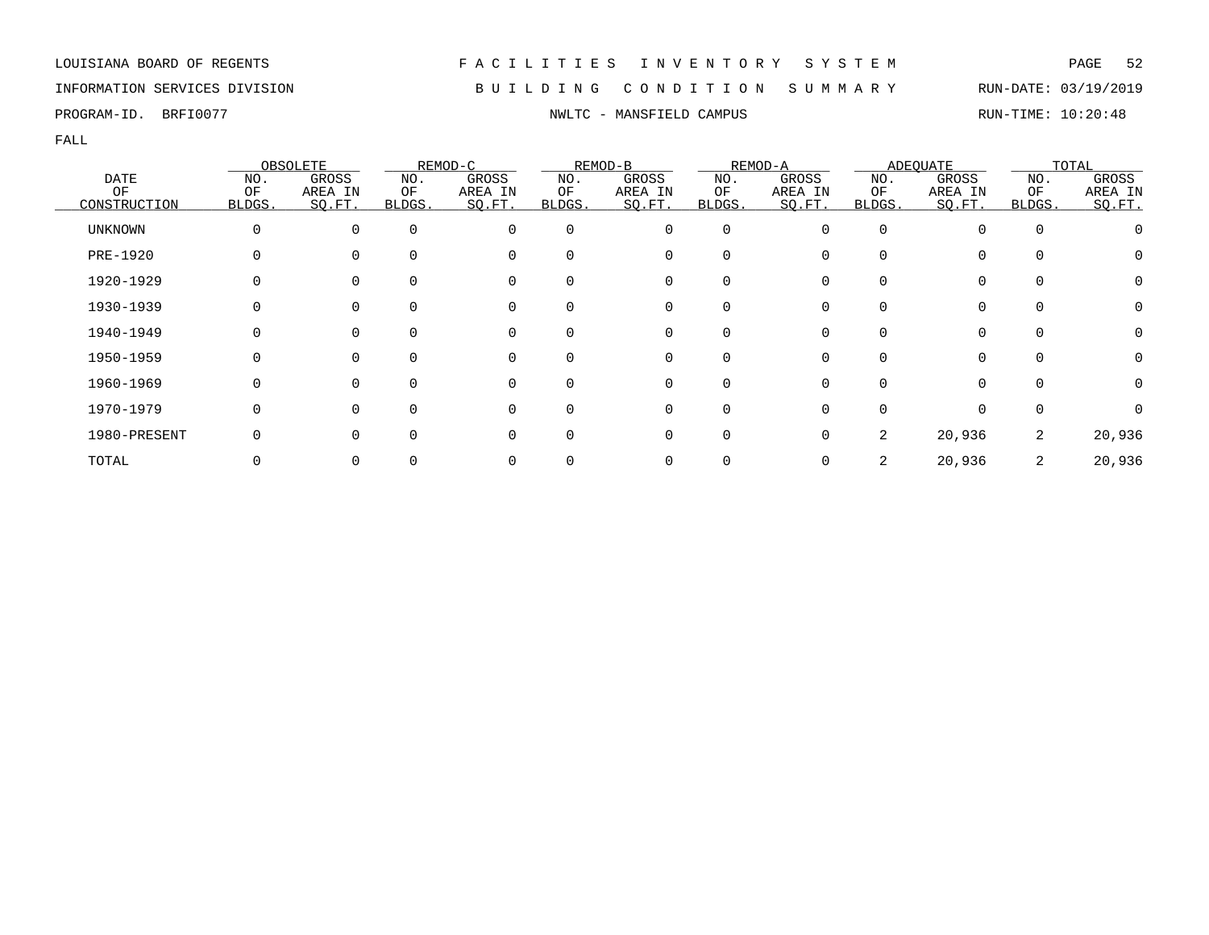LOUISIANA BOARD OF REGENTS — FACILITIES INVENTORY SYSTEM

INFORMATION SERVICES DIVISION — BUILDING CONDITION SUMMARY — RUN-DATE: 03/19/2019

PROGRAM-ID. BRFI0077 — NWLTC - MANSFIELD CAMPUS — RUN-TIME: 10:20:48

FALL

| DATE OF CONSTRUCTION | OBSOLETE | | REMOD-C | | REMOD-B | | REMOD-A | | ADEQUATE | | TOTAL | |
|---|---|---|---|---|---|---|---|---|---|---|---|---|
| | NO. OF BLDGS. | GROSS AREA IN SQ.FT. | NO. OF BLDGS. | GROSS AREA IN SQ.FT. | NO. OF BLDGS. | GROSS AREA IN SQ.FT. | NO. OF BLDGS. | GROSS AREA IN SQ.FT. | NO. OF BLDGS. | GROSS AREA IN SQ.FT. | NO. OF BLDGS. | GROSS AREA IN SQ.FT. |
| UNKNOWN | 0 | 0 | 0 | 0 | 0 | 0 | 0 | 0 | 0 | 0 | 0 | 0 |
| PRE-1920 | 0 | 0 | 0 | 0 | 0 | 0 | 0 | 0 | 0 | 0 | 0 | 0 |
| 1920-1929 | 0 | 0 | 0 | 0 | 0 | 0 | 0 | 0 | 0 | 0 | 0 | 0 |
| 1930-1939 | 0 | 0 | 0 | 0 | 0 | 0 | 0 | 0 | 0 | 0 | 0 | 0 |
| 1940-1949 | 0 | 0 | 0 | 0 | 0 | 0 | 0 | 0 | 0 | 0 | 0 | 0 |
| 1950-1959 | 0 | 0 | 0 | 0 | 0 | 0 | 0 | 0 | 0 | 0 | 0 | 0 |
| 1960-1969 | 0 | 0 | 0 | 0 | 0 | 0 | 0 | 0 | 0 | 0 | 0 | 0 |
| 1970-1979 | 0 | 0 | 0 | 0 | 0 | 0 | 0 | 0 | 0 | 0 | 0 | 0 |
| 1980-PRESENT | 0 | 0 | 0 | 0 | 0 | 0 | 0 | 0 | 2 | 20,936 | 2 | 20,936 |
| TOTAL | 0 | 0 | 0 | 0 | 0 | 0 | 0 | 0 | 2 | 20,936 | 2 | 20,936 |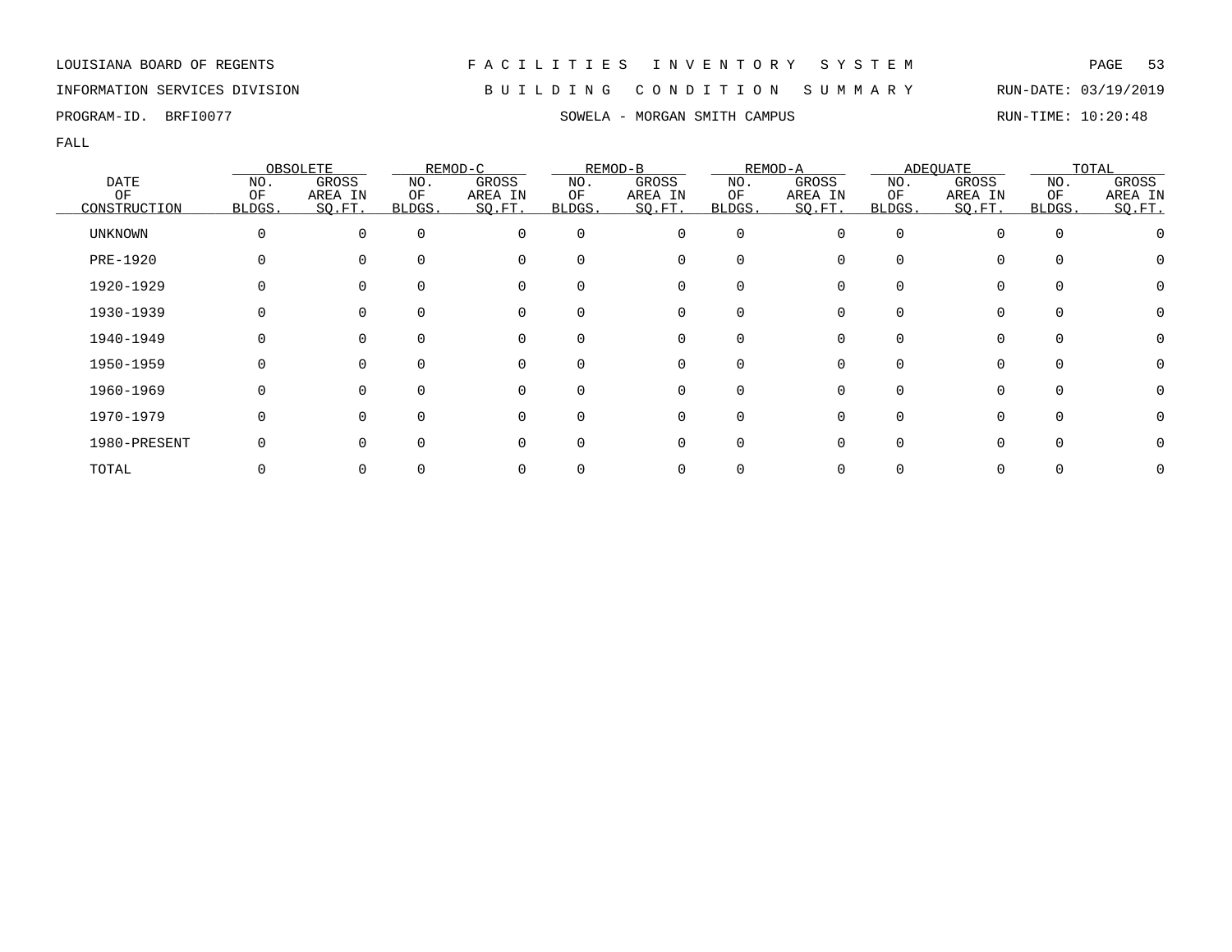LOUISIANA BOARD OF REGENTS — FACILITIES INVENTORY SYSTEM

INFORMATION SERVICES DIVISION — BUILDING CONDITION SUMMARY — RUN-DATE: 03/19/2019

PROGRAM-ID. BRFI0077 — SOWELA - MORGAN SMITH CAMPUS — RUN-TIME: 10:20:48

FALL

| DATE OF CONSTRUCTION | OBSOLETE | | REMOD-C | | REMOD-B | | REMOD-A | | ADEQUATE | | TOTAL | |
|---|---|---|---|---|---|---|---|---|---|---|---|---|
| | NO. OF BLDGS. | GROSS AREA IN SQ.FT. | NO. OF BLDGS. | GROSS AREA IN SQ.FT. | NO. OF BLDGS. | GROSS AREA IN SQ.FT. | NO. OF BLDGS. | GROSS AREA IN SQ.FT. | NO. OF BLDGS. | GROSS AREA IN SQ.FT. | NO. OF BLDGS. | GROSS AREA IN SQ.FT. |
| UNKNOWN | 0 | 0 | 0 | 0 | 0 | 0 | 0 | 0 | 0 | 0 | 0 | 0 |
| PRE-1920 | 0 | 0 | 0 | 0 | 0 | 0 | 0 | 0 | 0 | 0 | 0 | 0 |
| 1920-1929 | 0 | 0 | 0 | 0 | 0 | 0 | 0 | 0 | 0 | 0 | 0 | 0 |
| 1930-1939 | 0 | 0 | 0 | 0 | 0 | 0 | 0 | 0 | 0 | 0 | 0 | 0 |
| 1940-1949 | 0 | 0 | 0 | 0 | 0 | 0 | 0 | 0 | 0 | 0 | 0 | 0 |
| 1950-1959 | 0 | 0 | 0 | 0 | 0 | 0 | 0 | 0 | 0 | 0 | 0 | 0 |
| 1960-1969 | 0 | 0 | 0 | 0 | 0 | 0 | 0 | 0 | 0 | 0 | 0 | 0 |
| 1970-1979 | 0 | 0 | 0 | 0 | 0 | 0 | 0 | 0 | 0 | 0 | 0 | 0 |
| 1980-PRESENT | 0 | 0 | 0 | 0 | 0 | 0 | 0 | 0 | 0 | 0 | 0 | 0 |
| TOTAL | 0 | 0 | 0 | 0 | 0 | 0 | 0 | 0 | 0 | 0 | 0 | 0 |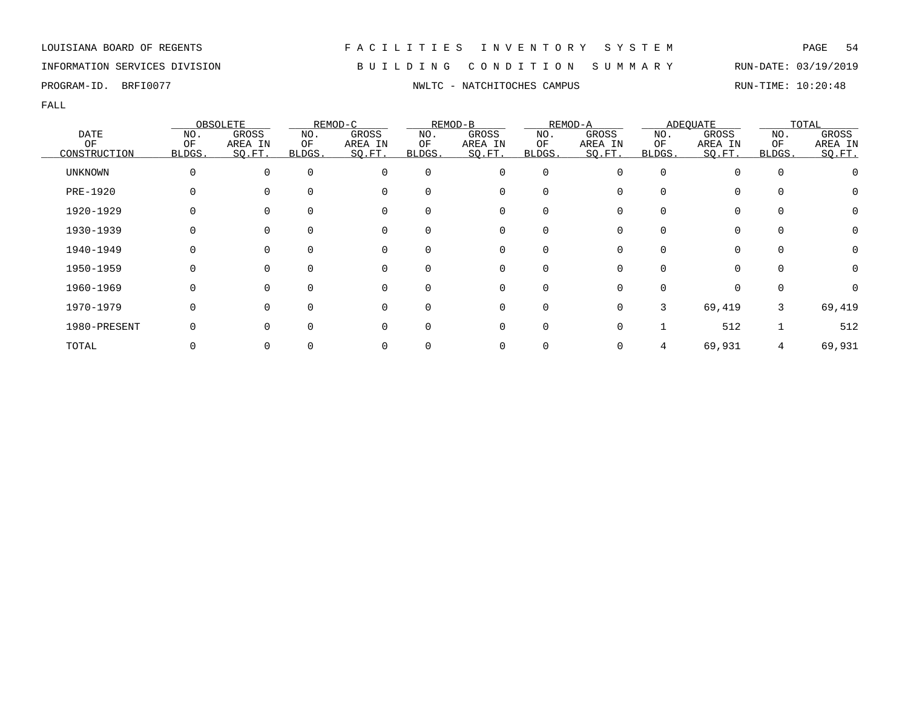LOUISIANA BOARD OF REGENTS — FACILITIES INVENTORY SYSTEM

INFORMATION SERVICES DIVISION — BUILDING CONDITION SUMMARY — RUN-DATE: 03/19/2019

PROGRAM-ID. BRFI0077 — NWLTC - NATCHITOCHES CAMPUS — RUN-TIME: 10:20:48

FALL

| DATE OF CONSTRUCTION | OBSOLETE NO. OF BLDGS. | OBSOLETE GROSS AREA IN SQ.FT. | REMOD-C NO. OF BLDGS. | REMOD-C GROSS AREA IN SQ.FT. | REMOD-B NO. OF BLDGS. | REMOD-B GROSS AREA IN SQ.FT. | REMOD-A NO. OF BLDGS. | REMOD-A GROSS AREA IN SQ.FT. | ADEQUATE NO. OF BLDGS. | ADEQUATE GROSS AREA IN SQ.FT. | TOTAL NO. OF BLDGS. | TOTAL GROSS AREA IN SQ.FT. |
|---|---|---|---|---|---|---|---|---|---|---|---|---|
| UNKNOWN | 0 | 0 | 0 | 0 | 0 | 0 | 0 | 0 | 0 | 0 | 0 | 0 |
| PRE-1920 | 0 | 0 | 0 | 0 | 0 | 0 | 0 | 0 | 0 | 0 | 0 | 0 |
| 1920-1929 | 0 | 0 | 0 | 0 | 0 | 0 | 0 | 0 | 0 | 0 | 0 | 0 |
| 1930-1939 | 0 | 0 | 0 | 0 | 0 | 0 | 0 | 0 | 0 | 0 | 0 | 0 |
| 1940-1949 | 0 | 0 | 0 | 0 | 0 | 0 | 0 | 0 | 0 | 0 | 0 | 0 |
| 1950-1959 | 0 | 0 | 0 | 0 | 0 | 0 | 0 | 0 | 0 | 0 | 0 | 0 |
| 1960-1969 | 0 | 0 | 0 | 0 | 0 | 0 | 0 | 0 | 0 | 0 | 0 | 0 |
| 1970-1979 | 0 | 0 | 0 | 0 | 0 | 0 | 0 | 0 | 3 | 69,419 | 3 | 69,419 |
| 1980-PRESENT | 0 | 0 | 0 | 0 | 0 | 0 | 0 | 0 | 1 | 512 | 1 | 512 |
| TOTAL | 0 | 0 | 0 | 0 | 0 | 0 | 0 | 0 | 4 | 69,931 | 4 | 69,931 |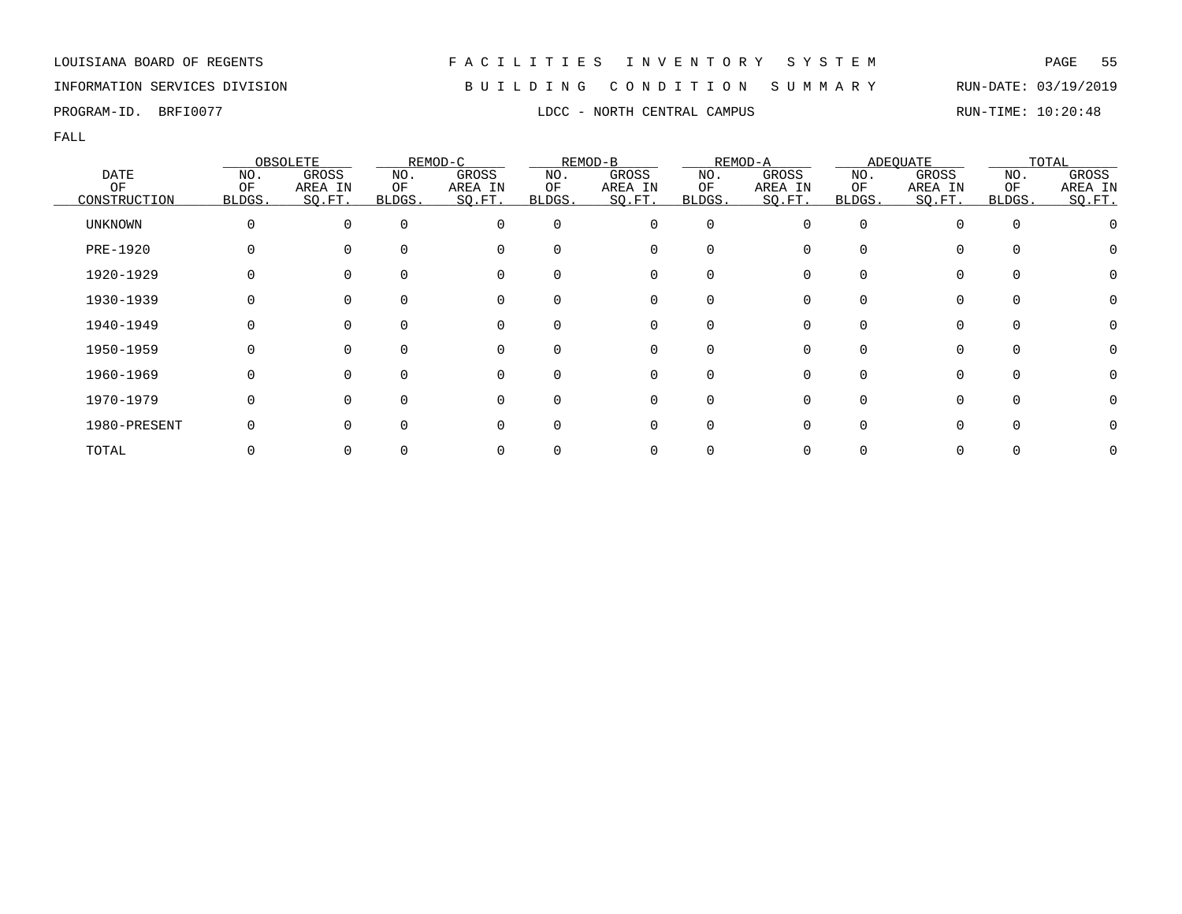LOUISIANA BOARD OF REGENTS

INFORMATION SERVICES DIVISION

PROGRAM-ID. BRFI0077

# FACILITIES INVENTORY SYSTEM

## BUILDING CONDITION SUMMARY

### LDCC - NORTH CENTRAL CAMPUS

RUN-DATE: 03/19/2019

RUN-TIME: 10:20:48

FALL

| DATE OF CONSTRUCTION | OBSOLETE | | REMOD-C | | REMOD-B | | REMOD-A | | ADEQUATE | | TOTAL | |
|---|---|---|---|---|---|---|---|---|---|---|---|---|
| | NO. OF BLDGS. | GROSS AREA IN SQ.FT. | NO. OF BLDGS. | GROSS AREA IN SQ.FT. | NO. OF BLDGS. | GROSS AREA IN SQ.FT. | NO. OF BLDGS. | GROSS AREA IN SQ.FT. | NO. OF BLDGS. | GROSS AREA IN SQ.FT. | NO. OF BLDGS. | GROSS AREA IN SQ.FT. |
| UNKNOWN | 0 | 0 | 0 | 0 | 0 | 0 | 0 | 0 | 0 | 0 | 0 | 0 |
| PRE-1920 | 0 | 0 | 0 | 0 | 0 | 0 | 0 | 0 | 0 | 0 | 0 | 0 |
| 1920-1929 | 0 | 0 | 0 | 0 | 0 | 0 | 0 | 0 | 0 | 0 | 0 | 0 |
| 1930-1939 | 0 | 0 | 0 | 0 | 0 | 0 | 0 | 0 | 0 | 0 | 0 | 0 |
| 1940-1949 | 0 | 0 | 0 | 0 | 0 | 0 | 0 | 0 | 0 | 0 | 0 | 0 |
| 1950-1959 | 0 | 0 | 0 | 0 | 0 | 0 | 0 | 0 | 0 | 0 | 0 | 0 |
| 1960-1969 | 0 | 0 | 0 | 0 | 0 | 0 | 0 | 0 | 0 | 0 | 0 | 0 |
| 1970-1979 | 0 | 0 | 0 | 0 | 0 | 0 | 0 | 0 | 0 | 0 | 0 | 0 |
| 1980-PRESENT | 0 | 0 | 0 | 0 | 0 | 0 | 0 | 0 | 0 | 0 | 0 | 0 |
| TOTAL | 0 | 0 | 0 | 0 | 0 | 0 | 0 | 0 | 0 | 0 | 0 | 0 |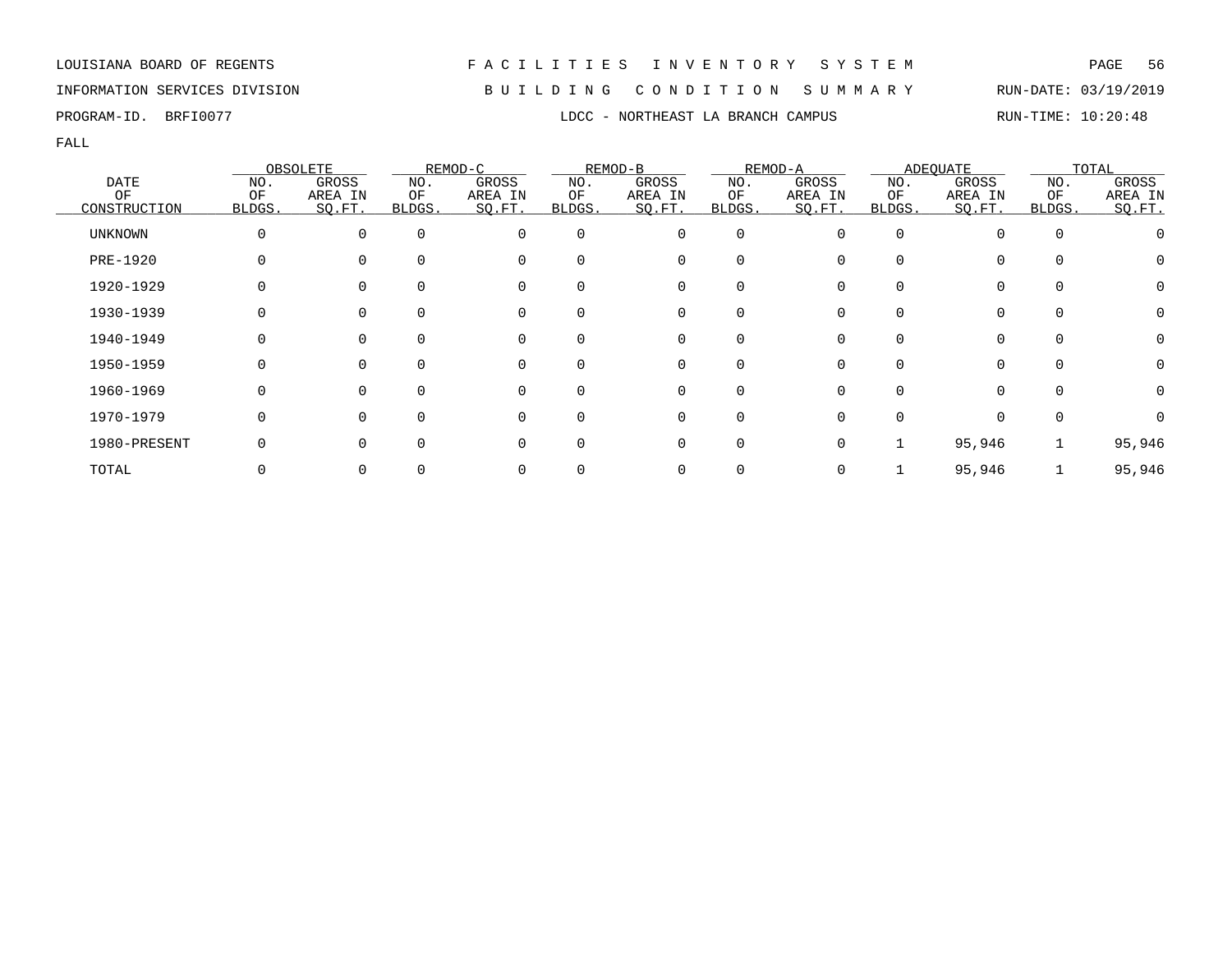LOUISIANA BOARD OF REGENTS

INFORMATION SERVICES DIVISION

PROGRAM-ID. BRFI0077

# F A C I L I T I E S   I N V E N T O R Y   S Y S T E M

## B U I L D I N G   C O N D I T I O N   S U M M A R Y

## LDCC - NORTHEAST LA BRANCH CAMPUS

RUN-DATE: 03/19/2019

RUN-TIME: 10:20:48

FALL

| DATE OF CONSTRUCTION | OBSOLETE | | REMOD-C | | REMOD-B | | REMOD-A | | ADEQUATE | | TOTAL | |
|---|---|---|---|---|---|---|---|---|---|---|---|---|
| | NO. OF BLDGS. | GROSS AREA IN SQ.FT. | NO. OF BLDGS. | GROSS AREA IN SQ.FT. | NO. OF BLDGS. | GROSS AREA IN SQ.FT. | NO. OF BLDGS. | GROSS AREA IN SQ.FT. | NO. OF BLDGS. | GROSS AREA IN SQ.FT. | NO. OF BLDGS. | GROSS AREA IN SQ.FT. |
| UNKNOWN | 0 | 0 | 0 | 0 | 0 | 0 | 0 | 0 | 0 | 0 | 0 | 0 |
| PRE-1920 | 0 | 0 | 0 | 0 | 0 | 0 | 0 | 0 | 0 | 0 | 0 | 0 |
| 1920-1929 | 0 | 0 | 0 | 0 | 0 | 0 | 0 | 0 | 0 | 0 | 0 | 0 |
| 1930-1939 | 0 | 0 | 0 | 0 | 0 | 0 | 0 | 0 | 0 | 0 | 0 | 0 |
| 1940-1949 | 0 | 0 | 0 | 0 | 0 | 0 | 0 | 0 | 0 | 0 | 0 | 0 |
| 1950-1959 | 0 | 0 | 0 | 0 | 0 | 0 | 0 | 0 | 0 | 0 | 0 | 0 |
| 1960-1969 | 0 | 0 | 0 | 0 | 0 | 0 | 0 | 0 | 0 | 0 | 0 | 0 |
| 1970-1979 | 0 | 0 | 0 | 0 | 0 | 0 | 0 | 0 | 0 | 0 | 0 | 0 |
| 1980-PRESENT | 0 | 0 | 0 | 0 | 0 | 0 | 0 | 0 | 1 | 95,946 | 1 | 95,946 |
| TOTAL | 0 | 0 | 0 | 0 | 0 | 0 | 0 | 0 | 1 | 95,946 | 1 | 95,946 |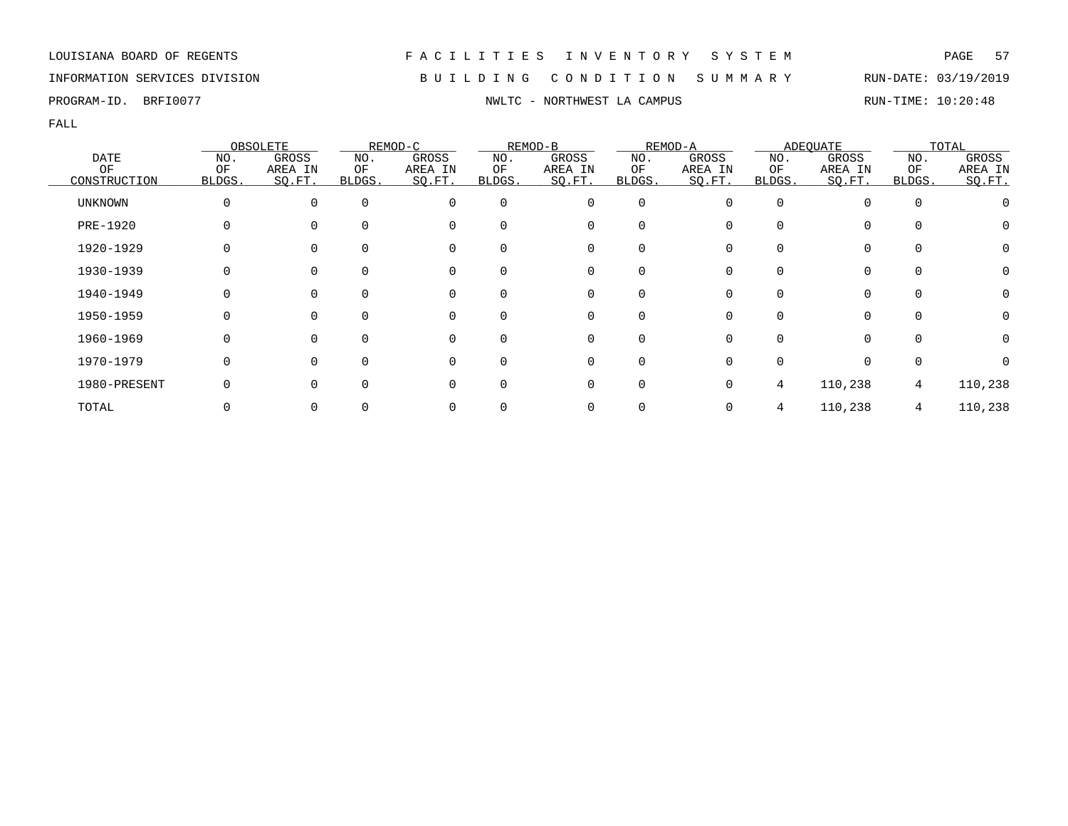LOUISIANA BOARD OF REGENTS — F A C I L I T I E S   I N V E N T O R Y   S Y S T E M

INFORMATION SERVICES DIVISION — B U I L D I N G   C O N D I T I O N   S U M M A R Y — RUN-DATE: 03/19/2019

PROGRAM-ID. BRFI0077 — NWLTC - NORTHWEST LA CAMPUS — RUN-TIME: 10:20:48

FALL

| DATE OF CONSTRUCTION | OBSOLETE | | REMOD-C | | REMOD-B | | REMOD-A | | ADEQUATE | | TOTAL | |
|---|---|---|---|---|---|---|---|---|---|---|---|---|
| | NO. OF BLDGS. | GROSS AREA IN SQ.FT. | NO. OF BLDGS. | GROSS AREA IN SQ.FT. | NO. OF BLDGS. | GROSS AREA IN SQ.FT. | NO. OF BLDGS. | GROSS AREA IN SQ.FT. | NO. OF BLDGS. | GROSS AREA IN SQ.FT. | NO. OF BLDGS. | GROSS AREA IN SQ.FT. |
| UNKNOWN | 0 | 0 | 0 | 0 | 0 | 0 | 0 | 0 | 0 | 0 | 0 | 0 |
| PRE-1920 | 0 | 0 | 0 | 0 | 0 | 0 | 0 | 0 | 0 | 0 | 0 | 0 |
| 1920-1929 | 0 | 0 | 0 | 0 | 0 | 0 | 0 | 0 | 0 | 0 | 0 | 0 |
| 1930-1939 | 0 | 0 | 0 | 0 | 0 | 0 | 0 | 0 | 0 | 0 | 0 | 0 |
| 1940-1949 | 0 | 0 | 0 | 0 | 0 | 0 | 0 | 0 | 0 | 0 | 0 | 0 |
| 1950-1959 | 0 | 0 | 0 | 0 | 0 | 0 | 0 | 0 | 0 | 0 | 0 | 0 |
| 1960-1969 | 0 | 0 | 0 | 0 | 0 | 0 | 0 | 0 | 0 | 0 | 0 | 0 |
| 1970-1979 | 0 | 0 | 0 | 0 | 0 | 0 | 0 | 0 | 0 | 0 | 0 | 0 |
| 1980-PRESENT | 0 | 0 | 0 | 0 | 0 | 0 | 0 | 0 | 4 | 110,238 | 4 | 110,238 |
| TOTAL | 0 | 0 | 0 | 0 | 0 | 0 | 0 | 0 | 4 | 110,238 | 4 | 110,238 |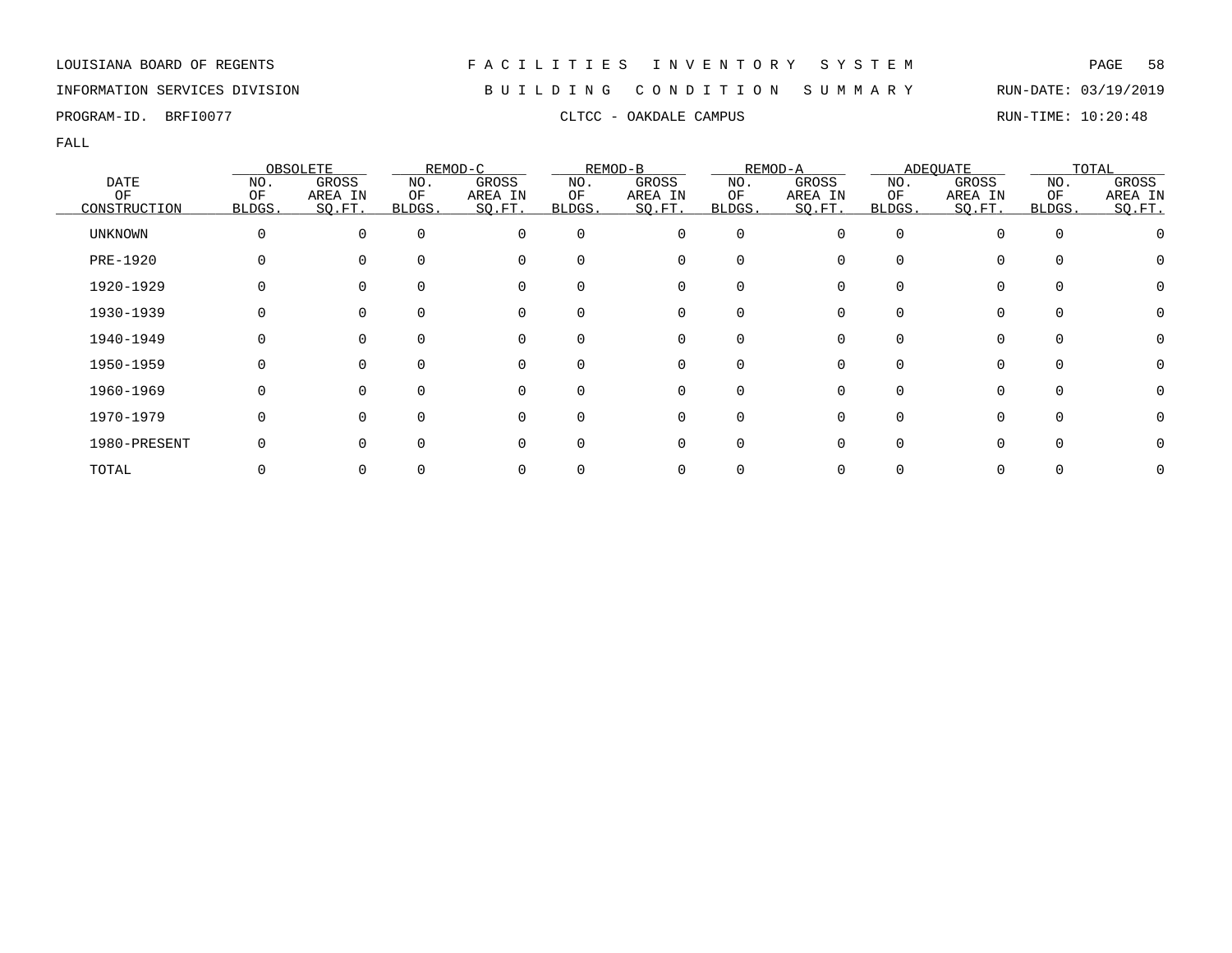LOUISIANA BOARD OF REGENTS — FACILITIES INVENTORY SYSTEM

INFORMATION SERVICES DIVISION — BUILDING CONDITION SUMMARY — RUN-DATE: 03/19/2019

PROGRAM-ID. BRFI0077 — CLTCC - OAKDALE CAMPUS — RUN-TIME: 10:20:48

FALL

| DATE OF CONSTRUCTION | OBSOLETE | | REMOD-C | | REMOD-B | | REMOD-A | | ADEQUATE | | TOTAL | |
|---|---|---|---|---|---|---|---|---|---|---|---|---|
| | NO. OF BLDGS. | GROSS AREA IN SQ.FT. | NO. OF BLDGS. | GROSS AREA IN SQ.FT. | NO. OF BLDGS. | GROSS AREA IN SQ.FT. | NO. OF BLDGS. | GROSS AREA IN SQ.FT. | NO. OF BLDGS. | GROSS AREA IN SQ.FT. | NO. OF BLDGS. | GROSS AREA IN SQ.FT. |
| UNKNOWN | 0 | 0 | 0 | 0 | 0 | 0 | 0 | 0 | 0 | 0 | 0 | 0 |
| PRE-1920 | 0 | 0 | 0 | 0 | 0 | 0 | 0 | 0 | 0 | 0 | 0 | 0 |
| 1920-1929 | 0 | 0 | 0 | 0 | 0 | 0 | 0 | 0 | 0 | 0 | 0 | 0 |
| 1930-1939 | 0 | 0 | 0 | 0 | 0 | 0 | 0 | 0 | 0 | 0 | 0 | 0 |
| 1940-1949 | 0 | 0 | 0 | 0 | 0 | 0 | 0 | 0 | 0 | 0 | 0 | 0 |
| 1950-1959 | 0 | 0 | 0 | 0 | 0 | 0 | 0 | 0 | 0 | 0 | 0 | 0 |
| 1960-1969 | 0 | 0 | 0 | 0 | 0 | 0 | 0 | 0 | 0 | 0 | 0 | 0 |
| 1970-1979 | 0 | 0 | 0 | 0 | 0 | 0 | 0 | 0 | 0 | 0 | 0 | 0 |
| 1980-PRESENT | 0 | 0 | 0 | 0 | 0 | 0 | 0 | 0 | 0 | 0 | 0 | 0 |
| TOTAL | 0 | 0 | 0 | 0 | 0 | 0 | 0 | 0 | 0 | 0 | 0 | 0 |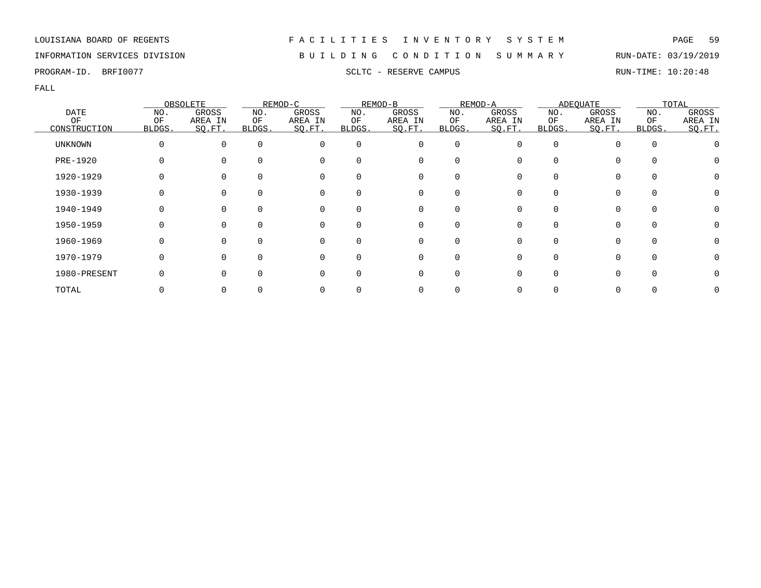LOUISIANA BOARD OF REGENTS — FACILITIES INVENTORY SYSTEM

INFORMATION SERVICES DIVISION — BUILDING CONDITION SUMMARY — RUN-DATE: 03/19/2019

PROGRAM-ID. BRFI0077 — SCLTC - RESERVE CAMPUS — RUN-TIME: 10:20:48

FALL

| DATE OF CONSTRUCTION | OBSOLETE | | REMOD-C | | REMOD-B | | REMOD-A | | ADEQUATE | | TOTAL | |
|---|---|---|---|---|---|---|---|---|---|---|---|---|
| | NO. OF BLDGS. | GROSS AREA IN SQ.FT. | NO. OF BLDGS. | GROSS AREA IN SQ.FT. | NO. OF BLDGS. | GROSS AREA IN SQ.FT. | NO. OF BLDGS. | GROSS AREA IN SQ.FT. | NO. OF BLDGS. | GROSS AREA IN SQ.FT. | NO. OF BLDGS. | GROSS AREA IN SQ.FT. |
| UNKNOWN | 0 | 0 | 0 | 0 | 0 | 0 | 0 | 0 | 0 | 0 | 0 | 0 |
| PRE-1920 | 0 | 0 | 0 | 0 | 0 | 0 | 0 | 0 | 0 | 0 | 0 | 0 |
| 1920-1929 | 0 | 0 | 0 | 0 | 0 | 0 | 0 | 0 | 0 | 0 | 0 | 0 |
| 1930-1939 | 0 | 0 | 0 | 0 | 0 | 0 | 0 | 0 | 0 | 0 | 0 | 0 |
| 1940-1949 | 0 | 0 | 0 | 0 | 0 | 0 | 0 | 0 | 0 | 0 | 0 | 0 |
| 1950-1959 | 0 | 0 | 0 | 0 | 0 | 0 | 0 | 0 | 0 | 0 | 0 | 0 |
| 1960-1969 | 0 | 0 | 0 | 0 | 0 | 0 | 0 | 0 | 0 | 0 | 0 | 0 |
| 1970-1979 | 0 | 0 | 0 | 0 | 0 | 0 | 0 | 0 | 0 | 0 | 0 | 0 |
| 1980-PRESENT | 0 | 0 | 0 | 0 | 0 | 0 | 0 | 0 | 0 | 0 | 0 | 0 |
| TOTAL | 0 | 0 | 0 | 0 | 0 | 0 | 0 | 0 | 0 | 0 | 0 | 0 |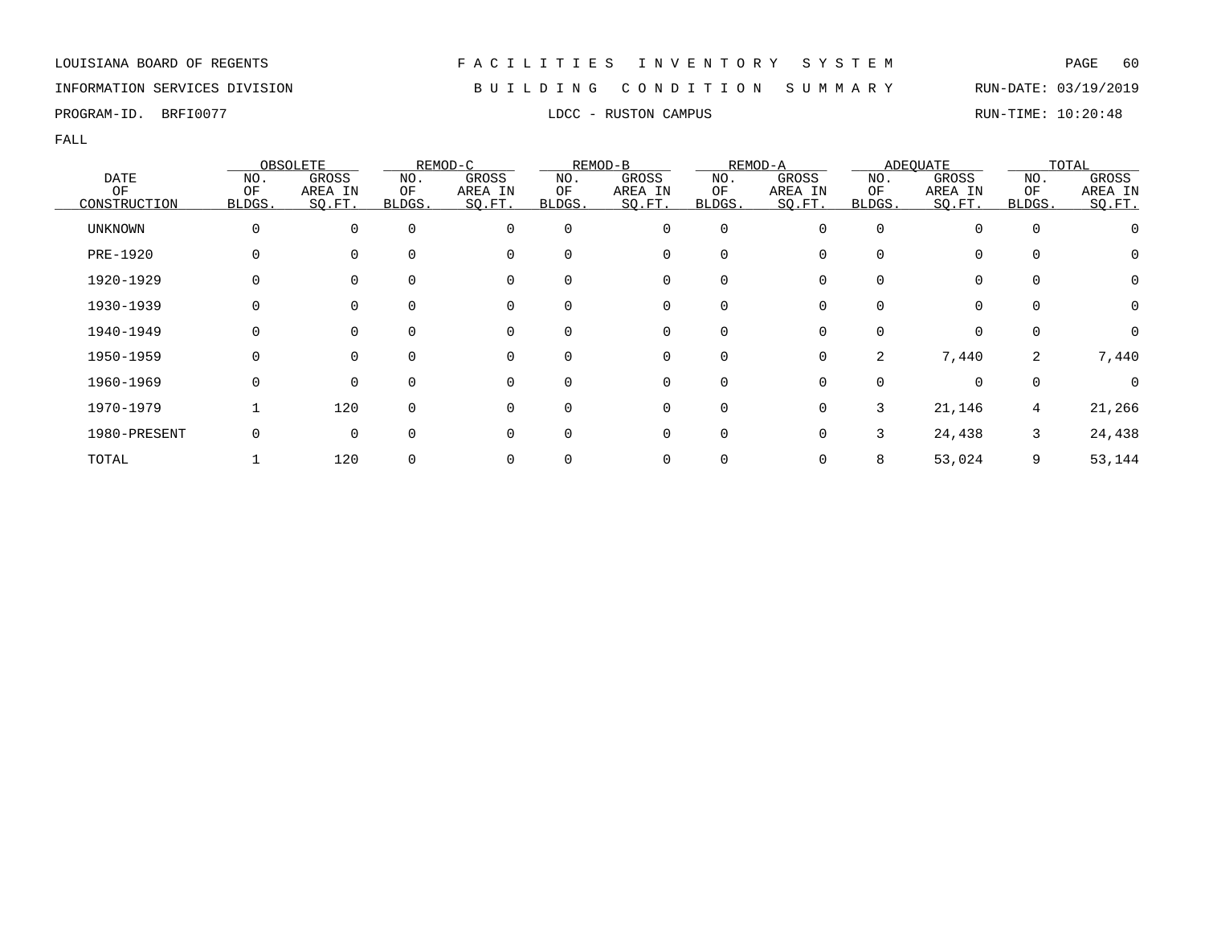LOUISIANA BOARD OF REGENTS — FACILITIES INVENTORY SYSTEM

INFORMATION SERVICES DIVISION — BUILDING CONDITION SUMMARY — RUN-DATE: 03/19/2019

PROGRAM-ID. BRFI0077 — LDCC - RUSTON CAMPUS — RUN-TIME: 10:20:48

FALL

| DATE OF CONSTRUCTION | OBSOLETE | | REMOD-C | | REMOD-B | | REMOD-A | | ADEQUATE | | TOTAL | |
|---|---|---|---|---|---|---|---|---|---|---|---|---|
| | NO. OF BLDGS. | GROSS AREA IN SQ.FT. | NO. OF BLDGS. | GROSS AREA IN SQ.FT. | NO. OF BLDGS. | GROSS AREA IN SQ.FT. | NO. OF BLDGS. | GROSS AREA IN SQ.FT. | NO. OF BLDGS. | GROSS AREA IN SQ.FT. | NO. OF BLDGS. | GROSS AREA IN SQ.FT. |
| UNKNOWN | 0 | 0 | 0 | 0 | 0 | 0 | 0 | 0 | 0 | 0 | 0 | 0 |
| PRE-1920 | 0 | 0 | 0 | 0 | 0 | 0 | 0 | 0 | 0 | 0 | 0 | 0 |
| 1920-1929 | 0 | 0 | 0 | 0 | 0 | 0 | 0 | 0 | 0 | 0 | 0 | 0 |
| 1930-1939 | 0 | 0 | 0 | 0 | 0 | 0 | 0 | 0 | 0 | 0 | 0 | 0 |
| 1940-1949 | 0 | 0 | 0 | 0 | 0 | 0 | 0 | 0 | 0 | 0 | 0 | 0 |
| 1950-1959 | 0 | 0 | 0 | 0 | 0 | 0 | 0 | 0 | 2 | 7,440 | 2 | 7,440 |
| 1960-1969 | 0 | 0 | 0 | 0 | 0 | 0 | 0 | 0 | 0 | 0 | 0 | 0 |
| 1970-1979 | 1 | 120 | 0 | 0 | 0 | 0 | 0 | 0 | 3 | 21,146 | 4 | 21,266 |
| 1980-PRESENT | 0 | 0 | 0 | 0 | 0 | 0 | 0 | 0 | 3 | 24,438 | 3 | 24,438 |
| TOTAL | 1 | 120 | 0 | 0 | 0 | 0 | 0 | 0 | 8 | 53,024 | 9 | 53,144 |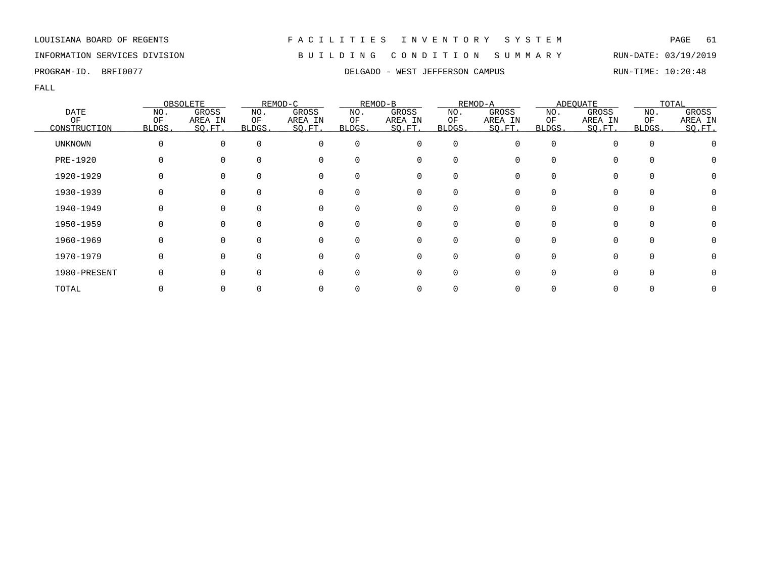LOUISIANA BOARD OF REGENTS

INFORMATION SERVICES DIVISION

PROGRAM-ID. BRFI0077

# F A C I L I T I E S   I N V E N T O R Y   S Y S T E M

## B U I L D I N G   C O N D I T I O N   S U M M A R Y

RUN-DATE: 03/19/2019

RUN-TIME: 10:20:48

### DELGADO - WEST JEFFERSON CAMPUS

FALL

| DATE OF CONSTRUCTION | OBSOLETE | | REMOD-C | | REMOD-B | | REMOD-A | | ADEQUATE | | TOTAL | |
|---|---|---|---|---|---|---|---|---|---|---|---|---|
| | NO. OF BLDGS. | GROSS AREA IN SQ.FT. | NO. OF BLDGS. | GROSS AREA IN SQ.FT. | NO. OF BLDGS. | GROSS AREA IN SQ.FT. | NO. OF BLDGS. | GROSS AREA IN SQ.FT. | NO. OF BLDGS. | GROSS AREA IN SQ.FT. | NO. OF BLDGS. | GROSS AREA IN SQ.FT. |
| UNKNOWN | 0 | 0 | 0 | 0 | 0 | 0 | 0 | 0 | 0 | 0 | 0 | 0 |
| PRE-1920 | 0 | 0 | 0 | 0 | 0 | 0 | 0 | 0 | 0 | 0 | 0 | 0 |
| 1920-1929 | 0 | 0 | 0 | 0 | 0 | 0 | 0 | 0 | 0 | 0 | 0 | 0 |
| 1930-1939 | 0 | 0 | 0 | 0 | 0 | 0 | 0 | 0 | 0 | 0 | 0 | 0 |
| 1940-1949 | 0 | 0 | 0 | 0 | 0 | 0 | 0 | 0 | 0 | 0 | 0 | 0 |
| 1950-1959 | 0 | 0 | 0 | 0 | 0 | 0 | 0 | 0 | 0 | 0 | 0 | 0 |
| 1960-1969 | 0 | 0 | 0 | 0 | 0 | 0 | 0 | 0 | 0 | 0 | 0 | 0 |
| 1970-1979 | 0 | 0 | 0 | 0 | 0 | 0 | 0 | 0 | 0 | 0 | 0 | 0 |
| 1980-PRESENT | 0 | 0 | 0 | 0 | 0 | 0 | 0 | 0 | 0 | 0 | 0 | 0 |
| TOTAL | 0 | 0 | 0 | 0 | 0 | 0 | 0 | 0 | 0 | 0 | 0 | 0 |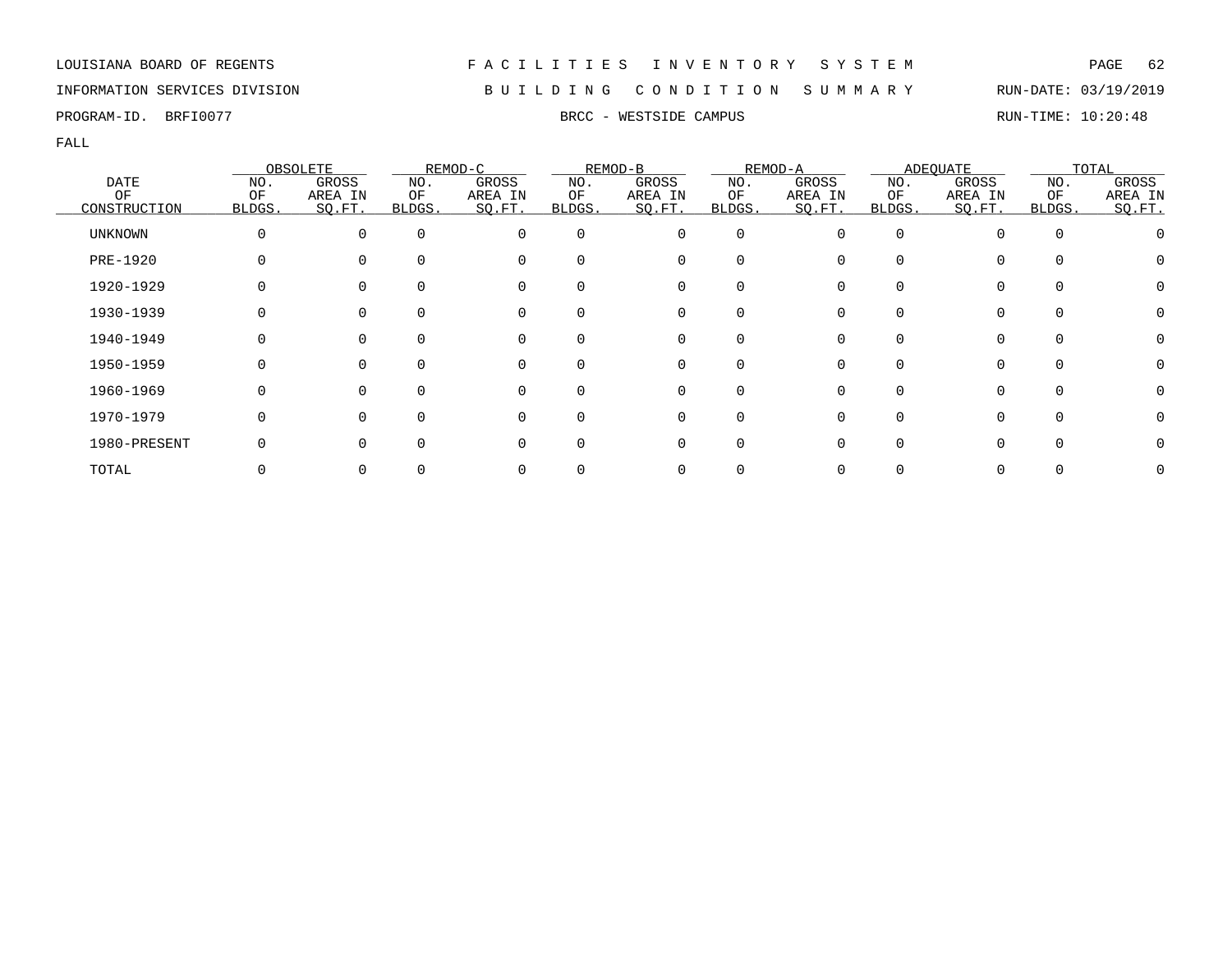LOUISIANA BOARD OF REGENTS — FACILITIES INVENTORY SYSTEM

INFORMATION SERVICES DIVISION — BUILDING CONDITION SUMMARY — RUN-DATE: 03/19/2019

PROGRAM-ID. BRFI0077 — BRCC - WESTSIDE CAMPUS — RUN-TIME: 10:20:48

FALL

| DATE OF CONSTRUCTION | OBSOLETE | | REMOD-C | | REMOD-B | | REMOD-A | | ADEQUATE | | TOTAL | |
|---|---|---|---|---|---|---|---|---|---|---|---|---|
| | NO. OF BLDGS. | GROSS AREA IN SQ.FT. | NO. OF BLDGS. | GROSS AREA IN SQ.FT. | NO. OF BLDGS. | GROSS AREA IN SQ.FT. | NO. OF BLDGS. | GROSS AREA IN SQ.FT. | NO. OF BLDGS. | GROSS AREA IN SQ.FT. | NO. OF BLDGS. | GROSS AREA IN SQ.FT. |
| UNKNOWN | 0 | 0 | 0 | 0 | 0 | 0 | 0 | 0 | 0 | 0 | 0 | 0 |
| PRE-1920 | 0 | 0 | 0 | 0 | 0 | 0 | 0 | 0 | 0 | 0 | 0 | 0 |
| 1920-1929 | 0 | 0 | 0 | 0 | 0 | 0 | 0 | 0 | 0 | 0 | 0 | 0 |
| 1930-1939 | 0 | 0 | 0 | 0 | 0 | 0 | 0 | 0 | 0 | 0 | 0 | 0 |
| 1940-1949 | 0 | 0 | 0 | 0 | 0 | 0 | 0 | 0 | 0 | 0 | 0 | 0 |
| 1950-1959 | 0 | 0 | 0 | 0 | 0 | 0 | 0 | 0 | 0 | 0 | 0 | 0 |
| 1960-1969 | 0 | 0 | 0 | 0 | 0 | 0 | 0 | 0 | 0 | 0 | 0 | 0 |
| 1970-1979 | 0 | 0 | 0 | 0 | 0 | 0 | 0 | 0 | 0 | 0 | 0 | 0 |
| 1980-PRESENT | 0 | 0 | 0 | 0 | 0 | 0 | 0 | 0 | 0 | 0 | 0 | 0 |
| TOTAL | 0 | 0 | 0 | 0 | 0 | 0 | 0 | 0 | 0 | 0 | 0 | 0 |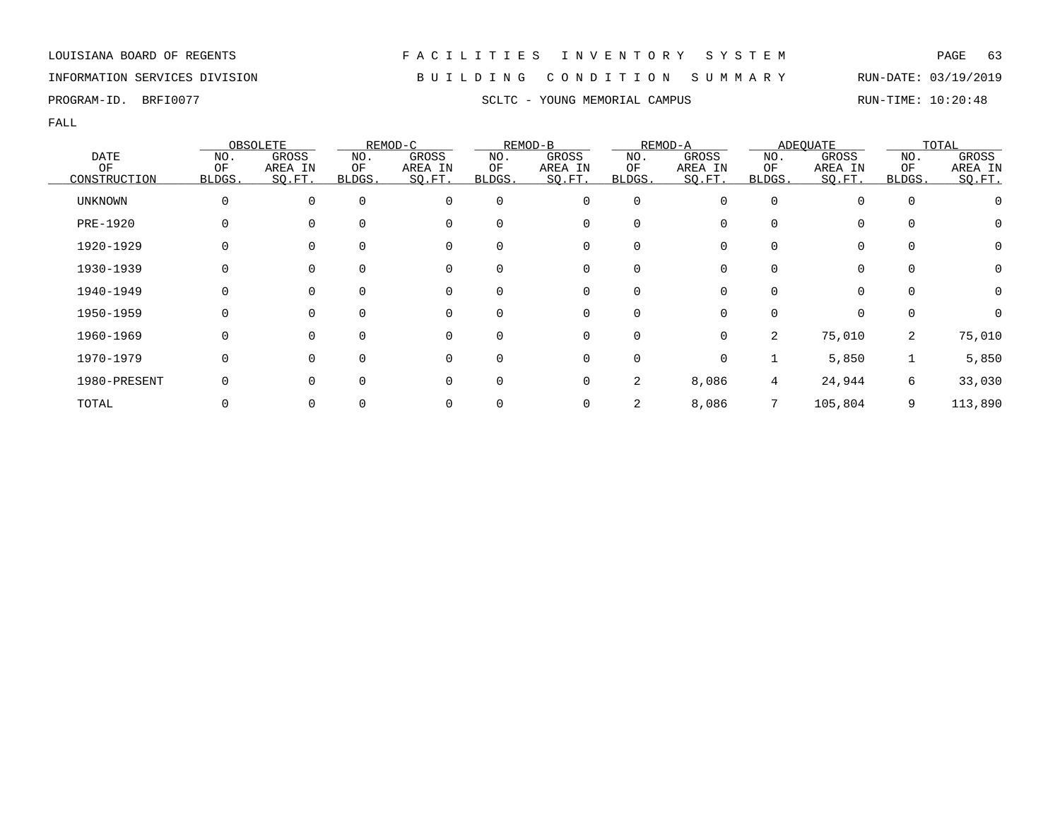LOUISIANA BOARD OF REGENTS — F A C I L I T I E S   I N V E N T O R Y   S Y S T E M

INFORMATION SERVICES DIVISION — B U I L D I N G   C O N D I T I O N   S U M M A R Y — RUN-DATE: 03/19/2019

PROGRAM-ID. BRFI0077 — SCLTC - YOUNG MEMORIAL CAMPUS — RUN-TIME: 10:20:48

FALL

| DATE OF CONSTRUCTION | OBSOLETE NO. OF BLDGS. | OBSOLETE GROSS AREA IN SQ.FT. | REMOD-C NO. OF BLDGS. | REMOD-C GROSS AREA IN SQ.FT. | REMOD-B NO. OF BLDGS. | REMOD-B GROSS AREA IN SQ.FT. | REMOD-A NO. OF BLDGS. | REMOD-A GROSS AREA IN SQ.FT. | ADEQUATE NO. OF BLDGS. | ADEQUATE GROSS AREA IN SQ.FT. | TOTAL NO. OF BLDGS. | TOTAL GROSS AREA IN SQ.FT. |
|---|---|---|---|---|---|---|---|---|---|---|---|---|
| UNKNOWN | 0 | 0 | 0 | 0 | 0 | 0 | 0 | 0 | 0 | 0 | 0 | 0 |
| PRE-1920 | 0 | 0 | 0 | 0 | 0 | 0 | 0 | 0 | 0 | 0 | 0 | 0 |
| 1920-1929 | 0 | 0 | 0 | 0 | 0 | 0 | 0 | 0 | 0 | 0 | 0 | 0 |
| 1930-1939 | 0 | 0 | 0 | 0 | 0 | 0 | 0 | 0 | 0 | 0 | 0 | 0 |
| 1940-1949 | 0 | 0 | 0 | 0 | 0 | 0 | 0 | 0 | 0 | 0 | 0 | 0 |
| 1950-1959 | 0 | 0 | 0 | 0 | 0 | 0 | 0 | 0 | 0 | 0 | 0 | 0 |
| 1960-1969 | 0 | 0 | 0 | 0 | 0 | 0 | 0 | 0 | 2 | 75,010 | 2 | 75,010 |
| 1970-1979 | 0 | 0 | 0 | 0 | 0 | 0 | 0 | 0 | 1 | 5,850 | 1 | 5,850 |
| 1980-PRESENT | 0 | 0 | 0 | 0 | 0 | 0 | 2 | 8,086 | 4 | 24,944 | 6 | 33,030 |
| TOTAL | 0 | 0 | 0 | 0 | 0 | 0 | 2 | 8,086 | 7 | 105,804 | 9 | 113,890 |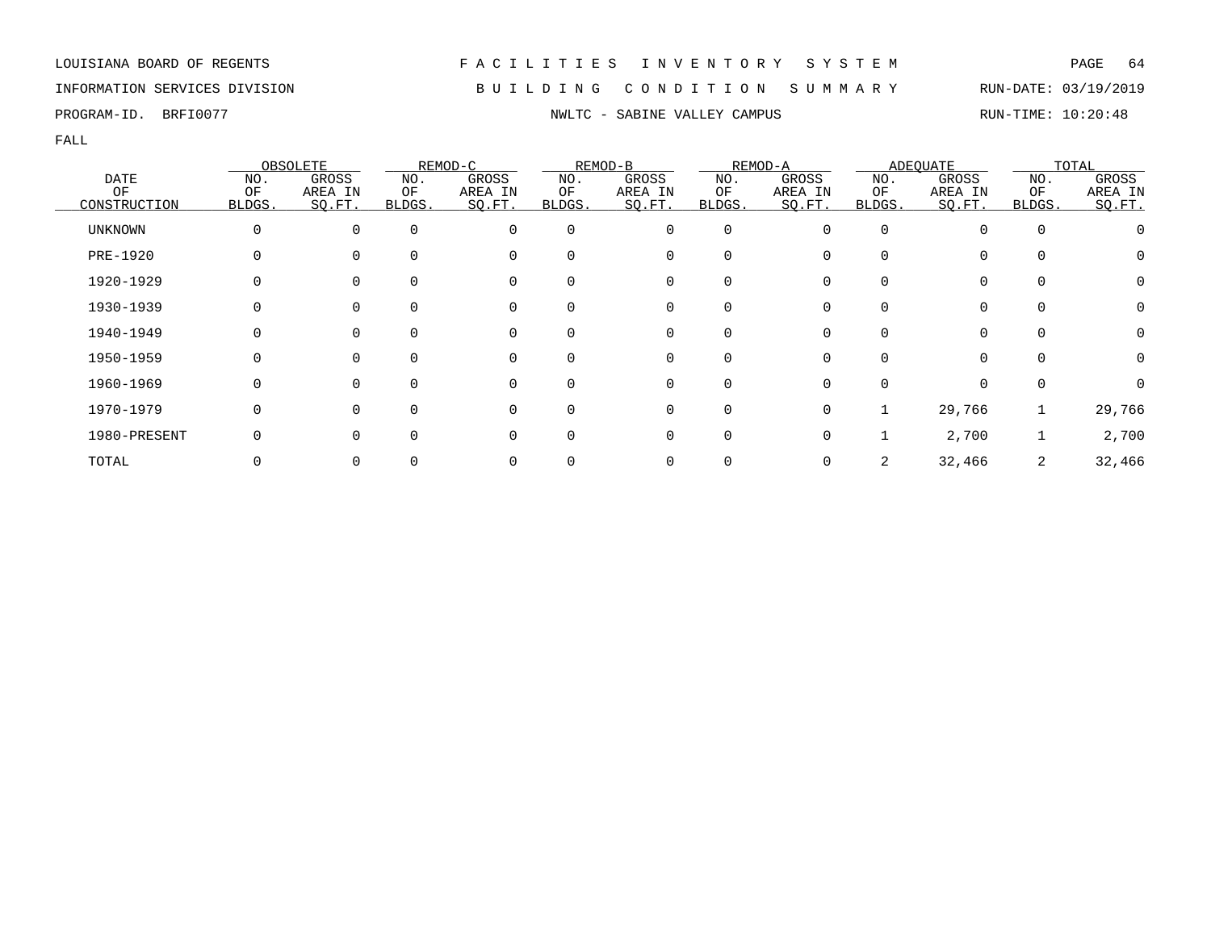LOUISIANA BOARD OF REGENTS — FACILITIES INVENTORY SYSTEM

INFORMATION SERVICES DIVISION — BUILDING CONDITION SUMMARY — RUN-DATE: 03/19/2019

PROGRAM-ID. BRFI0077 — NWLTC - SABINE VALLEY CAMPUS — RUN-TIME: 10:20:48

FALL

| DATE OF CONSTRUCTION | OBSOLETE | | REMOD-C | | REMOD-B | | REMOD-A | | ADEQUATE | | TOTAL | |
|---|---|---|---|---|---|---|---|---|---|---|---|---|
| | NO. OF BLDGS. | GROSS AREA IN SQ.FT. | NO. OF BLDGS. | GROSS AREA IN SQ.FT. | NO. OF BLDGS. | GROSS AREA IN SQ.FT. | NO. OF BLDGS. | GROSS AREA IN SQ.FT. | NO. OF BLDGS. | GROSS AREA IN SQ.FT. | NO. OF BLDGS. | GROSS AREA IN SQ.FT. |
| UNKNOWN | 0 | 0 | 0 | 0 | 0 | 0 | 0 | 0 | 0 | 0 | 0 | 0 |
| PRE-1920 | 0 | 0 | 0 | 0 | 0 | 0 | 0 | 0 | 0 | 0 | 0 | 0 |
| 1920-1929 | 0 | 0 | 0 | 0 | 0 | 0 | 0 | 0 | 0 | 0 | 0 | 0 |
| 1930-1939 | 0 | 0 | 0 | 0 | 0 | 0 | 0 | 0 | 0 | 0 | 0 | 0 |
| 1940-1949 | 0 | 0 | 0 | 0 | 0 | 0 | 0 | 0 | 0 | 0 | 0 | 0 |
| 1950-1959 | 0 | 0 | 0 | 0 | 0 | 0 | 0 | 0 | 0 | 0 | 0 | 0 |
| 1960-1969 | 0 | 0 | 0 | 0 | 0 | 0 | 0 | 0 | 0 | 0 | 0 | 0 |
| 1970-1979 | 0 | 0 | 0 | 0 | 0 | 0 | 0 | 0 | 1 | 29,766 | 1 | 29,766 |
| 1980-PRESENT | 0 | 0 | 0 | 0 | 0 | 0 | 0 | 0 | 1 | 2,700 | 1 | 2,700 |
| TOTAL | 0 | 0 | 0 | 0 | 0 | 0 | 0 | 0 | 2 | 32,466 | 2 | 32,466 |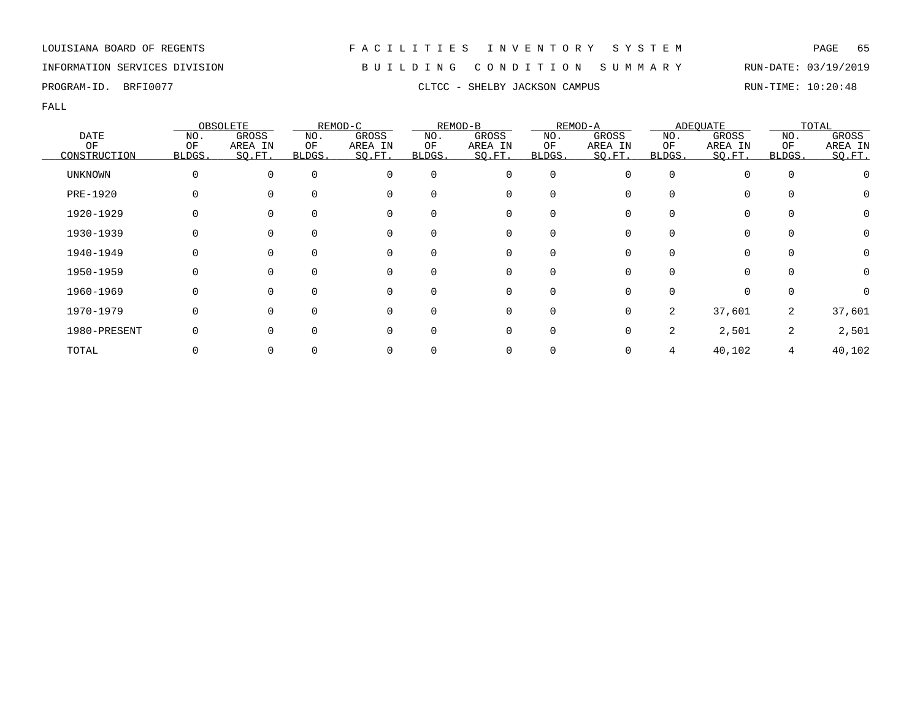LOUISIANA BOARD OF REGENTS — FACILITIES INVENTORY SYSTEM

INFORMATION SERVICES DIVISION — BUILDING CONDITION SUMMARY — RUN-DATE: 03/19/2019

PROGRAM-ID. BRFI0077 — CLTCC - SHELBY JACKSON CAMPUS — RUN-TIME: 10:20:48

FALL

| DATE OF CONSTRUCTION | OBSOLETE | | REMOD-C | | REMOD-B | | REMOD-A | | ADEQUATE | | TOTAL | |
|---|---|---|---|---|---|---|---|---|---|---|---|---|
| | NO. OF BLDGS. | GROSS AREA IN SQ.FT. | NO. OF BLDGS. | GROSS AREA IN SQ.FT. | NO. OF BLDGS. | GROSS AREA IN SQ.FT. | NO. OF BLDGS. | GROSS AREA IN SQ.FT. | NO. OF BLDGS. | GROSS AREA IN SQ.FT. | NO. OF BLDGS. | GROSS AREA IN SQ.FT. |
| UNKNOWN | 0 | 0 | 0 | 0 | 0 | 0 | 0 | 0 | 0 | 0 | 0 | 0 |
| PRE-1920 | 0 | 0 | 0 | 0 | 0 | 0 | 0 | 0 | 0 | 0 | 0 | 0 |
| 1920-1929 | 0 | 0 | 0 | 0 | 0 | 0 | 0 | 0 | 0 | 0 | 0 | 0 |
| 1930-1939 | 0 | 0 | 0 | 0 | 0 | 0 | 0 | 0 | 0 | 0 | 0 | 0 |
| 1940-1949 | 0 | 0 | 0 | 0 | 0 | 0 | 0 | 0 | 0 | 0 | 0 | 0 |
| 1950-1959 | 0 | 0 | 0 | 0 | 0 | 0 | 0 | 0 | 0 | 0 | 0 | 0 |
| 1960-1969 | 0 | 0 | 0 | 0 | 0 | 0 | 0 | 0 | 0 | 0 | 0 | 0 |
| 1970-1979 | 0 | 0 | 0 | 0 | 0 | 0 | 0 | 0 | 2 | 37,601 | 2 | 37,601 |
| 1980-PRESENT | 0 | 0 | 0 | 0 | 0 | 0 | 0 | 0 | 2 | 2,501 | 2 | 2,501 |
| TOTAL | 0 | 0 | 0 | 0 | 0 | 0 | 0 | 0 | 4 | 40,102 | 4 | 40,102 |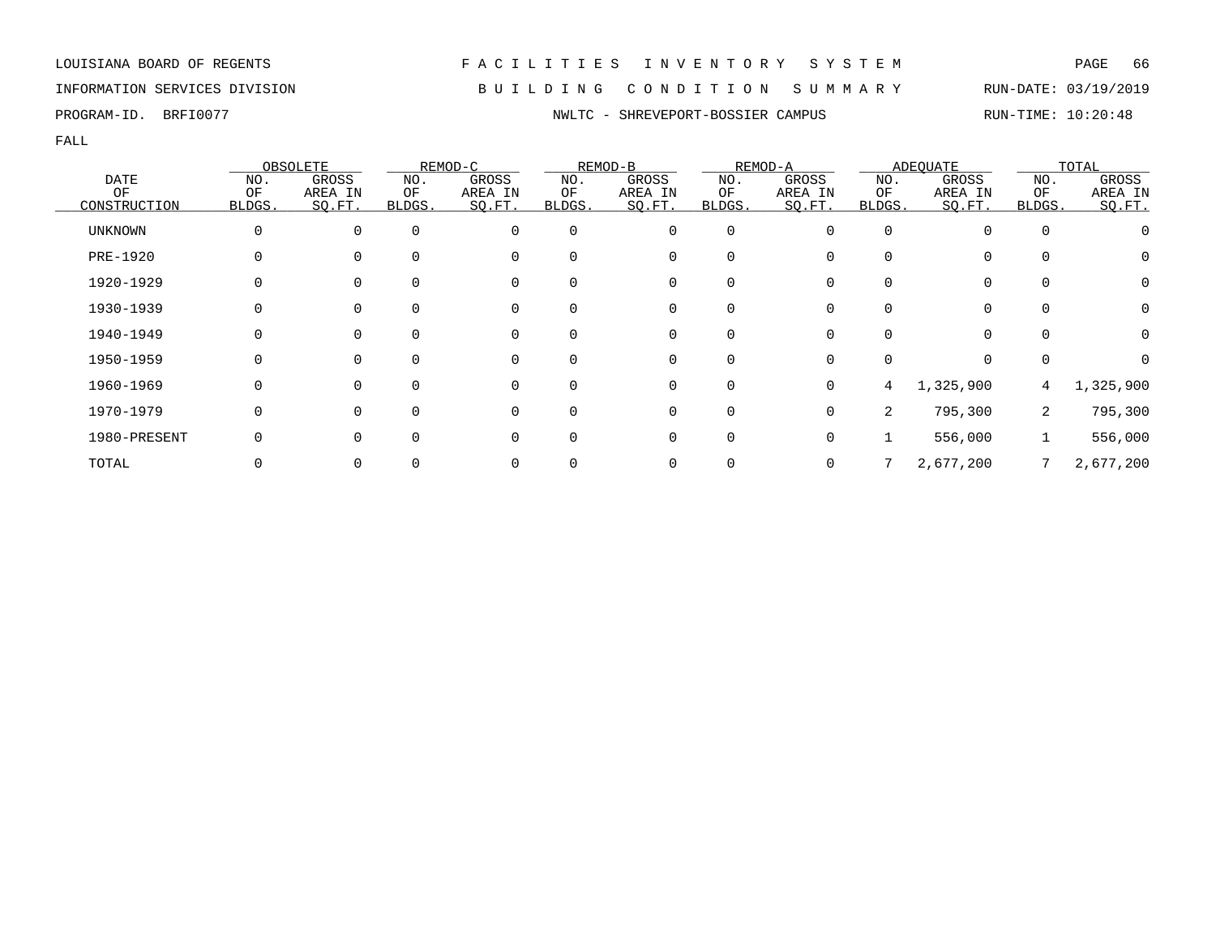LOUISIANA BOARD OF REGENTS — F A C I L I T I E S   I N V E N T O R Y   S Y S T E M

INFORMATION SERVICES DIVISION — B U I L D I N G   C O N D I T I O N   S U M M A R Y — RUN-DATE: 03/19/2019

PROGRAM-ID. BRFI0077 — NWLTC - SHREVEPORT-BOSSIER CAMPUS — RUN-TIME: 10:20:48

FALL

| DATE OF CONSTRUCTION | OBSOLETE NO. OF BLDGS. | OBSOLETE GROSS AREA IN SQ.FT. | REMOD-C NO. OF BLDGS. | REMOD-C GROSS AREA IN SQ.FT. | REMOD-B NO. OF BLDGS. | REMOD-B GROSS AREA IN SQ.FT. | REMOD-A NO. OF BLDGS. | REMOD-A GROSS AREA IN SQ.FT. | ADEQUATE NO. OF BLDGS. | ADEQUATE GROSS AREA IN SQ.FT. | TOTAL NO. OF BLDGS. | TOTAL GROSS AREA IN SQ.FT. |
|---|---|---|---|---|---|---|---|---|---|---|---|---|
| UNKNOWN | 0 | 0 | 0 | 0 | 0 | 0 | 0 | 0 | 0 | 0 | 0 | 0 |
| PRE-1920 | 0 | 0 | 0 | 0 | 0 | 0 | 0 | 0 | 0 | 0 | 0 | 0 |
| 1920-1929 | 0 | 0 | 0 | 0 | 0 | 0 | 0 | 0 | 0 | 0 | 0 | 0 |
| 1930-1939 | 0 | 0 | 0 | 0 | 0 | 0 | 0 | 0 | 0 | 0 | 0 | 0 |
| 1940-1949 | 0 | 0 | 0 | 0 | 0 | 0 | 0 | 0 | 0 | 0 | 0 | 0 |
| 1950-1959 | 0 | 0 | 0 | 0 | 0 | 0 | 0 | 0 | 0 | 0 | 0 | 0 |
| 1960-1969 | 0 | 0 | 0 | 0 | 0 | 0 | 0 | 0 | 4 | 1,325,900 | 4 | 1,325,900 |
| 1970-1979 | 0 | 0 | 0 | 0 | 0 | 0 | 0 | 0 | 2 | 795,300 | 2 | 795,300 |
| 1980-PRESENT | 0 | 0 | 0 | 0 | 0 | 0 | 0 | 0 | 1 | 556,000 | 1 | 556,000 |
| TOTAL | 0 | 0 | 0 | 0 | 0 | 0 | 0 | 0 | 7 | 2,677,200 | 7 | 2,677,200 |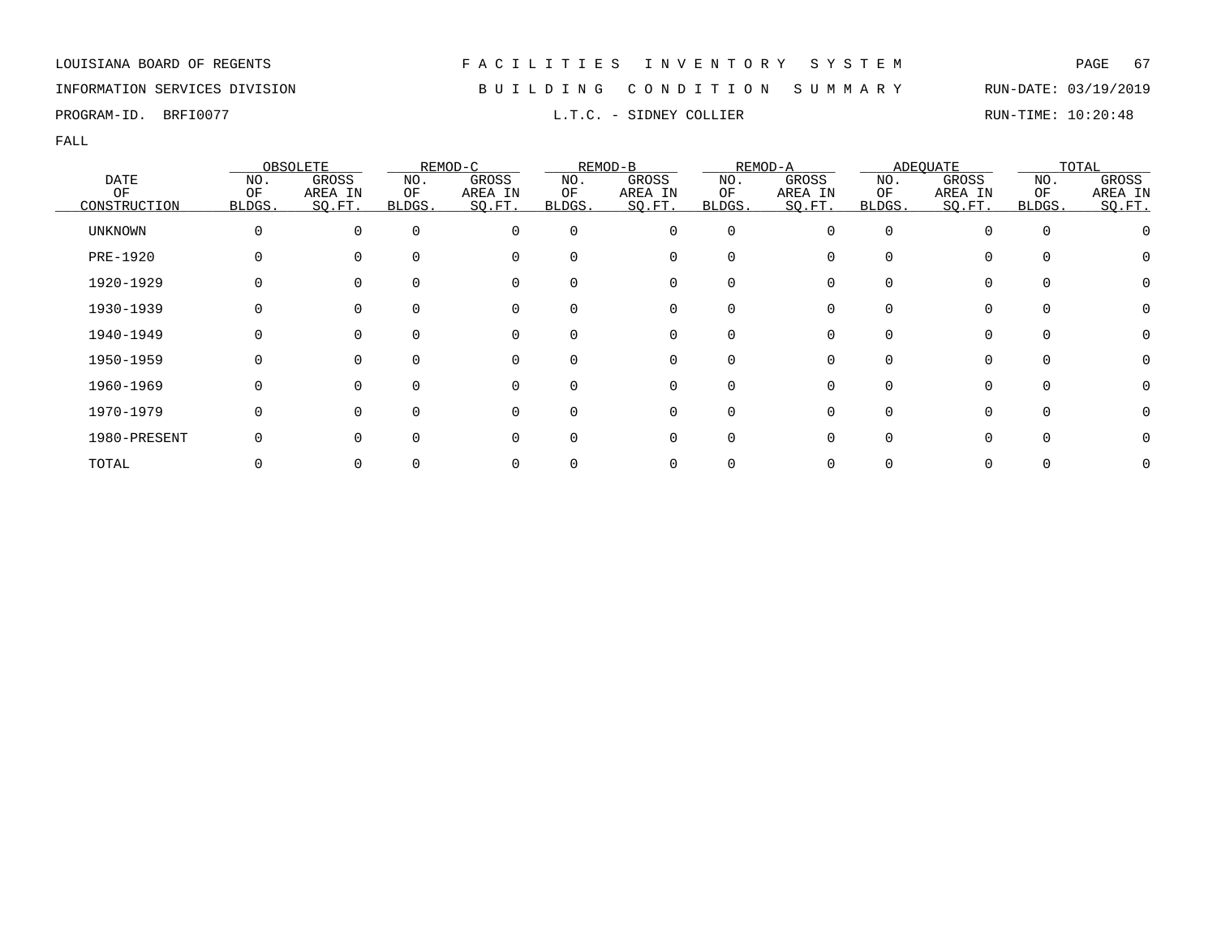LOUISIANA BOARD OF REGENTS — F A C I L I T I E S   I N V E N T O R Y   S Y S T E M

INFORMATION SERVICES DIVISION — B U I L D I N G   C O N D I T I O N   S U M M A R Y — RUN-DATE: 03/19/2019

PROGRAM-ID. BRFI0077 — L.T.C. - SIDNEY COLLIER — RUN-TIME: 10:20:48

FALL

| DATE OF CONSTRUCTION | OBSOLETE | | REMOD-C | | REMOD-B | | REMOD-A | | ADEQUATE | | TOTAL | |
|---|---|---|---|---|---|---|---|---|---|---|---|---|
| | NO. OF BLDGS. | GROSS AREA IN SQ.FT. | NO. OF BLDGS. | GROSS AREA IN SQ.FT. | NO. OF BLDGS. | GROSS AREA IN SQ.FT. | NO. OF BLDGS. | GROSS AREA IN SQ.FT. | NO. OF BLDGS. | GROSS AREA IN SQ.FT. | NO. OF BLDGS. | GROSS AREA IN SQ.FT. |
| UNKNOWN | 0 | 0 | 0 | 0 | 0 | 0 | 0 | 0 | 0 | 0 | 0 | 0 |
| PRE-1920 | 0 | 0 | 0 | 0 | 0 | 0 | 0 | 0 | 0 | 0 | 0 | 0 |
| 1920-1929 | 0 | 0 | 0 | 0 | 0 | 0 | 0 | 0 | 0 | 0 | 0 | 0 |
| 1930-1939 | 0 | 0 | 0 | 0 | 0 | 0 | 0 | 0 | 0 | 0 | 0 | 0 |
| 1940-1949 | 0 | 0 | 0 | 0 | 0 | 0 | 0 | 0 | 0 | 0 | 0 | 0 |
| 1950-1959 | 0 | 0 | 0 | 0 | 0 | 0 | 0 | 0 | 0 | 0 | 0 | 0 |
| 1960-1969 | 0 | 0 | 0 | 0 | 0 | 0 | 0 | 0 | 0 | 0 | 0 | 0 |
| 1970-1979 | 0 | 0 | 0 | 0 | 0 | 0 | 0 | 0 | 0 | 0 | 0 | 0 |
| 1980-PRESENT | 0 | 0 | 0 | 0 | 0 | 0 | 0 | 0 | 0 | 0 | 0 | 0 |
| TOTAL | 0 | 0 | 0 | 0 | 0 | 0 | 0 | 0 | 0 | 0 | 0 | 0 |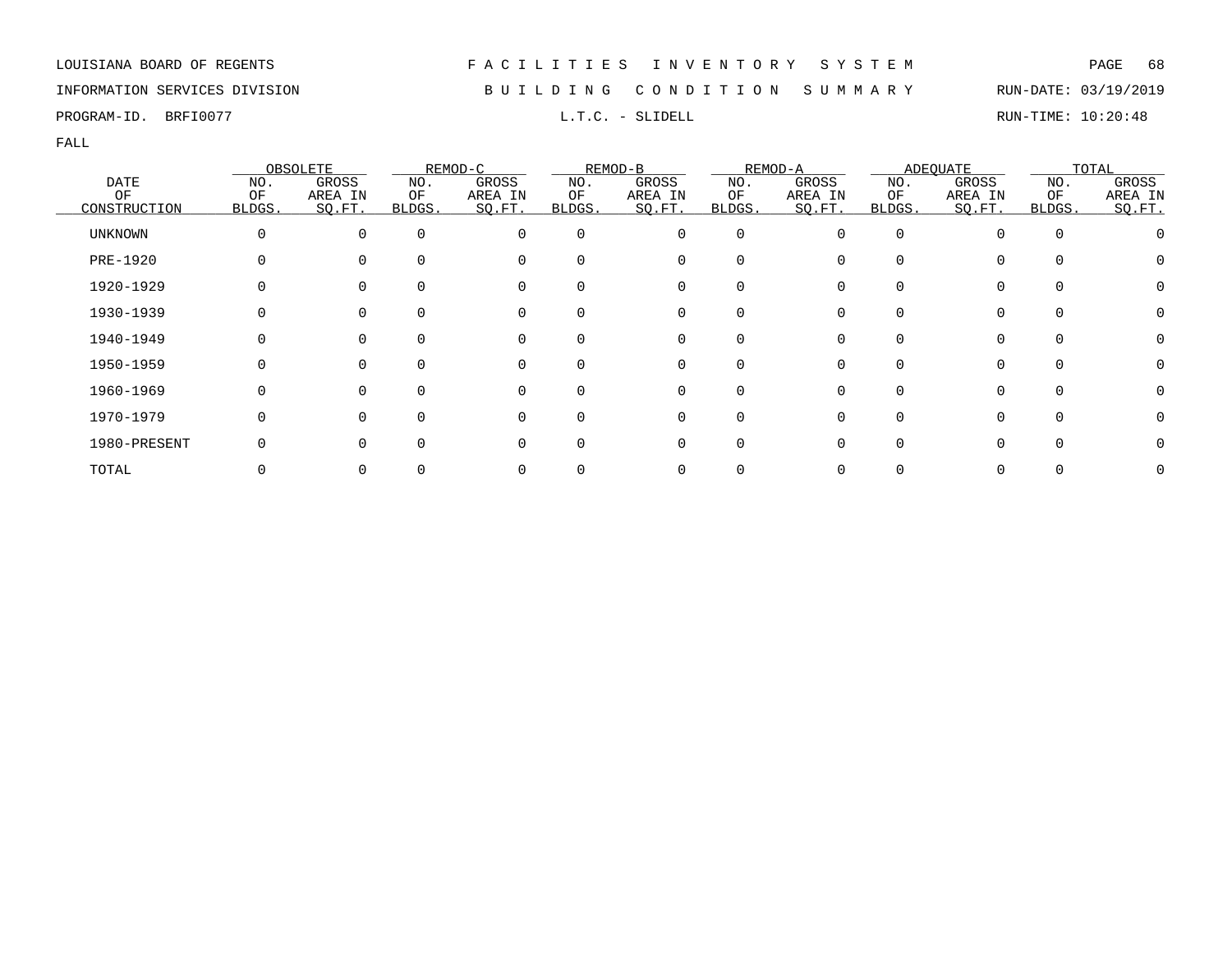LOUISIANA BOARD OF REGENTS — FACILITIES INVENTORY SYSTEM

INFORMATION SERVICES DIVISION — BUILDING CONDITION SUMMARY — RUN-DATE: 03/19/2019

PROGRAM-ID. BRFI0077 — L.T.C. - SLIDELL — RUN-TIME: 10:20:48

FALL

| DATE OF CONSTRUCTION | OBSOLETE | | REMOD-C | | REMOD-B | | REMOD-A | | ADEQUATE | | TOTAL | |
|---|---|---|---|---|---|---|---|---|---|---|---|---|
| | NO. OF BLDGS. | GROSS AREA IN SQ.FT. | NO. OF BLDGS. | GROSS AREA IN SQ.FT. | NO. OF BLDGS. | GROSS AREA IN SQ.FT. | NO. OF BLDGS. | GROSS AREA IN SQ.FT. | NO. OF BLDGS. | GROSS AREA IN SQ.FT. | NO. OF BLDGS. | GROSS AREA IN SQ.FT. |
| UNKNOWN | 0 | 0 | 0 | 0 | 0 | 0 | 0 | 0 | 0 | 0 | 0 | 0 |
| PRE-1920 | 0 | 0 | 0 | 0 | 0 | 0 | 0 | 0 | 0 | 0 | 0 | 0 |
| 1920-1929 | 0 | 0 | 0 | 0 | 0 | 0 | 0 | 0 | 0 | 0 | 0 | 0 |
| 1930-1939 | 0 | 0 | 0 | 0 | 0 | 0 | 0 | 0 | 0 | 0 | 0 | 0 |
| 1940-1949 | 0 | 0 | 0 | 0 | 0 | 0 | 0 | 0 | 0 | 0 | 0 | 0 |
| 1950-1959 | 0 | 0 | 0 | 0 | 0 | 0 | 0 | 0 | 0 | 0 | 0 | 0 |
| 1960-1969 | 0 | 0 | 0 | 0 | 0 | 0 | 0 | 0 | 0 | 0 | 0 | 0 |
| 1970-1979 | 0 | 0 | 0 | 0 | 0 | 0 | 0 | 0 | 0 | 0 | 0 | 0 |
| 1980-PRESENT | 0 | 0 | 0 | 0 | 0 | 0 | 0 | 0 | 0 | 0 | 0 | 0 |
| TOTAL | 0 | 0 | 0 | 0 | 0 | 0 | 0 | 0 | 0 | 0 | 0 | 0 |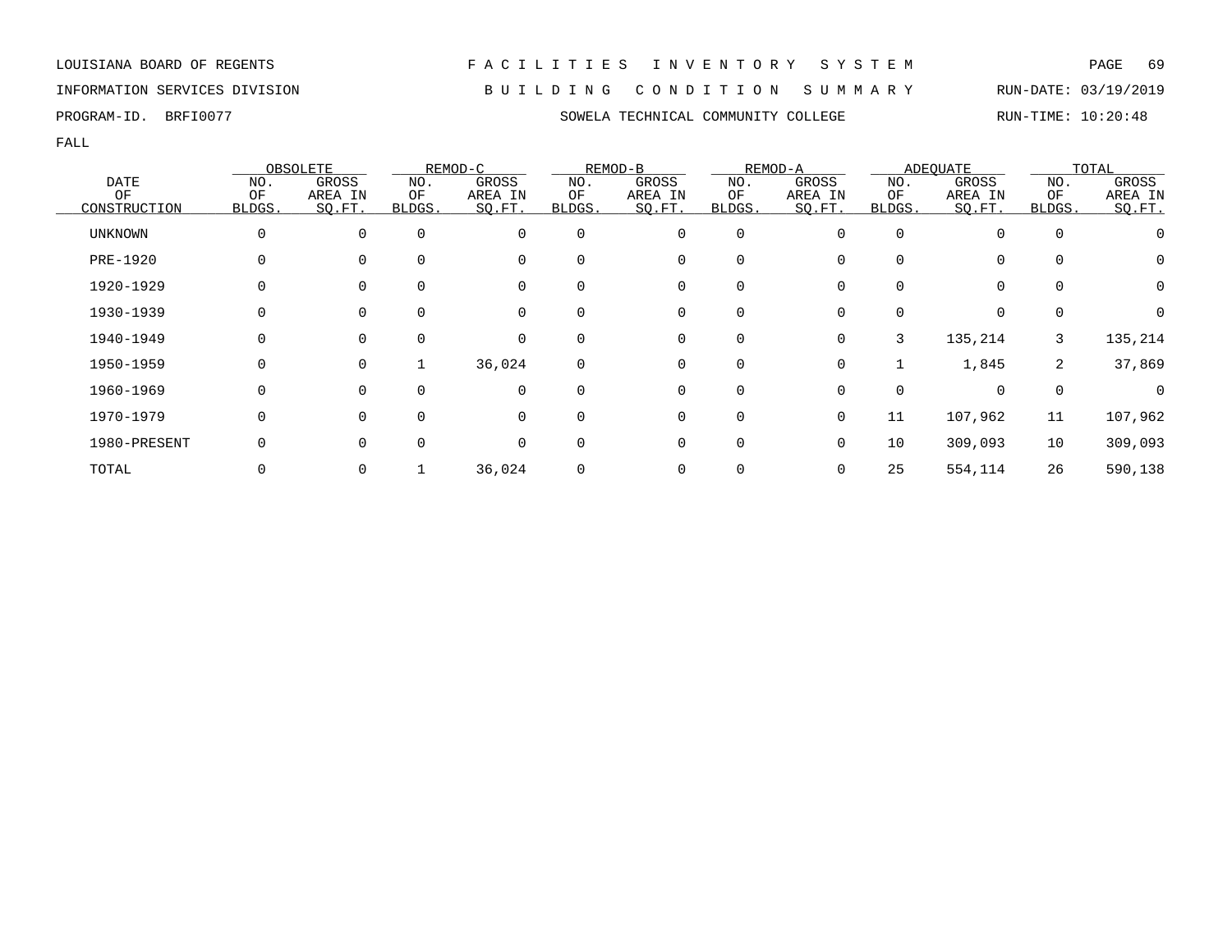LOUISIANA BOARD OF REGENTS — F A C I L I T I E S   I N V E N T O R Y   S Y S T E M

INFORMATION SERVICES DIVISION — B U I L D I N G   C O N D I T I O N   S U M M A R Y — RUN-DATE: 03/19/2019

PROGRAM-ID. BRFI0077 — SOWELA TECHNICAL COMMUNITY COLLEGE — RUN-TIME: 10:20:48

FALL

| DATE OF CONSTRUCTION | OBSOLETE | | REMOD-C | | REMOD-B | | REMOD-A | | ADEQUATE | | TOTAL | |
|---|---|---|---|---|---|---|---|---|---|---|---|---|
| | NO. OF BLDGS. | GROSS AREA IN SQ.FT. | NO. OF BLDGS. | GROSS AREA IN SQ.FT. | NO. OF BLDGS. | GROSS AREA IN SQ.FT. | NO. OF BLDGS. | GROSS AREA IN SQ.FT. | NO. OF BLDGS. | GROSS AREA IN SQ.FT. | NO. OF BLDGS. | GROSS AREA IN SQ.FT. |
| UNKNOWN | 0 | 0 | 0 | 0 | 0 | 0 | 0 | 0 | 0 | 0 | 0 | 0 |
| PRE-1920 | 0 | 0 | 0 | 0 | 0 | 0 | 0 | 0 | 0 | 0 | 0 | 0 |
| 1920-1929 | 0 | 0 | 0 | 0 | 0 | 0 | 0 | 0 | 0 | 0 | 0 | 0 |
| 1930-1939 | 0 | 0 | 0 | 0 | 0 | 0 | 0 | 0 | 0 | 0 | 0 | 0 |
| 1940-1949 | 0 | 0 | 0 | 0 | 0 | 0 | 0 | 0 | 3 | 135,214 | 3 | 135,214 |
| 1950-1959 | 0 | 0 | 1 | 36,024 | 0 | 0 | 0 | 0 | 1 | 1,845 | 2 | 37,869 |
| 1960-1969 | 0 | 0 | 0 | 0 | 0 | 0 | 0 | 0 | 0 | 0 | 0 | 0 |
| 1970-1979 | 0 | 0 | 0 | 0 | 0 | 0 | 0 | 0 | 11 | 107,962 | 11 | 107,962 |
| 1980-PRESENT | 0 | 0 | 0 | 0 | 0 | 0 | 0 | 0 | 10 | 309,093 | 10 | 309,093 |
| TOTAL | 0 | 0 | 1 | 36,024 | 0 | 0 | 0 | 0 | 25 | 554,114 | 26 | 590,138 |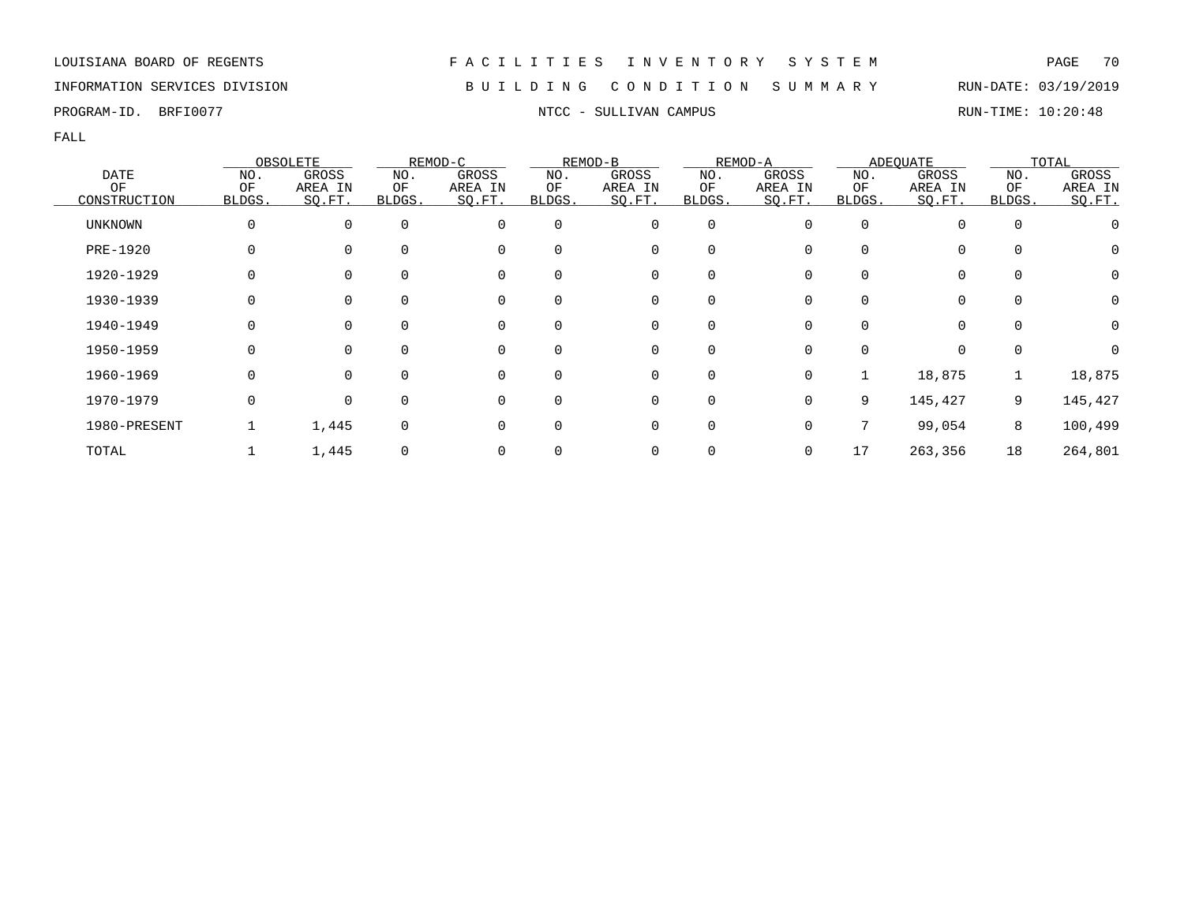LOUISIANA BOARD OF REGENTS — FACILITIES INVENTORY SYSTEM

INFORMATION SERVICES DIVISION — BUILDING CONDITION SUMMARY — RUN-DATE: 03/19/2019

PROGRAM-ID. BRFI0077 — NTCC - SULLIVAN CAMPUS — RUN-TIME: 10:20:48

FALL

| DATE | OBSOLETE | | REMOD-C | | REMOD-B | | REMOD-A | | ADEQUATE | | TOTAL | |
|---|---|---|---|---|---|---|---|---|---|---|---|---|
| OF CONSTRUCTION | NO. OF BLDGS. | GROSS AREA IN SQ.FT. | NO. OF BLDGS. | GROSS AREA IN SQ.FT. | NO. OF BLDGS. | GROSS AREA IN SQ.FT. | NO. OF BLDGS. | GROSS AREA IN SQ.FT. | NO. OF BLDGS. | GROSS AREA IN SQ.FT. | NO. OF BLDGS. | GROSS AREA IN SQ.FT. |
| UNKNOWN | 0 | 0 | 0 | 0 | 0 | 0 | 0 | 0 | 0 | 0 | 0 | 0 |
| PRE-1920 | 0 | 0 | 0 | 0 | 0 | 0 | 0 | 0 | 0 | 0 | 0 | 0 |
| 1920-1929 | 0 | 0 | 0 | 0 | 0 | 0 | 0 | 0 | 0 | 0 | 0 | 0 |
| 1930-1939 | 0 | 0 | 0 | 0 | 0 | 0 | 0 | 0 | 0 | 0 | 0 | 0 |
| 1940-1949 | 0 | 0 | 0 | 0 | 0 | 0 | 0 | 0 | 0 | 0 | 0 | 0 |
| 1950-1959 | 0 | 0 | 0 | 0 | 0 | 0 | 0 | 0 | 0 | 0 | 0 | 0 |
| 1960-1969 | 0 | 0 | 0 | 0 | 0 | 0 | 0 | 0 | 1 | 18,875 | 1 | 18,875 |
| 1970-1979 | 0 | 0 | 0 | 0 | 0 | 0 | 0 | 0 | 9 | 145,427 | 9 | 145,427 |
| 1980-PRESENT | 1 | 1,445 | 0 | 0 | 0 | 0 | 0 | 0 | 7 | 99,054 | 8 | 100,499 |
| TOTAL | 1 | 1,445 | 0 | 0 | 0 | 0 | 0 | 0 | 17 | 263,356 | 18 | 264,801 |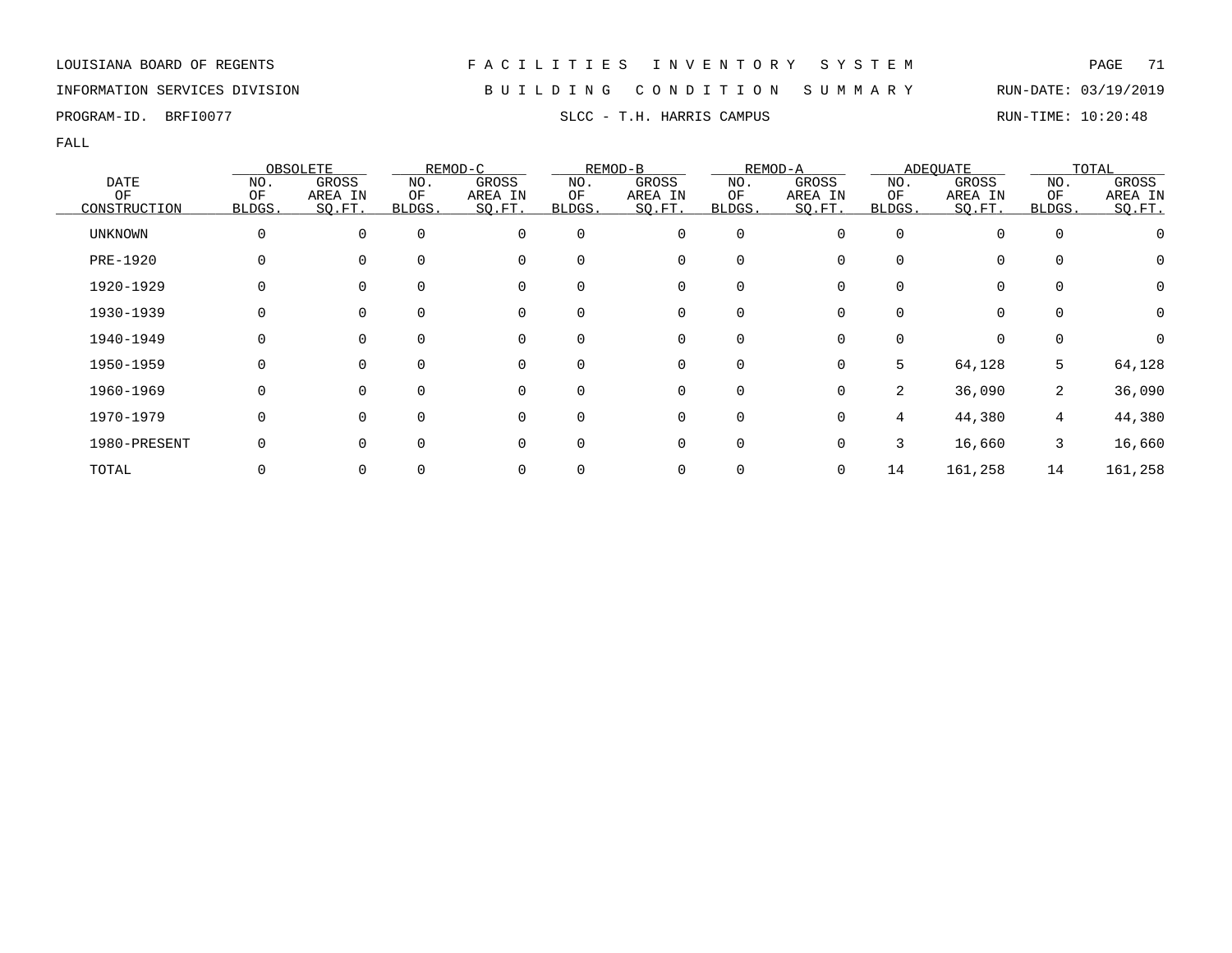LOUISIANA BOARD OF REGENTS — FACILITIES INVENTORY SYSTEM

INFORMATION SERVICES DIVISION — BUILDING CONDITION SUMMARY — RUN-DATE: 03/19/2019

PROGRAM-ID. BRFI0077 — SLCC - T.H. HARRIS CAMPUS — RUN-TIME: 10:20:48

FALL

| DATE OF CONSTRUCTION | OBSOLETE | | REMOD-C | | REMOD-B | | REMOD-A | | ADEQUATE | | TOTAL | |
|---|---|---|---|---|---|---|---|---|---|---|---|---|
| | NO. OF BLDGS. | GROSS AREA IN SQ.FT. | NO. OF BLDGS. | GROSS AREA IN SQ.FT. | NO. OF BLDGS. | GROSS AREA IN SQ.FT. | NO. OF BLDGS. | GROSS AREA IN SQ.FT. | NO. OF BLDGS. | GROSS AREA IN SQ.FT. | NO. OF BLDGS. | GROSS AREA IN SQ.FT. |
| UNKNOWN | 0 | 0 | 0 | 0 | 0 | 0 | 0 | 0 | 0 | 0 | 0 | 0 |
| PRE-1920 | 0 | 0 | 0 | 0 | 0 | 0 | 0 | 0 | 0 | 0 | 0 | 0 |
| 1920-1929 | 0 | 0 | 0 | 0 | 0 | 0 | 0 | 0 | 0 | 0 | 0 | 0 |
| 1930-1939 | 0 | 0 | 0 | 0 | 0 | 0 | 0 | 0 | 0 | 0 | 0 | 0 |
| 1940-1949 | 0 | 0 | 0 | 0 | 0 | 0 | 0 | 0 | 0 | 0 | 0 | 0 |
| 1950-1959 | 0 | 0 | 0 | 0 | 0 | 0 | 0 | 0 | 5 | 64,128 | 5 | 64,128 |
| 1960-1969 | 0 | 0 | 0 | 0 | 0 | 0 | 0 | 0 | 2 | 36,090 | 2 | 36,090 |
| 1970-1979 | 0 | 0 | 0 | 0 | 0 | 0 | 0 | 0 | 4 | 44,380 | 4 | 44,380 |
| 1980-PRESENT | 0 | 0 | 0 | 0 | 0 | 0 | 0 | 0 | 3 | 16,660 | 3 | 16,660 |
| TOTAL | 0 | 0 | 0 | 0 | 0 | 0 | 0 | 0 | 14 | 161,258 | 14 | 161,258 |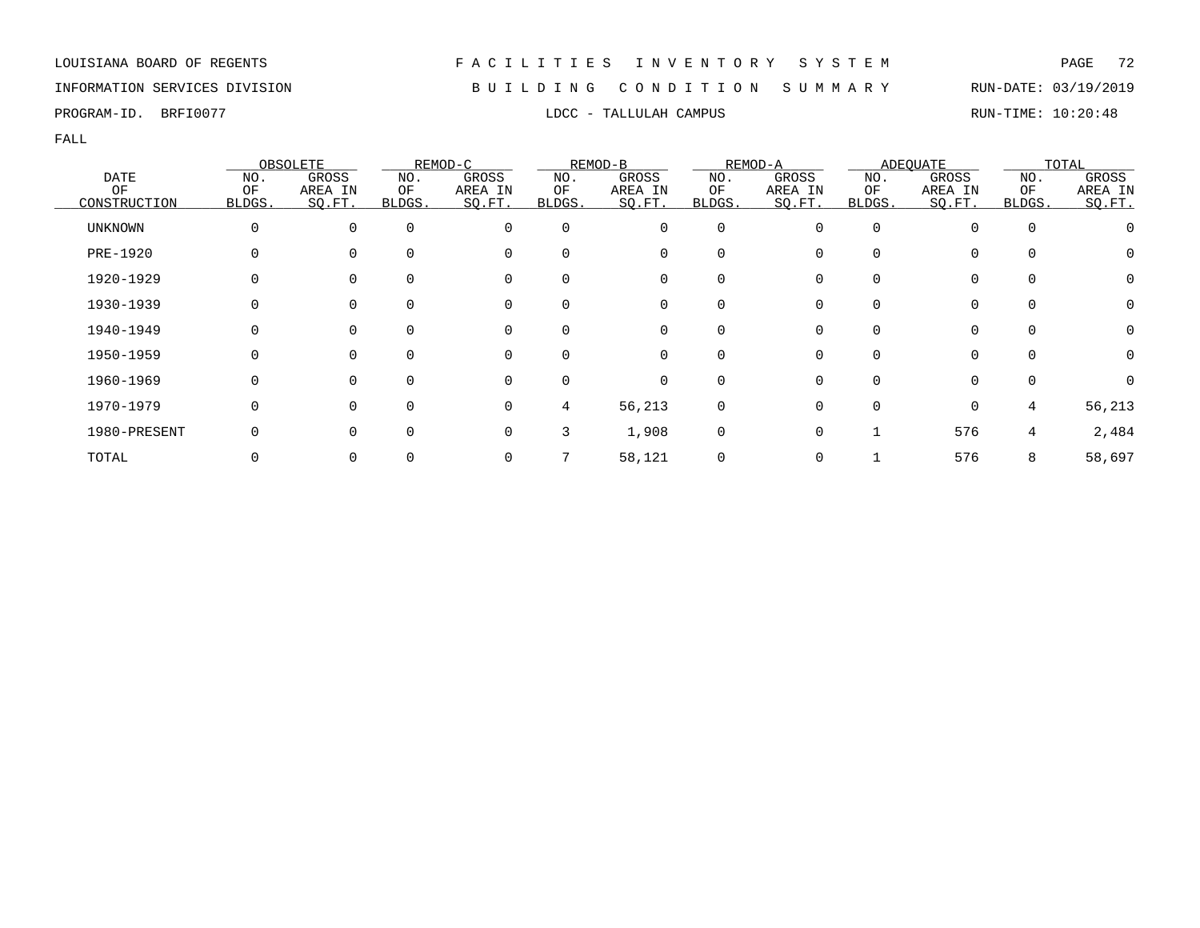LOUISIANA BOARD OF REGENTS — F A C I L I T I E S   I N V E N T O R Y   S Y S T E M

INFORMATION SERVICES DIVISION — B U I L D I N G   C O N D I T I O N   S U M M A R Y — RUN-DATE: 03/19/2019

PROGRAM-ID. BRFI0077 — LDCC - TALLULAH CAMPUS — RUN-TIME: 10:20:48

FALL

| DATE OF CONSTRUCTION | OBSOLETE NO. OF BLDGS. | OBSOLETE GROSS AREA IN SQ.FT. | REMOD-C NO. OF BLDGS. | REMOD-C GROSS AREA IN SQ.FT. | REMOD-B NO. OF BLDGS. | REMOD-B GROSS AREA IN SQ.FT. | REMOD-A NO. OF BLDGS. | REMOD-A GROSS AREA IN SQ.FT. | ADEQUATE NO. OF BLDGS. | ADEQUATE GROSS AREA IN SQ.FT. | TOTAL NO. OF BLDGS. | TOTAL GROSS AREA IN SQ.FT. |
|---|---|---|---|---|---|---|---|---|---|---|---|---|
| UNKNOWN | 0 | 0 | 0 | 0 | 0 | 0 | 0 | 0 | 0 | 0 | 0 | 0 |
| PRE-1920 | 0 | 0 | 0 | 0 | 0 | 0 | 0 | 0 | 0 | 0 | 0 | 0 |
| 1920-1929 | 0 | 0 | 0 | 0 | 0 | 0 | 0 | 0 | 0 | 0 | 0 | 0 |
| 1930-1939 | 0 | 0 | 0 | 0 | 0 | 0 | 0 | 0 | 0 | 0 | 0 | 0 |
| 1940-1949 | 0 | 0 | 0 | 0 | 0 | 0 | 0 | 0 | 0 | 0 | 0 | 0 |
| 1950-1959 | 0 | 0 | 0 | 0 | 0 | 0 | 0 | 0 | 0 | 0 | 0 | 0 |
| 1960-1969 | 0 | 0 | 0 | 0 | 0 | 0 | 0 | 0 | 0 | 0 | 0 | 0 |
| 1970-1979 | 0 | 0 | 0 | 0 | 4 | 56,213 | 0 | 0 | 0 | 0 | 4 | 56,213 |
| 1980-PRESENT | 0 | 0 | 0 | 0 | 3 | 1,908 | 0 | 0 | 1 | 576 | 4 | 2,484 |
| TOTAL | 0 | 0 | 0 | 0 | 7 | 58,121 | 0 | 0 | 1 | 576 | 8 | 58,697 |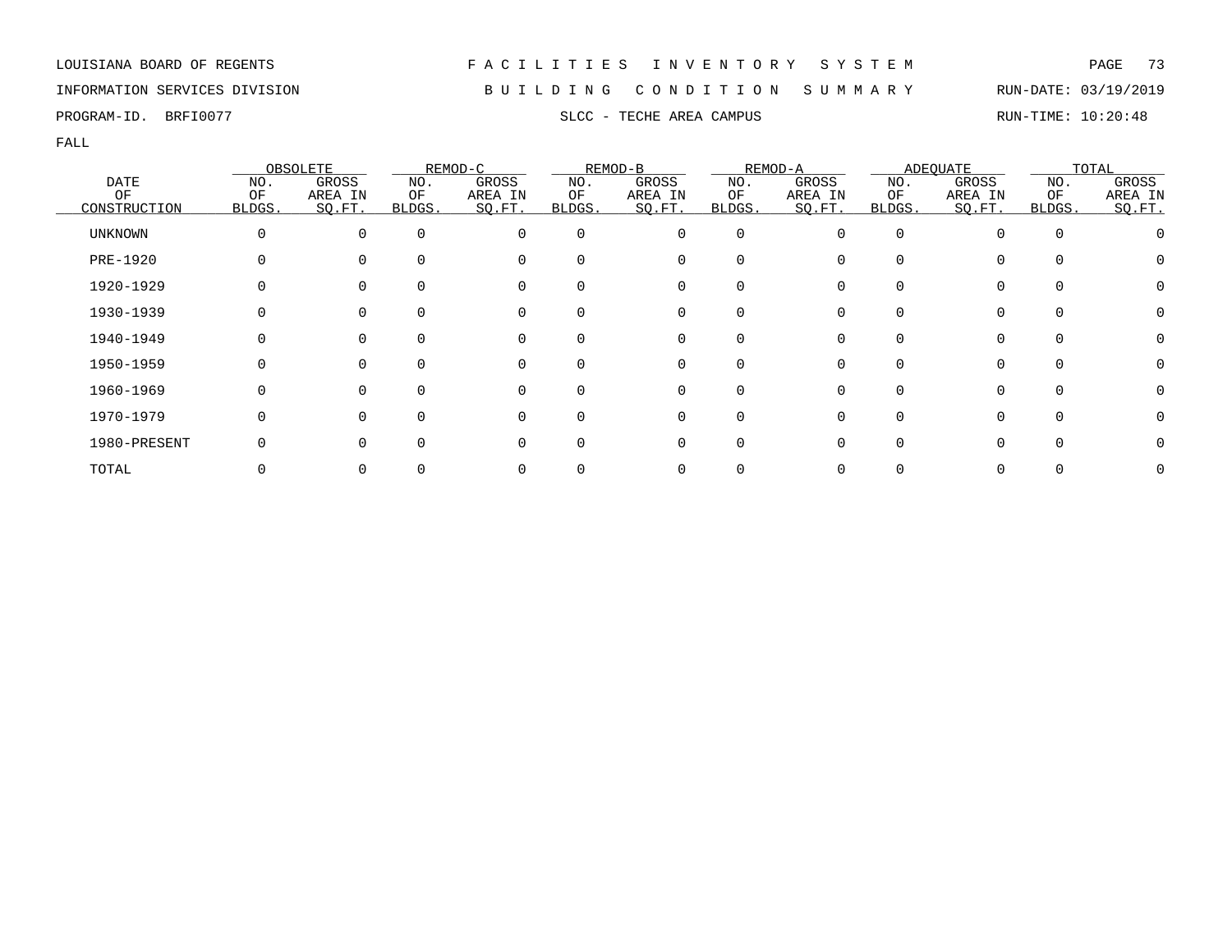LOUISIANA BOARD OF REGENTS — FACILITIES INVENTORY SYSTEM

INFORMATION SERVICES DIVISION — BUILDING CONDITION SUMMARY — RUN-DATE: 03/19/2019

PROGRAM-ID. BRFI0077 — SLCC - TECHE AREA CAMPUS — RUN-TIME: 10:20:48

FALL

| DATE OF CONSTRUCTION | OBSOLETE | | REMOD-C | | REMOD-B | | REMOD-A | | ADEQUATE | | TOTAL | |
|---|---|---|---|---|---|---|---|---|---|---|---|---|
| | NO. OF BLDGS. | GROSS AREA IN SQ.FT. | NO. OF BLDGS. | GROSS AREA IN SQ.FT. | NO. OF BLDGS. | GROSS AREA IN SQ.FT. | NO. OF BLDGS. | GROSS AREA IN SQ.FT. | NO. OF BLDGS. | GROSS AREA IN SQ.FT. | NO. OF BLDGS. | GROSS AREA IN SQ.FT. |
| UNKNOWN | 0 | 0 | 0 | 0 | 0 | 0 | 0 | 0 | 0 | 0 | 0 | 0 |
| PRE-1920 | 0 | 0 | 0 | 0 | 0 | 0 | 0 | 0 | 0 | 0 | 0 | 0 |
| 1920-1929 | 0 | 0 | 0 | 0 | 0 | 0 | 0 | 0 | 0 | 0 | 0 | 0 |
| 1930-1939 | 0 | 0 | 0 | 0 | 0 | 0 | 0 | 0 | 0 | 0 | 0 | 0 |
| 1940-1949 | 0 | 0 | 0 | 0 | 0 | 0 | 0 | 0 | 0 | 0 | 0 | 0 |
| 1950-1959 | 0 | 0 | 0 | 0 | 0 | 0 | 0 | 0 | 0 | 0 | 0 | 0 |
| 1960-1969 | 0 | 0 | 0 | 0 | 0 | 0 | 0 | 0 | 0 | 0 | 0 | 0 |
| 1970-1979 | 0 | 0 | 0 | 0 | 0 | 0 | 0 | 0 | 0 | 0 | 0 | 0 |
| 1980-PRESENT | 0 | 0 | 0 | 0 | 0 | 0 | 0 | 0 | 0 | 0 | 0 | 0 |
| TOTAL | 0 | 0 | 0 | 0 | 0 | 0 | 0 | 0 | 0 | 0 | 0 | 0 |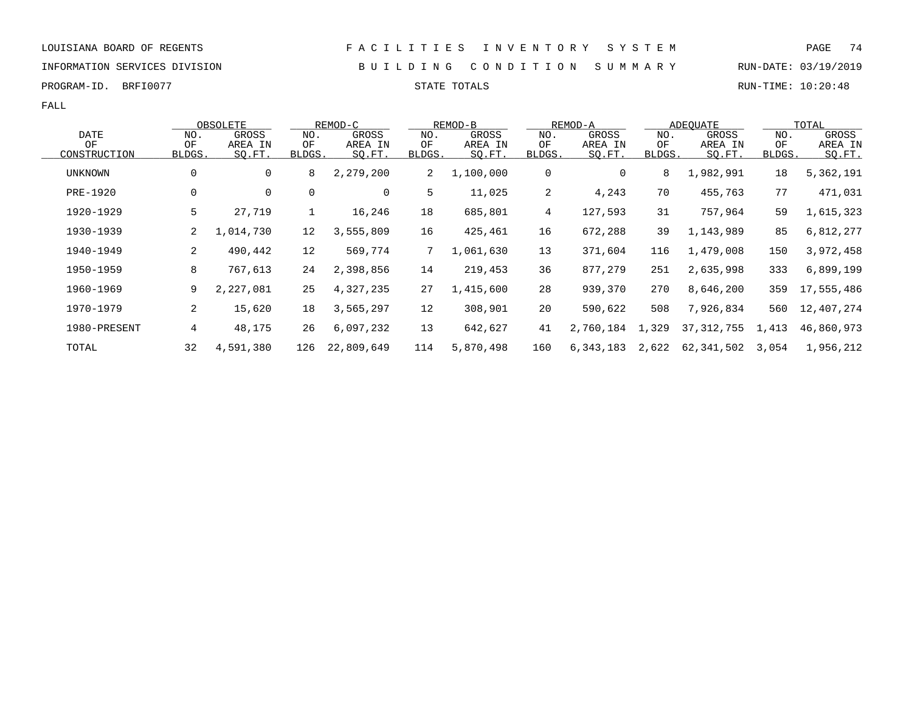LOUISIANA BOARD OF REGENTS — FACILITIES INVENTORY SYSTEM

INFORMATION SERVICES DIVISION — BUILDING CONDITION SUMMARY — RUN-DATE: 03/19/2019

PROGRAM-ID. BRFI0077 — STATE TOTALS — RUN-TIME: 10:20:48

FALL

| DATE OF CONSTRUCTION | OBSOLETE NO. OF BLDGS. | OBSOLETE GROSS AREA IN SQ.FT. | REMOD-C NO. OF BLDGS. | REMOD-C GROSS AREA IN SQ.FT. | REMOD-B NO. OF BLDGS. | REMOD-B GROSS AREA IN SQ.FT. | REMOD-A NO. OF BLDGS. | REMOD-A GROSS AREA IN SQ.FT. | ADEQUATE NO. OF BLDGS. | ADEQUATE GROSS AREA IN SQ.FT. | TOTAL NO. OF BLDGS. | TOTAL GROSS AREA IN SQ.FT. |
|---|---|---|---|---|---|---|---|---|---|---|---|---|
| UNKNOWN | 0 | 0 | 8 | 2,279,200 | 2 | 1,100,000 | 0 | 0 | 8 | 1,982,991 | 18 | 5,362,191 |
| PRE-1920 | 0 | 0 | 0 | 0 | 5 | 11,025 | 2 | 4,243 | 70 | 455,763 | 77 | 471,031 |
| 1920-1929 | 5 | 27,719 | 1 | 16,246 | 18 | 685,801 | 4 | 127,593 | 31 | 757,964 | 59 | 1,615,323 |
| 1930-1939 | 2 | 1,014,730 | 12 | 3,555,809 | 16 | 425,461 | 16 | 672,288 | 39 | 1,143,989 | 85 | 6,812,277 |
| 1940-1949 | 2 | 490,442 | 12 | 569,774 | 7 | 1,061,630 | 13 | 371,604 | 116 | 1,479,008 | 150 | 3,972,458 |
| 1950-1959 | 8 | 767,613 | 24 | 2,398,856 | 14 | 219,453 | 36 | 877,279 | 251 | 2,635,998 | 333 | 6,899,199 |
| 1960-1969 | 9 | 2,227,081 | 25 | 4,327,235 | 27 | 1,415,600 | 28 | 939,370 | 270 | 8,646,200 | 359 | 17,555,486 |
| 1970-1979 | 2 | 15,620 | 18 | 3,565,297 | 12 | 308,901 | 20 | 590,622 | 508 | 7,926,834 | 560 | 12,407,274 |
| 1980-PRESENT | 4 | 48,175 | 26 | 6,097,232 | 13 | 642,627 | 41 | 2,760,184 | 1,329 | 37,312,755 | 1,413 | 46,860,973 |
| TOTAL | 32 | 4,591,380 | 126 | 22,809,649 | 114 | 5,870,498 | 160 | 6,343,183 | 2,622 | 62,341,502 | 3,054 | 1,956,212 |